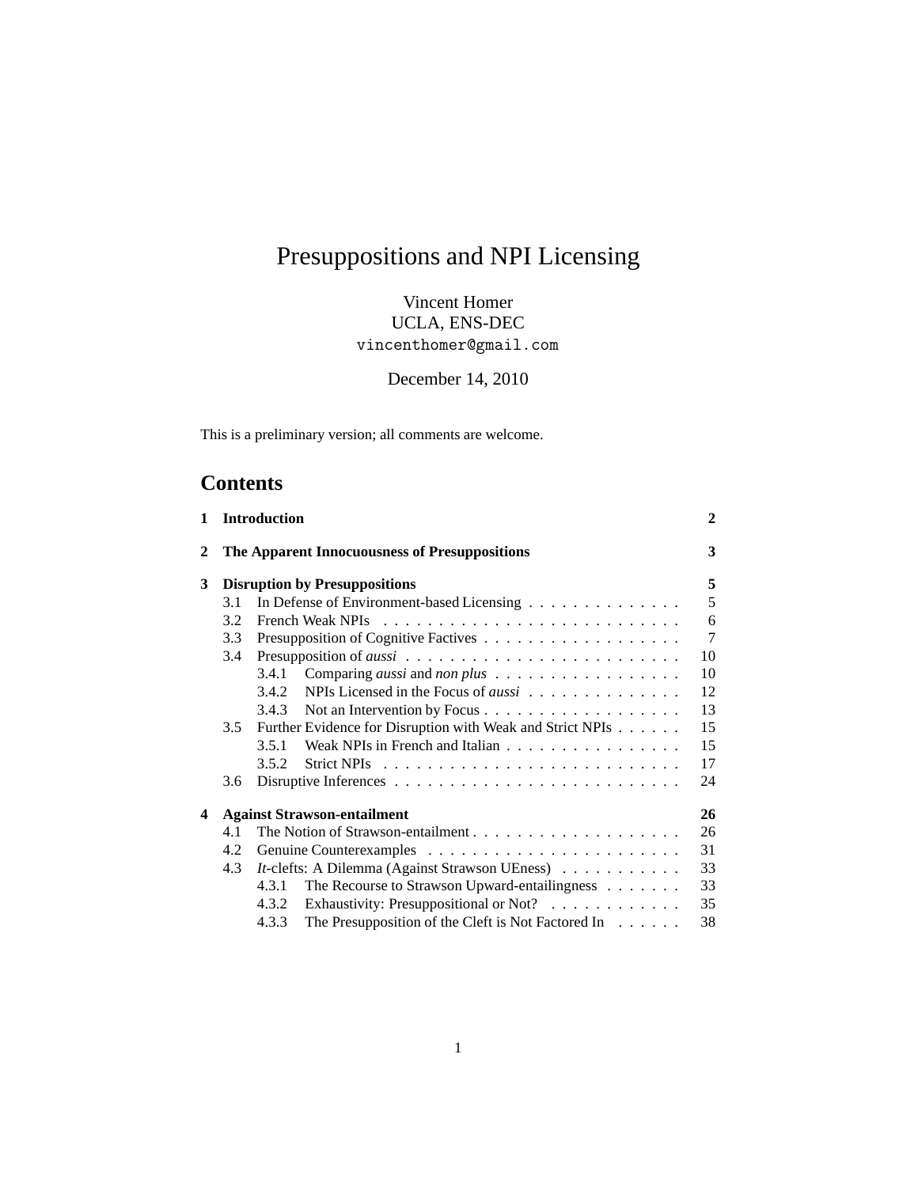# Presuppositions and NPI Licensing

Vincent Homer
UCLA, ENS-DEC
vincenthomer@gmail.com

December 14, 2010

This is a preliminary version; all comments are welcome.

## Contents

**1 Introduction** **2**

**2 The Apparent Innocuousness of Presuppositions** **3**

**3 Disruption by Presuppositions** **5**

- 3.1 In Defense of Environment-based Licensing . . . . . . . . . . . . . . 5
- 3.2 French Weak NPIs . . . . . . . . . . . . . . . . . . . . . . . . . . . 6
- 3.3 Presupposition of Cognitive Factives . . . . . . . . . . . . . . . . . . 7
- 3.4 Presupposition of *aussi* . . . . . . . . . . . . . . . . . . . . . . . . . 10
  - 3.4.1 Comparing *aussi* and *non plus* . . . . . . . . . . . . . . . . . 10
  - 3.4.2 NPIs Licensed in the Focus of *aussi* . . . . . . . . . . . . . . 12
  - 3.4.3 Not an Intervention by Focus . . . . . . . . . . . . . . . . . . 13
- 3.5 Further Evidence for Disruption with Weak and Strict NPIs . . . . . . 15
  - 3.5.1 Weak NPIs in French and Italian . . . . . . . . . . . . . . . . 15
  - 3.5.2 Strict NPIs . . . . . . . . . . . . . . . . . . . . . . . . . . . 17
- 3.6 Disruptive Inferences . . . . . . . . . . . . . . . . . . . . . . . . . . 24

**4 Against Strawson-entailment** **26**

- 4.1 The Notion of Strawson-entailment . . . . . . . . . . . . . . . . . . . 26
- 4.2 Genuine Counterexamples . . . . . . . . . . . . . . . . . . . . . . . 31
- 4.3 *It*-clefts: A Dilemma (Against Strawson UEness) . . . . . . . . . . . 33
  - 4.3.1 The Recourse to Strawson Upward-entailingness . . . . . . . 33
  - 4.3.2 Exhaustivity: Presuppositional or Not? . . . . . . . . . . . . 35
  - 4.3.3 The Presupposition of the Cleft is Not Factored In . . . . . . 38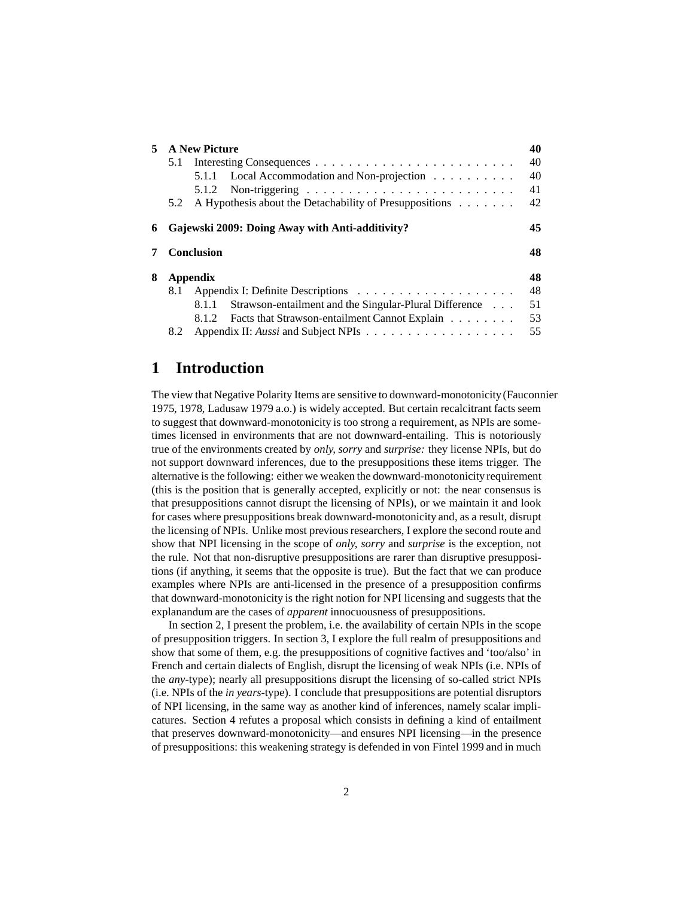| | | |
|---|---|---|
| **5** | **A New Picture** | **40** |
| | 5.1 Interesting Consequences | 40 |
| | 5.1.1 Local Accommodation and Non-projection | 40 |
| | 5.1.2 Non-triggering | 41 |
| | 5.2 A Hypothesis about the Detachability of Presuppositions | 42 |
| **6** | **Gajewski 2009: Doing Away with Anti-additivity?** | **45** |
| **7** | **Conclusion** | **48** |
| **8** | **Appendix** | **48** |
| | 8.1 Appendix I: Definite Descriptions | 48 |
| | 8.1.1 Strawson-entailment and the Singular-Plural Difference | 51 |
| | 8.1.2 Facts that Strawson-entailment Cannot Explain | 53 |
| | 8.2 Appendix II: *Aussi* and Subject NPIs | 55 |

# 1 Introduction

The view that Negative Polarity Items are sensitive to downward-monotonicity (Fauconnier 1975, 1978, Ladusaw 1979 a.o.) is widely accepted. But certain recalcitrant facts seem to suggest that downward-monotonicity is too strong a requirement, as NPIs are sometimes licensed in environments that are not downward-entailing. This is notoriously true of the environments created by *only, sorry* and *surprise:* they license NPIs, but do not support downward inferences, due to the presuppositions these items trigger. The alternative is the following: either we weaken the downward-monotonicity requirement (this is the position that is generally accepted, explicitly or not: the near consensus is that presuppositions cannot disrupt the licensing of NPIs), or we maintain it and look for cases where presuppositions break downward-monotonicity and, as a result, disrupt the licensing of NPIs. Unlike most previous researchers, I explore the second route and show that NPI licensing in the scope of *only, sorry* and *surprise* is the exception, not the rule. Not that non-disruptive presuppositions are rarer than disruptive presuppositions (if anything, it seems that the opposite is true). But the fact that we can produce examples where NPIs are anti-licensed in the presence of a presupposition confirms that downward-monotonicity is the right notion for NPI licensing and suggests that the explanandum are the cases of *apparent* innocuousness of presuppositions.

In section 2, I present the problem, i.e. the availability of certain NPIs in the scope of presupposition triggers. In section 3, I explore the full realm of presuppositions and show that some of them, e.g. the presuppositions of cognitive factives and 'too/also' in French and certain dialects of English, disrupt the licensing of weak NPIs (i.e. NPIs of the *any*-type); nearly all presuppositions disrupt the licensing of so-called strict NPIs (i.e. NPIs of the *in years*-type). I conclude that presuppositions are potential disruptors of NPI licensing, in the same way as another kind of inferences, namely scalar implicatures. Section 4 refutes a proposal which consists in defining a kind of entailment that preserves downward-monotonicity—and ensures NPI licensing—in the presence of presuppositions: this weakening strategy is defended in von Fintel 1999 and in much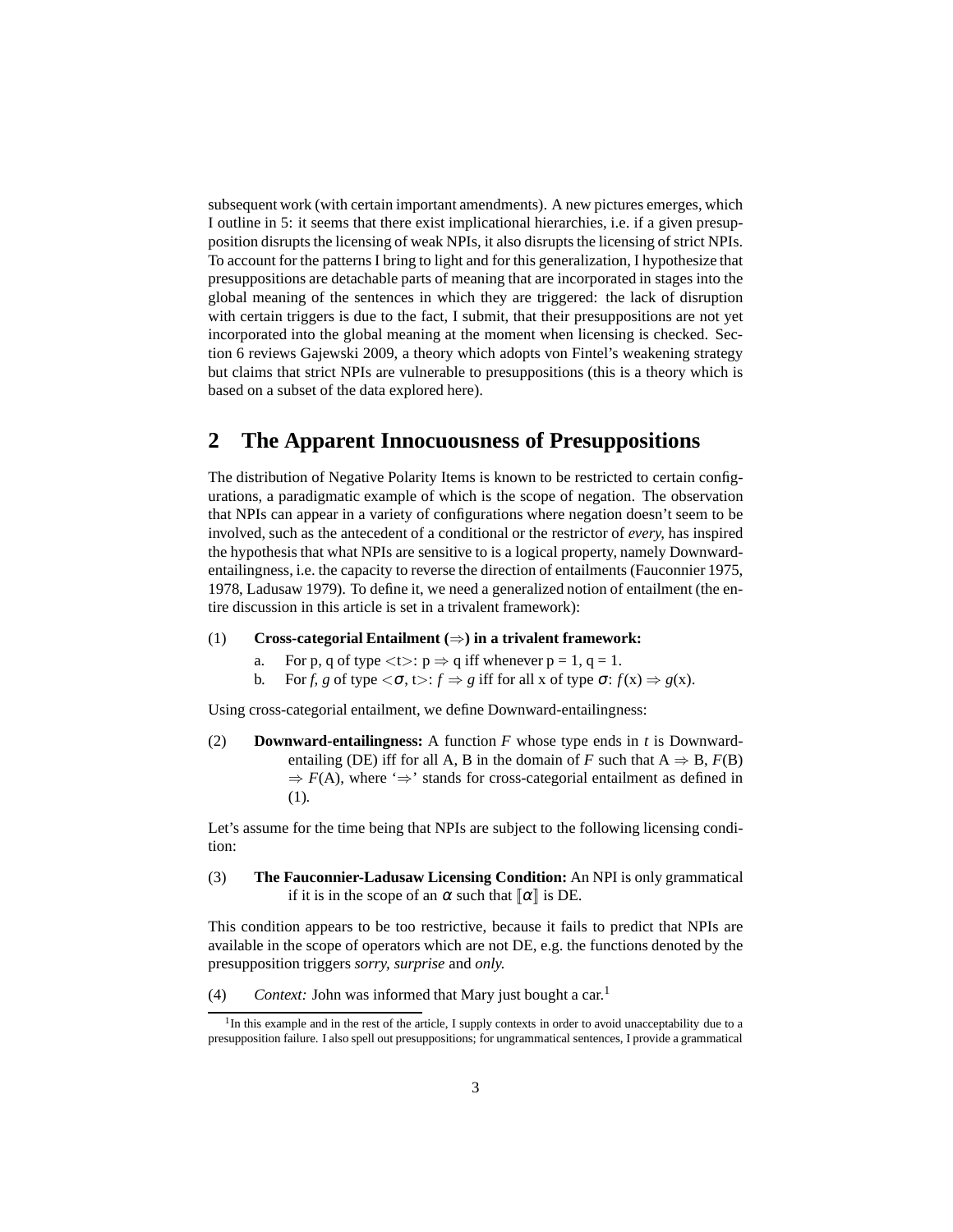subsequent work (with certain important amendments). A new pictures emerges, which I outline in 5: it seems that there exist implicational hierarchies, i.e. if a given presupposition disrupts the licensing of weak NPIs, it also disrupts the licensing of strict NPIs. To account for the patterns I bring to light and for this generalization, I hypothesize that presuppositions are detachable parts of meaning that are incorporated in stages into the global meaning of the sentences in which they are triggered: the lack of disruption with certain triggers is due to the fact, I submit, that their presuppositions are not yet incorporated into the global meaning at the moment when licensing is checked. Section 6 reviews Gajewski 2009, a theory which adopts von Fintel's weakening strategy but claims that strict NPIs are vulnerable to presuppositions (this is a theory which is based on a subset of the data explored here).

## 2 The Apparent Innocuousness of Presuppositions

The distribution of Negative Polarity Items is known to be restricted to certain configurations, a paradigmatic example of which is the scope of negation. The observation that NPIs can appear in a variety of configurations where negation doesn't seem to be involved, such as the antecedent of a conditional or the restrictor of *every*, has inspired the hypothesis that what NPIs are sensitive to is a logical property, namely Downward-entailingness, i.e. the capacity to reverse the direction of entailments (Fauconnier 1975, 1978, Ladusaw 1979). To define it, we need a generalized notion of entailment (the entire discussion in this article is set in a trivalent framework):

(1) **Cross-categorial Entailment ($\Rightarrow$) in a trivalent framework:**

a. For p, q of type $<$t$>$: p $\Rightarrow$ q iff whenever p = 1, q = 1.

b. For *f, g* of type $<\sigma$, t$>$: $f \Rightarrow g$ iff for all x of type $\sigma$: $f$(x) $\Rightarrow$ $g$(x).

Using cross-categorial entailment, we define Downward-entailingness:

(2) **Downward-entailingness:** A function *F* whose type ends in *t* is Downward-entailing (DE) iff for all A, B in the domain of *F* such that A $\Rightarrow$ B, *F*(B) $\Rightarrow$ *F*(A), where '$\Rightarrow$' stands for cross-categorial entailment as defined in (1).

Let's assume for the time being that NPIs are subject to the following licensing condition:

(3) **The Fauconnier-Ladusaw Licensing Condition:** An NPI is only grammatical if it is in the scope of an $\alpha$ such that $[\![\alpha]\!]$ is DE.

This condition appears to be too restrictive, because it fails to predict that NPIs are available in the scope of operators which are not DE, e.g. the functions denoted by the presupposition triggers *sorry, surprise* and *only.*

(4) *Context:* John was informed that Mary just bought a car.[1]

[1]In this example and in the rest of the article, I supply contexts in order to avoid unacceptability due to a presupposition failure. I also spell out presuppositions; for ungrammatical sentences, I provide a grammatical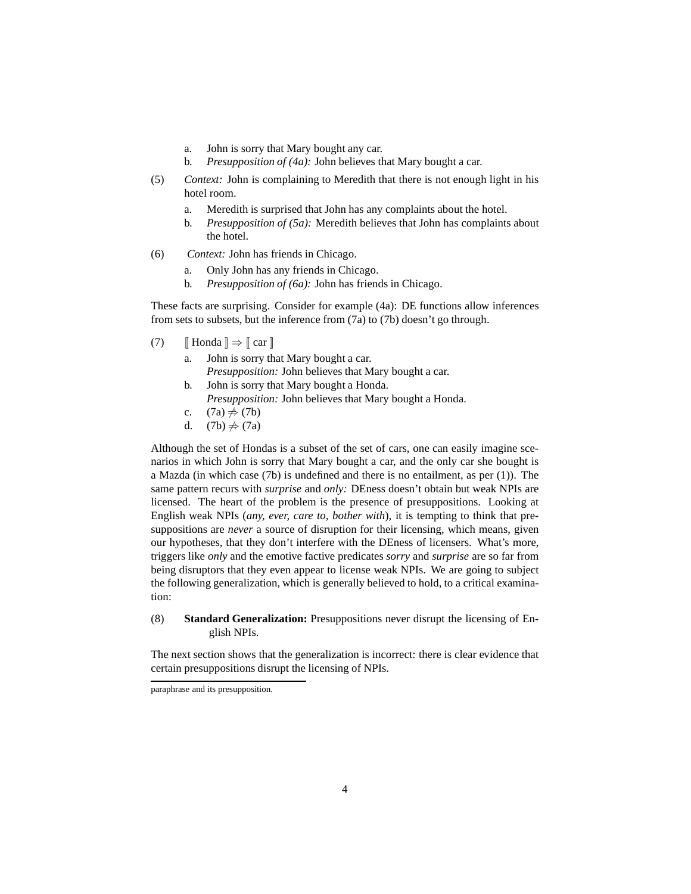a. John is sorry that Mary bought any car.
b. *Presupposition of (4a):* John believes that Mary bought a car.

(5) *Context:* John is complaining to Meredith that there is not enough light in his hotel room.

a. Meredith is surprised that John has any complaints about the hotel.
b. *Presupposition of (5a):* Meredith believes that John has complaints about the hotel.

(6) *Context:* John has friends in Chicago.

a. Only John has any friends in Chicago.
b. *Presupposition of (6a):* John has friends in Chicago.

These facts are surprising. Consider for example (4a): DE functions allow inferences from sets to subsets, but the inference from (7a) to (7b) doesn't go through.

(7) $[\![ \text{Honda} ]\!] \Rightarrow [\![ \text{car} ]\!]$

a. John is sorry that Mary bought a car.
   *Presupposition:* John believes that Mary bought a car.
b. John is sorry that Mary bought a Honda.
   *Presupposition:* John believes that Mary bought a Honda.
c. (7a) $\not\Rightarrow$ (7b)
d. (7b) $\not\Rightarrow$ (7a)

Although the set of Hondas is a subset of the set of cars, one can easily imagine scenarios in which John is sorry that Mary bought a car, and the only car she bought is a Mazda (in which case (7b) is undefined and there is no entailment, as per (1)). The same pattern recurs with *surprise* and *only:* DEness doesn't obtain but weak NPIs are licensed. The heart of the problem is the presence of presuppositions. Looking at English weak NPIs (*any, ever, care to, bother with*), it is tempting to think that presuppositions are *never* a source of disruption for their licensing, which means, given our hypotheses, that they don't interfere with the DEness of licensers. What's more, triggers like *only* and the emotive factive predicates *sorry* and *surprise* are so far from being disruptors that they even appear to license weak NPIs. We are going to subject the following generalization, which is generally believed to hold, to a critical examination:

(8) **Standard Generalization:** Presuppositions never disrupt the licensing of English NPIs.

The next section shows that the generalization is incorrect: there is clear evidence that certain presuppositions disrupt the licensing of NPIs.

---

paraphrase and its presupposition.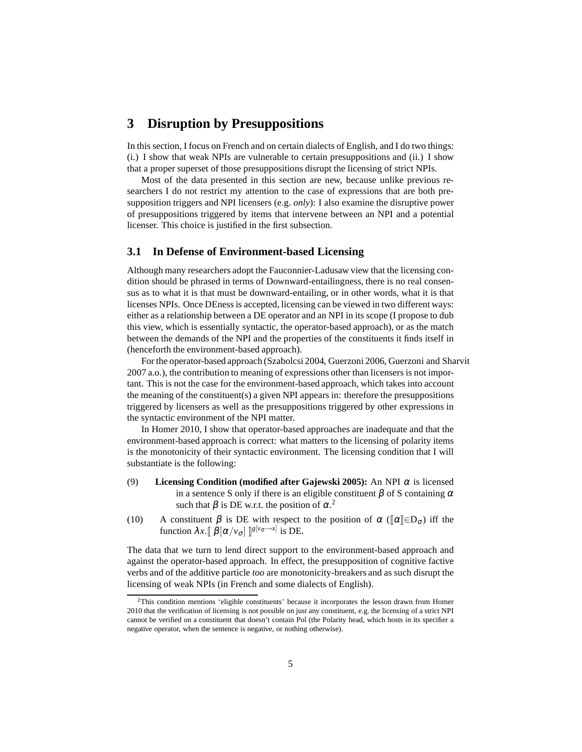## 3 Disruption by Presuppositions

In this section, I focus on French and on certain dialects of English, and I do two things: (i.) I show that weak NPIs are vulnerable to certain presuppositions and (ii.) I show that a proper superset of those presuppositions disrupt the licensing of strict NPIs.

Most of the data presented in this section are new, because unlike previous researchers I do not restrict my attention to the case of expressions that are both presupposition triggers and NPI licensers (e.g. *only*): I also examine the disruptive power of presuppositions triggered by items that intervene between an NPI and a potential licenser. This choice is justified in the first subsection.

### 3.1 In Defense of Environment-based Licensing

Although many researchers adopt the Fauconnier-Ladusaw view that the licensing condition should be phrased in terms of Downward-entailingness, there is no real consensus as to what it is that must be downward-entailing, or in other words, what it is that licenses NPIs. Once DEness is accepted, licensing can be viewed in two different ways: either as a relationship between a DE operator and an NPI in its scope (I propose to dub this view, which is essentially syntactic, the operator-based approach), or as the match between the demands of the NPI and the properties of the constituents it finds itself in (henceforth the environment-based approach).

For the operator-based approach (Szabolcsi 2004, Guerzoni 2006, Guerzoni and Sharvit 2007 a.o.), the contribution to meaning of expressions other than licensers is not important. This is not the case for the environment-based approach, which takes into account the meaning of the constituent(s) a given NPI appears in: therefore the presuppositions triggered by licensers as well as the presuppositions triggered by other expressions in the syntactic environment of the NPI matter.

In Homer 2010, I show that operator-based approaches are inadequate and that the environment-based approach is correct: what matters to the licensing of polarity items is the monotonicity of their syntactic environment. The licensing condition that I will substantiate is the following:

(9) **Licensing Condition (modified after Gajewski 2005):** An NPI $\alpha$ is licensed in a sentence S only if there is an eligible constituent $\beta$ of S containing $\alpha$ such that $\beta$ is DE w.r.t. the position of $\alpha$.[2]

(10) A constituent $\beta$ is DE with respect to the position of $\alpha$ ($[\![\alpha]\!] \in D_\sigma$) iff the function $\lambda x.[\![\, \beta[\alpha/v_\sigma]\, ]\!]^{g[v_\sigma \to x]}$ is DE.

The data that we turn to lend direct support to the environment-based approach and against the operator-based approach. In effect, the presupposition of cognitive factive verbs and of the additive particle *too* are monotonicity-breakers and as such disrupt the licensing of weak NPIs (in French and some dialects of English).

[2] This condition mentions 'eligible constituents' because it incorporates the lesson drawn from Homer 2010 that the verification of licensing is not possible on just any constituent, e.g. the licensing of a strict NPI cannot be verified on a constituent that doesn't contain Pol (the Polarity head, which hosts in its specifier a negative operator, when the sentence is negative, or nothing otherwise).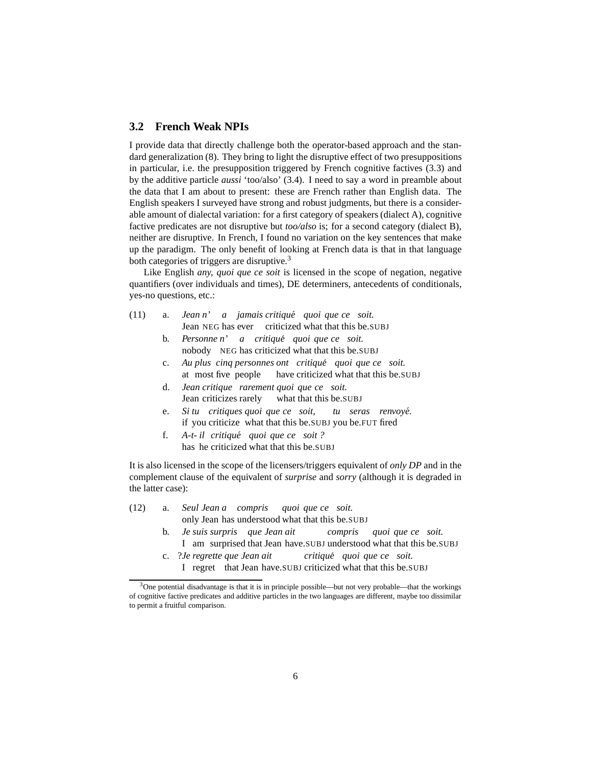### 3.2 French Weak NPIs

I provide data that directly challenge both the operator-based approach and the standard generalization (8). They bring to light the disruptive effect of two presuppositions in particular, i.e. the presupposition triggered by French cognitive factives (3.3) and by the additive particle *aussi* 'too/also' (3.4). I need to say a word in preamble about the data that I am about to present: these are French rather than English data. The English speakers I surveyed have strong and robust judgments, but there is a considerable amount of dialectal variation: for a first category of speakers (dialect A), cognitive factive predicates are not disruptive but *too/also* is; for a second category (dialect B), neither are disruptive. In French, I found no variation on the key sentences that make up the paradigm. The only benefit of looking at French data is that in that language both categories of triggers are disruptive.[3]

Like English *any, quoi que ce soit* is licensed in the scope of negation, negative quantifiers (over individuals and times), DE determiners, antecedents of conditionals, yes-no questions, etc.:

(11)
a. *Jean n' a jamais critiqué quoi que ce soit.*
   Jean NEG has ever criticized what that this be.SUBJ
b. *Personne n' a critiqué quoi que ce soit.*
   nobody NEG has criticized what that this be.SUBJ
c. *Au plus cinq personnes ont critiqué quoi que ce soit.*
   at most five people have criticized what that this be.SUBJ
d. *Jean critique rarement quoi que ce soit.*
   Jean criticizes rarely what that this be.SUBJ
e. *Si tu critiques quoi que ce soit, tu seras renvoyé.*
   if you criticize what that this be.SUBJ you be.FUT fired
f. *A-t- il critiqué quoi que ce soit ?*
   has he criticized what that this be.SUBJ

It is also licensed in the scope of the licensers/triggers equivalent of *only DP* and in the complement clause of the equivalent of *surprise* and *sorry* (although it is degraded in the latter case):

(12)
a. *Seul Jean a compris quoi que ce soit.*
   only Jean has understood what that this be.SUBJ
b. *Je suis surpris que Jean ait compris quoi que ce soit.*
   I am surprised that Jean have.SUBJ understood what that this be.SUBJ
c. ?*Je regrette que Jean ait critiqué quoi que ce soit.*
   I regret that Jean have.SUBJ criticized what that this be.SUBJ

[3] One potential disadvantage is that it is in principle possible—but not very probable—that the workings of cognitive factive predicates and additive particles in the two languages are different, maybe too dissimilar to permit a fruitful comparison.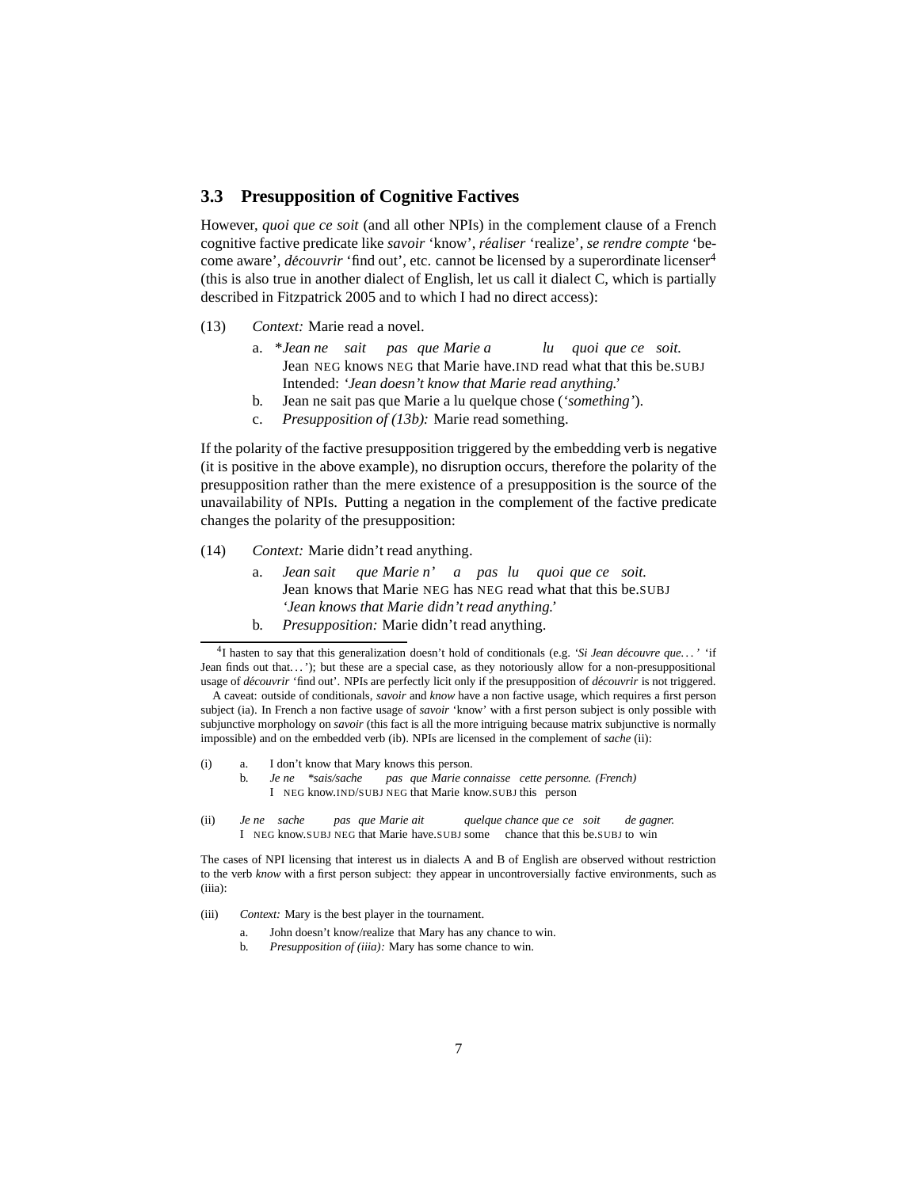### 3.3 Presupposition of Cognitive Factives

However, *quoi que ce soit* (and all other NPIs) in the complement clause of a French cognitive factive predicate like *savoir* 'know', *réaliser* 'realize', *se rendre compte* 'become aware', *découvrir* 'find out', etc. cannot be licensed by a superordinate licenser[4] (this is also true in another dialect of English, let us call it dialect C, which is partially described in Fitzpatrick 2005 and to which I had no direct access):

(13) *Context:* Marie read a novel.

a. \**Jean ne sait pas que Marie a lu quoi que ce soit.*
   Jean NEG knows NEG that Marie have.IND read what that this be.SUBJ
   Intended: '*Jean doesn't know that Marie read anything.*'

b. Jean ne sait pas que Marie a lu quelque chose (*'something'*).

c. *Presupposition of (13b):* Marie read something.

If the polarity of the factive presupposition triggered by the embedding verb is negative (it is positive in the above example), no disruption occurs, therefore the polarity of the presupposition rather than the mere existence of a presupposition is the source of the unavailability of NPIs. Putting a negation in the complement of the factive predicate changes the polarity of the presupposition:

(14) *Context:* Marie didn't read anything.

a. *Jean sait que Marie n' a pas lu quoi que ce soit.*
   Jean knows that Marie NEG has NEG read what that this be.SUBJ
   '*Jean knows that Marie didn't read anything.*'

b. *Presupposition:* Marie didn't read anything.

---

[4] I hasten to say that this generalization doesn't hold of conditionals (e.g. '*Si Jean découvre que...*' 'if Jean finds out that...'); but these are a special case, as they notoriously allow for a non-presuppositional usage of *découvrir* 'find out'. NPIs are perfectly licit only if the presupposition of *découvrir* is not triggered.

A caveat: outside of conditionals, *savoir* and *know* have a non factive usage, which requires a first person subject (ia). In French a non factive usage of *savoir* 'know' with a first person subject is only possible with subjunctive morphology on *savoir* (this fact is all the more intriguing because matrix subjunctive is normally impossible) and on the embedded verb (ib). NPIs are licensed in the complement of *sache* (ii):

(i) a. I don't know that Mary knows this person.

b. *Je ne \*sais/sache pas que Marie connaisse cette personne. (French)*
   I NEG know.IND/SUBJ NEG that Marie know.SUBJ this person

(ii) *Je ne sache pas que Marie ait quelque chance que ce soit de gagner.*
   I NEG know.SUBJ NEG that Marie have.SUBJ some chance that this be.SUBJ to win

The cases of NPI licensing that interest us in dialects A and B of English are observed without restriction to the verb *know* with a first person subject: they appear in uncontroversially factive environments, such as (iiia):

(iii) *Context:* Mary is the best player in the tournament.

a. John doesn't know/realize that Mary has any chance to win.

b. *Presupposition of (iiia):* Mary has some chance to win.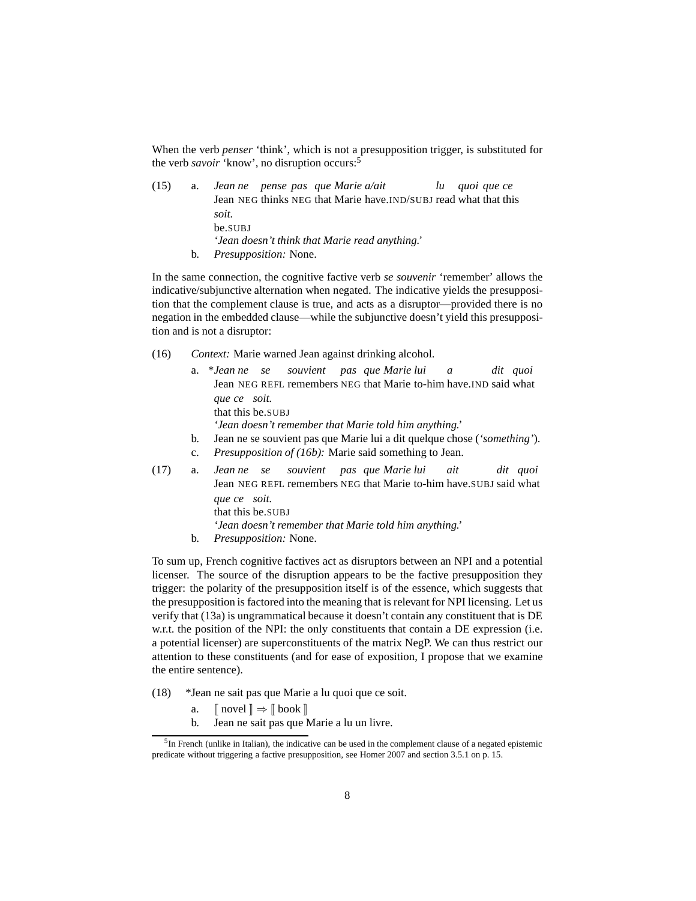When the verb *penser* 'think', which is not a presupposition trigger, is substituted for the verb *savoir* 'know', no disruption occurs:[5]

(15) a. *Jean ne pense pas que Marie a/ait lu quoi que ce soit.*
Jean NEG thinks NEG that Marie have.IND/SUBJ read what that this be.SUBJ
*'Jean doesn't think that Marie read anything.'*

b. *Presupposition:* None.

In the same connection, the cognitive factive verb *se souvenir* 'remember' allows the indicative/subjunctive alternation when negated. The indicative yields the presupposition that the complement clause is true, and acts as a disruptor—provided there is no negation in the embedded clause—while the subjunctive doesn't yield this presupposition and is not a disruptor:

(16) *Context:* Marie warned Jean against drinking alcohol.

a. \**Jean ne se souvient pas que Marie lui a dit quoi que ce soit.*
Jean NEG REFL remembers NEG that Marie to-him have.IND said what that this be.SUBJ
*'Jean doesn't remember that Marie told him anything.'*

b. Jean ne se souvient pas que Marie lui a dit quelque chose (*'something'*).

c. *Presupposition of (16b):* Marie said something to Jean.

(17) a. *Jean ne se souvient pas que Marie lui ait dit quoi que ce soit.*
Jean NEG REFL remembers NEG that Marie to-him have.SUBJ said what that this be.SUBJ
*'Jean doesn't remember that Marie told him anything.'*

b. *Presupposition:* None.

To sum up, French cognitive factives act as disruptors between an NPI and a potential licenser. The source of the disruption appears to be the factive presupposition they trigger: the polarity of the presupposition itself is of the essence, which suggests that the presupposition is factored into the meaning that is relevant for NPI licensing. Let us verify that (13a) is ungrammatical because it doesn't contain any constituent that is DE w.r.t. the position of the NPI: the only constituents that contain a DE expression (i.e. a potential licenser) are superconstituents of the matrix NegP. We can thus restrict our attention to these constituents (and for ease of exposition, I propose that we examine the entire sentence).

(18) \*Jean ne sait pas que Marie a lu quoi que ce soit.

a. $[\![ \text{novel} ]\!] \Rightarrow [\![ \text{book} ]\!]$

b. Jean ne sait pas que Marie a lu un livre.

[5] In French (unlike in Italian), the indicative can be used in the complement clause of a negated epistemic predicate without triggering a factive presupposition, see Homer 2007 and section 3.5.1 on p. 15.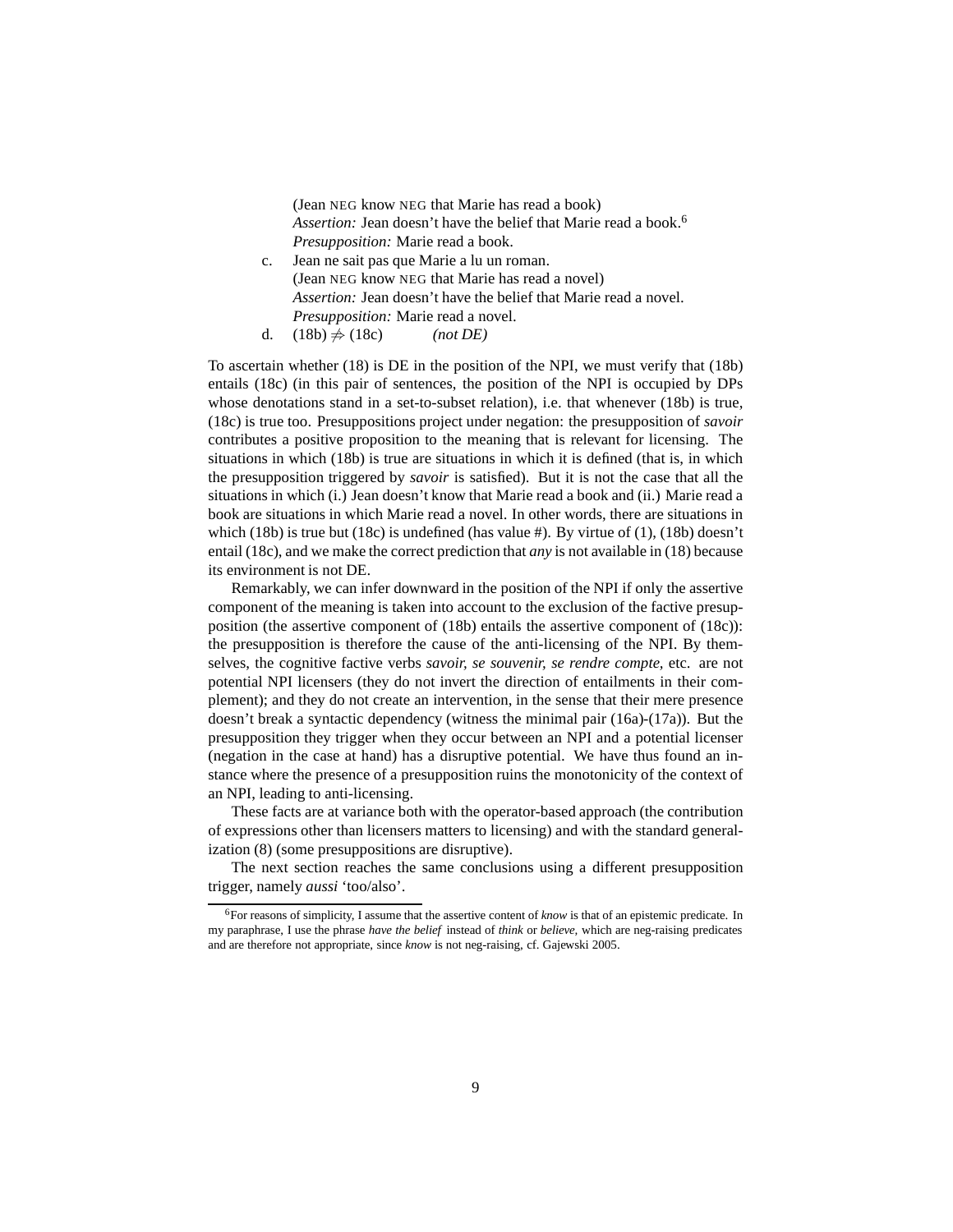(Jean NEG know NEG that Marie has read a book)
*Assertion:* Jean doesn't have the belief that Marie read a book.[6]
*Presupposition:* Marie read a book.

c. Jean ne sait pas que Marie a lu un roman.
(Jean NEG know NEG that Marie has read a novel)
*Assertion:* Jean doesn't have the belief that Marie read a novel.
*Presupposition:* Marie read a novel.

d. (18b) $\not\Rightarrow$ (18c) *(not DE)*

To ascertain whether (18) is DE in the position of the NPI, we must verify that (18b) entails (18c) (in this pair of sentences, the position of the NPI is occupied by DPs whose denotations stand in a set-to-subset relation), i.e. that whenever (18b) is true, (18c) is true too. Presuppositions project under negation: the presupposition of *savoir* contributes a positive proposition to the meaning that is relevant for licensing. The situations in which (18b) is true are situations in which it is defined (that is, in which the presupposition triggered by *savoir* is satisfied). But it is not the case that all the situations in which (i.) Jean doesn't know that Marie read a book and (ii.) Marie read a book are situations in which Marie read a novel. In other words, there are situations in which (18b) is true but (18c) is undefined (has value #). By virtue of (1), (18b) doesn't entail (18c), and we make the correct prediction that *any* is not available in (18) because its environment is not DE.

Remarkably, we can infer downward in the position of the NPI if only the assertive component of the meaning is taken into account to the exclusion of the factive presupposition (the assertive component of (18b) entails the assertive component of (18c)): the presupposition is therefore the cause of the anti-licensing of the NPI. By themselves, the cognitive factive verbs *savoir, se souvenir, se rendre compte,* etc. are not potential NPI licensers (they do not invert the direction of entailments in their complement); and they do not create an intervention, in the sense that their mere presence doesn't break a syntactic dependency (witness the minimal pair (16a)-(17a)). But the presupposition they trigger when they occur between an NPI and a potential licenser (negation in the case at hand) has a disruptive potential. We have thus found an instance where the presence of a presupposition ruins the monotonicity of the context of an NPI, leading to anti-licensing.

These facts are at variance both with the operator-based approach (the contribution of expressions other than licensers matters to licensing) and with the standard generalization (8) (some presuppositions are disruptive).

The next section reaches the same conclusions using a different presupposition trigger, namely *aussi* 'too/also'.

---

[6] For reasons of simplicity, I assume that the assertive content of *know* is that of an epistemic predicate. In my paraphrase, I use the phrase *have the belief* instead of *think* or *believe,* which are neg-raising predicates and are therefore not appropriate, since *know* is not neg-raising, cf. Gajewski 2005.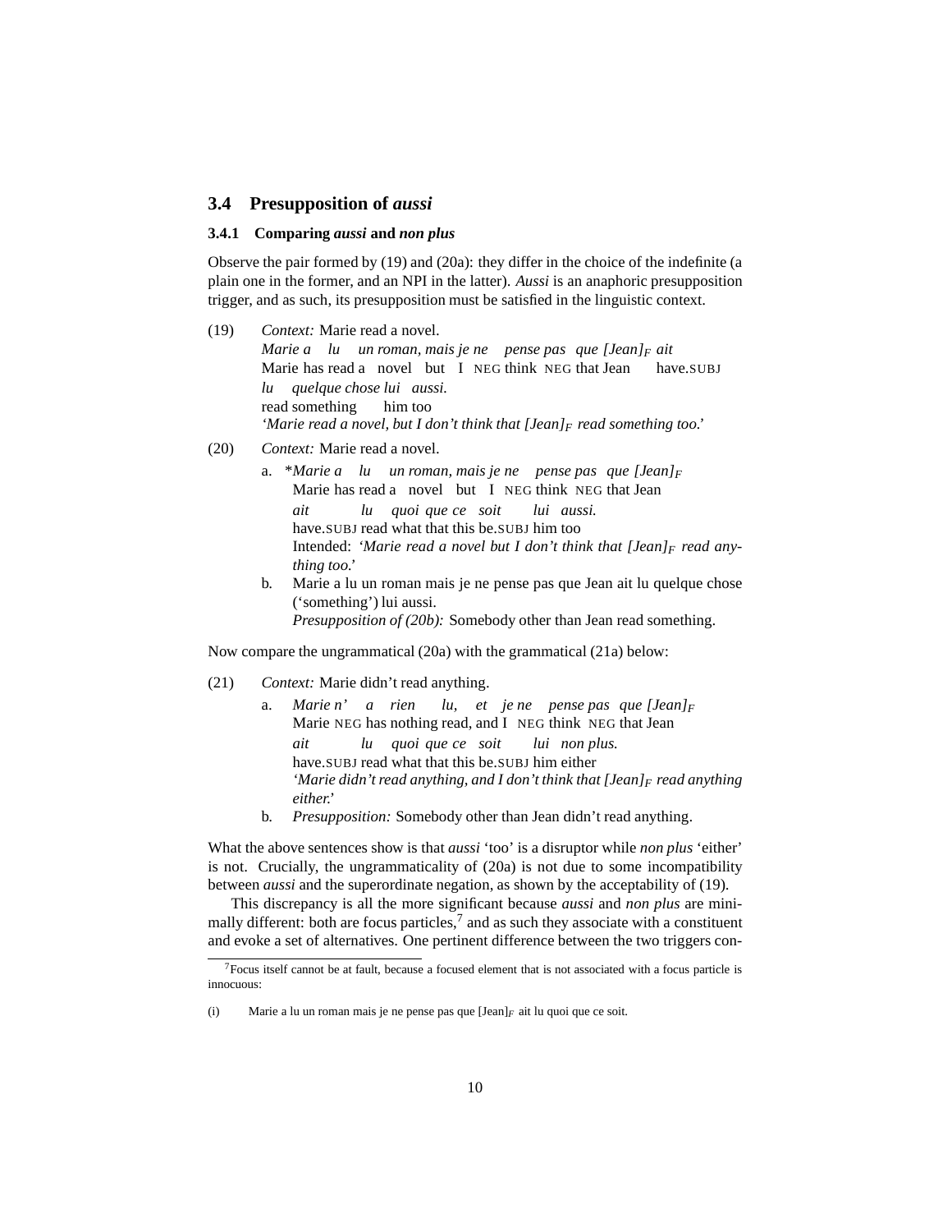## 3.4 Presupposition of *aussi*

### 3.4.1 Comparing *aussi* and *non plus*

Observe the pair formed by (19) and (20a): they differ in the choice of the indefinite (a plain one in the former, and an NPI in the latter). *Aussi* is an anaphoric presupposition trigger, and as such, its presupposition must be satisfied in the linguistic context.

(19) *Context:* Marie read a novel.
*Marie a lu un roman, mais je ne pense pas que [Jean]$_F$ ait lu quelque chose lui aussi.*
Marie has read a novel but I NEG think NEG that Jean have.SUBJ read something him too
*'Marie read a novel, but I don't think that [Jean]$_F$ read something too.'*

(20) *Context:* Marie read a novel.

a. \**Marie a lu un roman, mais je ne pense pas que [Jean]$_F$ ait lu quoi que ce soit lui aussi.*
Marie has read a novel but I NEG think NEG that Jean have.SUBJ read what that this be.SUBJ him too
Intended: *'Marie read a novel but I don't think that [Jean]$_F$ read anything too.'*

b. Marie a lu un roman mais je ne pense pas que Jean ait lu quelque chose ('something') lui aussi.
*Presupposition of (20b):* Somebody other than Jean read something.

Now compare the ungrammatical (20a) with the grammatical (21a) below:

(21) *Context:* Marie didn't read anything.

a. *Marie n' a rien lu, et je ne pense pas que [Jean]$_F$ ait lu quoi que ce soit lui non plus.*
Marie NEG has nothing read, and I NEG think NEG that Jean have.SUBJ read what that this be.SUBJ him either
*'Marie didn't read anything, and I don't think that [Jean]$_F$ read anything either.'*

b. *Presupposition:* Somebody other than Jean didn't read anything.

What the above sentences show is that *aussi* 'too' is a disruptor while *non plus* 'either' is not. Crucially, the ungrammaticality of (20a) is not due to some incompatibility between *aussi* and the superordinate negation, as shown by the acceptability of (19).

This discrepancy is all the more significant because *aussi* and *non plus* are minimally different: both are focus particles,[7] and as such they associate with a constituent and evoke a set of alternatives. One pertinent difference between the two triggers con-

[7] Focus itself cannot be at fault, because a focused element that is not associated with a focus particle is innocuous:

(i) Marie a lu un roman mais je ne pense pas que [Jean]$_F$ ait lu quoi que ce soit.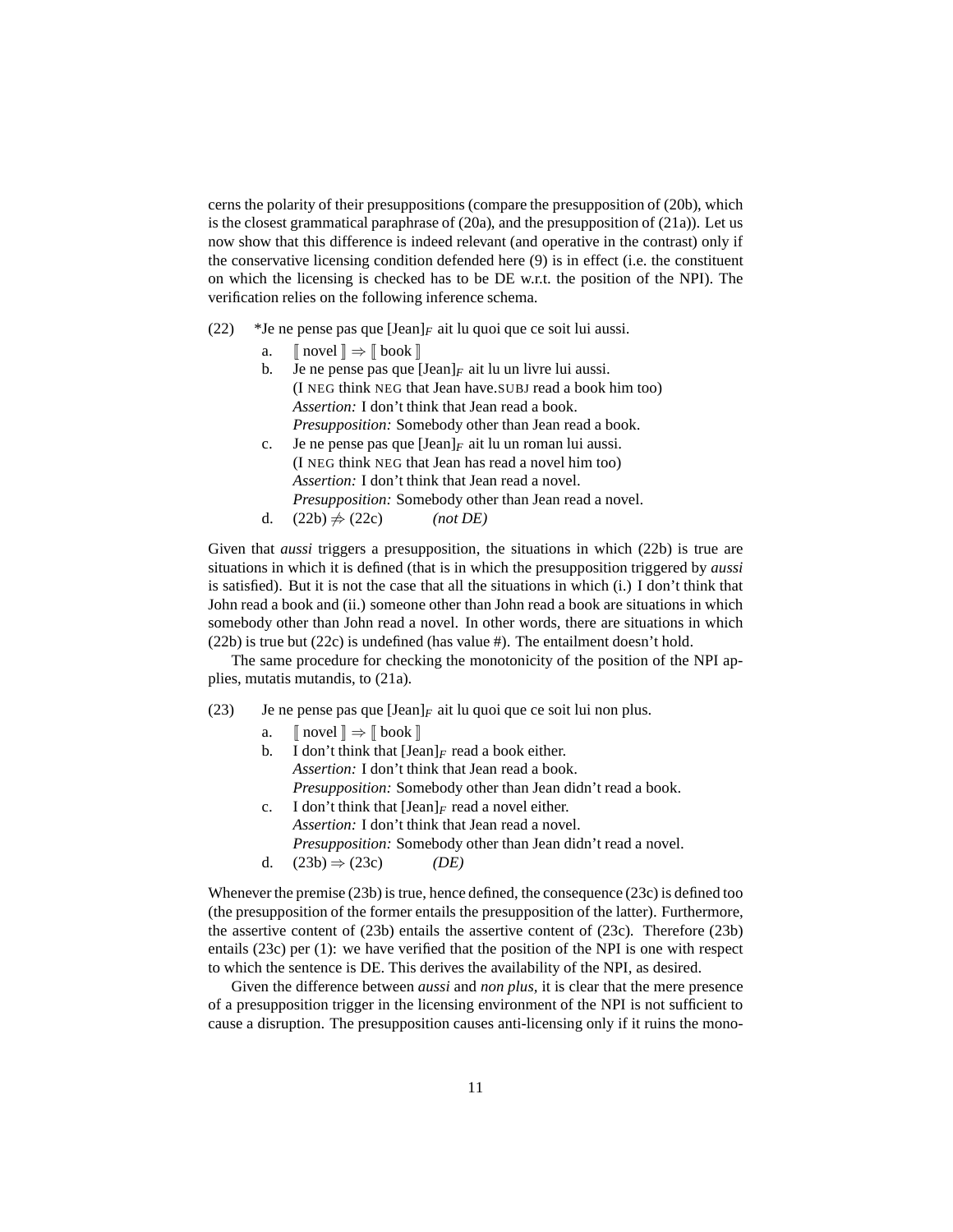cerns the polarity of their presuppositions (compare the presupposition of (20b), which is the closest grammatical paraphrase of (20a), and the presupposition of (21a)). Let us now show that this difference is indeed relevant (and operative in the contrast) only if the conservative licensing condition defended here (9) is in effect (i.e. the constituent on which the licensing is checked has to be DE w.r.t. the position of the NPI). The verification relies on the following inference schema.

(22) *Je ne pense pas que [Jean]$_F$ ait lu quoi que ce soit lui aussi.

a. $[\![$ novel $]\!] \Rightarrow [\![$ book $]\!]$

b. Je ne pense pas que [Jean]$_F$ ait lu un livre lui aussi.
(I NEG think NEG that Jean have.SUBJ read a book him too)
*Assertion:* I don't think that Jean read a book.
*Presupposition:* Somebody other than Jean read a book.

c. Je ne pense pas que [Jean]$_F$ ait lu un roman lui aussi.
(I NEG think NEG that Jean has read a novel him too)
*Assertion:* I don't think that Jean read a novel.
*Presupposition:* Somebody other than Jean read a novel.

d. (22b) $\not\Rightarrow$ (22c) *(not DE)*

Given that *aussi* triggers a presupposition, the situations in which (22b) is true are situations in which it is defined (that is in which the presupposition triggered by *aussi* is satisfied). But it is not the case that all the situations in which (i.) I don't think that John read a book and (ii.) someone other than John read a book are situations in which somebody other than John read a novel. In other words, there are situations in which (22b) is true but (22c) is undefined (has value #). The entailment doesn't hold.

The same procedure for checking the monotonicity of the position of the NPI applies, mutatis mutandis, to (21a).

(23) Je ne pense pas que [Jean]$_F$ ait lu quoi que ce soit lui non plus.

a. $[\![$ novel $]\!] \Rightarrow [\![$ book $]\!]$

b. I don't think that [Jean]$_F$ read a book either.
*Assertion:* I don't think that Jean read a book.
*Presupposition:* Somebody other than Jean didn't read a book.

c. I don't think that [Jean]$_F$ read a novel either.
*Assertion:* I don't think that Jean read a novel.
*Presupposition:* Somebody other than Jean didn't read a novel.

d. (23b) $\Rightarrow$ (23c) *(DE)*

Whenever the premise (23b) is true, hence defined, the consequence (23c) is defined too (the presupposition of the former entails the presupposition of the latter). Furthermore, the assertive content of (23b) entails the assertive content of (23c). Therefore (23b) entails (23c) per (1): we have verified that the position of the NPI is one with respect to which the sentence is DE. This derives the availability of the NPI, as desired.

Given the difference between *aussi* and *non plus,* it is clear that the mere presence of a presupposition trigger in the licensing environment of the NPI is not sufficient to cause a disruption. The presupposition causes anti-licensing only if it ruins the mono-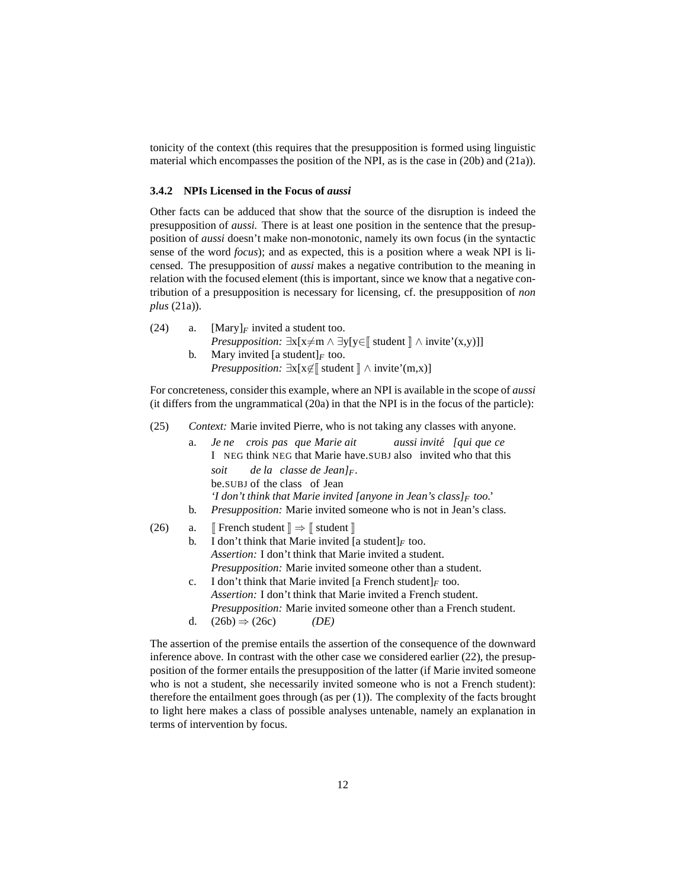tonicity of the context (this requires that the presupposition is formed using linguistic material which encompasses the position of the NPI, as is the case in (20b) and (21a)).

### 3.4.2 NPIs Licensed in the Focus of *aussi*

Other facts can be adduced that show that the source of the disruption is indeed the presupposition of *aussi*. There is at least one position in the sentence that the presupposition of *aussi* doesn't make non-monotonic, namely its own focus (in the syntactic sense of the word *focus*); and as expected, this is a position where a weak NPI is licensed. The presupposition of *aussi* makes a negative contribution to the meaning in relation with the focused element (this is important, since we know that a negative contribution of a presupposition is necessary for licensing, cf. the presupposition of *non plus* (21a)).

(24) a. $[\text{Mary}]_F$ invited a student too.
*Presupposition:* $\exists x[x{\neq}m \wedge \exists y[y{\in}[\![ \text{ student } ]\!] \wedge \text{invite'}(x,y)]]$

b. Mary invited $[\text{a student}]_F$ too.
*Presupposition:* $\exists x[x{\notin}[\![ \text{ student } ]\!] \wedge \text{invite'}(m,x)]$

For concreteness, consider this example, where an NPI is available in the scope of *aussi* (it differs from the ungrammatical (20a) in that the NPI is in the focus of the particle):

(25) *Context:* Marie invited Pierre, who is not taking any classes with anyone.

a. *Je ne crois pas que Marie ait aussi invité [qui que ce soit de la classe de Jean]$_F$.*
I NEG think NEG that Marie have.SUBJ also invited who that this be.SUBJ of the class of Jean
*'I don't think that Marie invited [anyone in Jean's class]$_F$ too.'*

b. *Presupposition:* Marie invited someone who is not in Jean's class.

(26) a. $[\![ \text{ French student } ]\!] \Rightarrow [\![ \text{ student } ]\!]$

b. I don't think that Marie invited $[\text{a student}]_F$ too.
*Assertion:* I don't think that Marie invited a student.
*Presupposition:* Marie invited someone other than a student.

c. I don't think that Marie invited $[\text{a French student}]_F$ too.
*Assertion:* I don't think that Marie invited a French student.
*Presupposition:* Marie invited someone other than a French student.

d. (26b) $\Rightarrow$ (26c) *(DE)*

The assertion of the premise entails the assertion of the consequence of the downward inference above. In contrast with the other case we considered earlier (22), the presupposition of the former entails the presupposition of the latter (if Marie invited someone who is not a student, she necessarily invited someone who is not a French student): therefore the entailment goes through (as per (1)). The complexity of the facts brought to light here makes a class of possible analyses untenable, namely an explanation in terms of intervention by focus.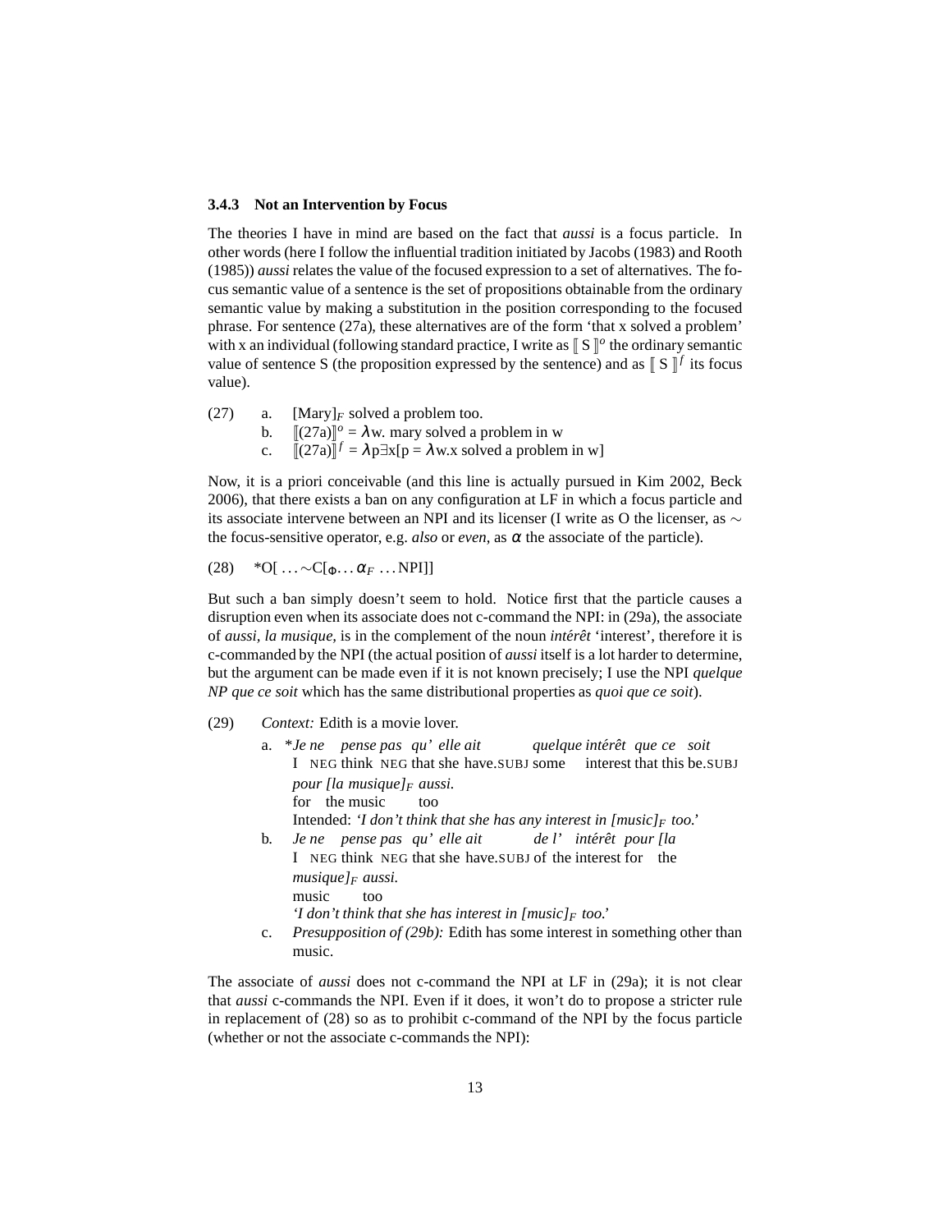### 3.4.3 Not an Intervention by Focus

The theories I have in mind are based on the fact that *aussi* is a focus particle. In other words (here I follow the influential tradition initiated by Jacobs (1983) and Rooth (1985)) *aussi* relates the value of the focused expression to a set of alternatives. The focus semantic value of a sentence is the set of propositions obtainable from the ordinary semantic value by making a substitution in the position corresponding to the focused phrase. For sentence (27a), these alternatives are of the form 'that x solved a problem' with x an individual (following standard practice, I write as $[\![ S ]\!]^o$ the ordinary semantic value of sentence S (the proposition expressed by the sentence) and as $[\![ S ]\!]^f$ its focus value).

(27)
a. $[\text{Mary}]_F$ solved a problem too.
b. $[\![(27a)]\!]^o = \lambda$w. mary solved a problem in w
c. $[\![(27a)]\!]^f = \lambda p \exists x[p = \lambda$w.x solved a problem in w]

Now, it is a priori conceivable (and this line is actually pursued in Kim 2002, Beck 2006), that there exists a ban on any configuration at LF in which a focus particle and its associate intervene between an NPI and its licenser (I write as O the licenser, as $\sim$ the focus-sensitive operator, e.g. *also* or *even*, as $\alpha$ the associate of the particle).

(28) $^*$O[ $\ldots\sim$C[$_\Phi\ldots\alpha_F\ldots$NPI]]

But such a ban simply doesn't seem to hold. Notice first that the particle causes a disruption even when its associate does not c-command the NPI: in (29a), the associate of *aussi, la musique,* is in the complement of the noun *intérêt* 'interest', therefore it is c-commanded by the NPI (the actual position of *aussi* itself is a lot harder to determine, but the argument can be made even if it is not known precisely; I use the NPI *quelque NP que ce soit* which has the same distributional properties as *quoi que ce soit*).

(29) *Context:* Edith is a movie lover.

a. \**Je ne pense pas qu' elle ait quelque intérêt que ce soit pour [la musique]$_F$ aussi.*
I NEG think NEG that she have.SUBJ some interest that this be.SUBJ for the music too
Intended: *'I don't think that she has any interest in [music]$_F$ too.'*

b. *Je ne pense pas qu' elle ait de l' intérêt pour [la musique]$_F$ aussi.*
I NEG think NEG that she have.SUBJ of the interest for the music too
*'I don't think that she has interest in [music]$_F$ too.'*

c. *Presupposition of (29b):* Edith has some interest in something other than music.

The associate of *aussi* does not c-command the NPI at LF in (29a); it is not clear that *aussi* c-commands the NPI. Even if it does, it won't do to propose a stricter rule in replacement of (28) so as to prohibit c-command of the NPI by the focus particle (whether or not the associate c-commands the NPI):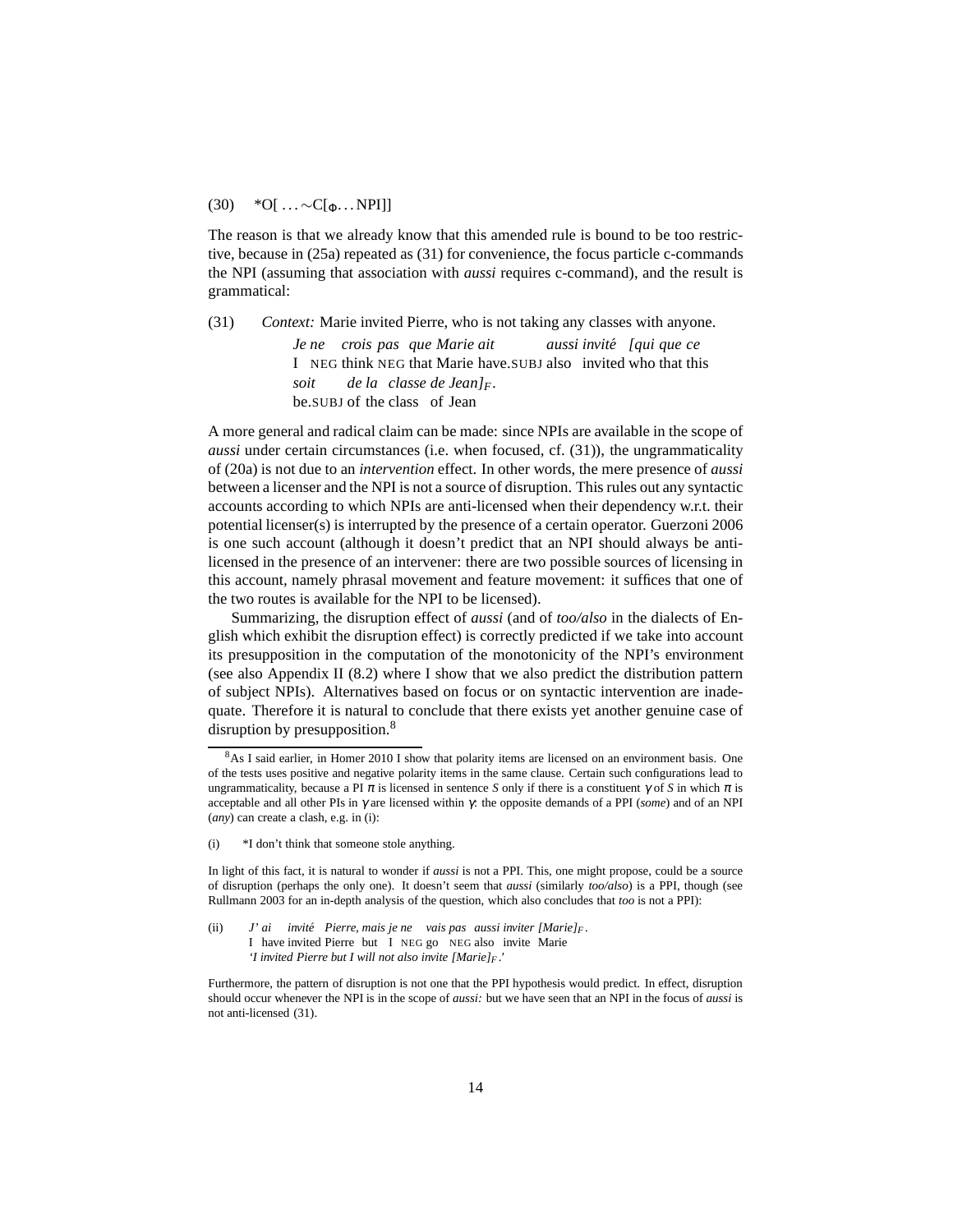(30) *O[ ... ∼C[$_\Phi$... NPI]]

The reason is that we already know that this amended rule is bound to be too restrictive, because in (25a) repeated as (31) for convenience, the focus particle c-commands the NPI (assuming that association with *aussi* requires c-command), and the result is grammatical:

(31) *Context:* Marie invited Pierre, who is not taking any classes with anyone.

*Je ne crois pas que Marie ait aussi invité [qui que ce*
I NEG think NEG that Marie have.SUBJ also invited who that this
*soit de la classe de Jean]$_F$.*
be.SUBJ of the class of Jean

A more general and radical claim can be made: since NPIs are available in the scope of *aussi* under certain circumstances (i.e. when focused, cf. (31)), the ungrammaticality of (20a) is not due to an *intervention* effect. In other words, the mere presence of *aussi* between a licenser and the NPI is not a source of disruption. This rules out any syntactic accounts according to which NPIs are anti-licensed when their dependency w.r.t. their potential licenser(s) is interrupted by the presence of a certain operator. Guerzoni 2006 is one such account (although it doesn't predict that an NPI should always be anti-licensed in the presence of an intervener: there are two possible sources of licensing in this account, namely phrasal movement and feature movement: it suffices that one of the two routes is available for the NPI to be licensed).

Summarizing, the disruption effect of *aussi* (and of *too/also* in the dialects of English which exhibit the disruption effect) is correctly predicted if we take into account its presupposition in the computation of the monotonicity of the NPI's environment (see also Appendix II (8.2) where I show that we also predict the distribution pattern of subject NPIs). Alternatives based on focus or on syntactic intervention are inadequate. Therefore it is natural to conclude that there exists yet another genuine case of disruption by presupposition.[8]

[8] As I said earlier, in Homer 2010 I show that polarity items are licensed on an environment basis. One of the tests uses positive and negative polarity items in the same clause. Certain such configurations lead to ungrammaticality, because a PI $\pi$ is licensed in sentence *S* only if there is a constituent $\gamma$ of *S* in which $\pi$ is acceptable and all other PIs in $\gamma$ are licensed within $\gamma$: the opposite demands of a PPI (*some*) and of an NPI (*any*) can create a clash, e.g. in (i):

(i) *I don't think that someone stole anything.

In light of this fact, it is natural to wonder if *aussi* is not a PPI. This, one might propose, could be a source of disruption (perhaps the only one). It doesn't seem that *aussi* (similarly *too/also*) is a PPI, though (see Rullmann 2003 for an in-depth analysis of the question, which also concludes that *too* is not a PPI):

(ii) *J' ai invité Pierre, mais je ne vais pas aussi inviter [Marie]$_F$.*
I have invited Pierre but I NEG go NEG also invite Marie
*'I invited Pierre but I will not also invite [Marie]$_F$.'*

Furthermore, the pattern of disruption is not one that the PPI hypothesis would predict. In effect, disruption should occur whenever the NPI is in the scope of *aussi:* but we have seen that an NPI in the focus of *aussi* is not anti-licensed (31).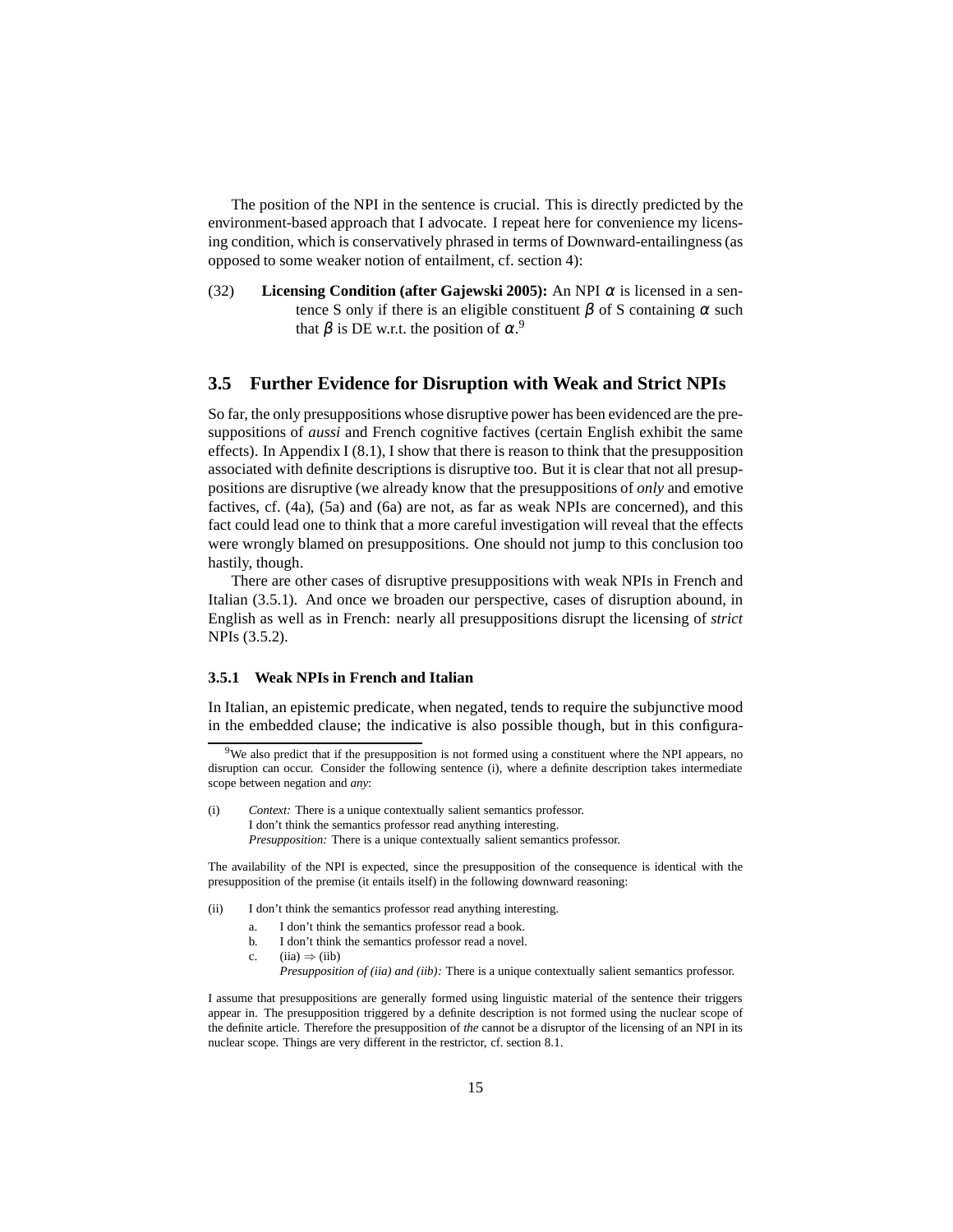The position of the NPI in the sentence is crucial. This is directly predicted by the environment-based approach that I advocate. I repeat here for convenience my licensing condition, which is conservatively phrased in terms of Downward-entailingness (as opposed to some weaker notion of entailment, cf. section 4):

(32) **Licensing Condition (after Gajewski 2005):** An NPI $\alpha$ is licensed in a sentence S only if there is an eligible constituent $\beta$ of S containing $\alpha$ such that $\beta$ is DE w.r.t. the position of $\alpha$.[9]

## 3.5 Further Evidence for Disruption with Weak and Strict NPIs

So far, the only presuppositions whose disruptive power has been evidenced are the presuppositions of *aussi* and French cognitive factives (certain English exhibit the same effects). In Appendix I (8.1), I show that there is reason to think that the presupposition associated with definite descriptions is disruptive too. But it is clear that not all presuppositions are disruptive (we already know that the presuppositions of *only* and emotive factives, cf. (4a), (5a) and (6a) are not, as far as weak NPIs are concerned), and this fact could lead one to think that a more careful investigation will reveal that the effects were wrongly blamed on presuppositions. One should not jump to this conclusion too hastily, though.

There are other cases of disruptive presuppositions with weak NPIs in French and Italian (3.5.1). And once we broaden our perspective, cases of disruption abound, in English as well as in French: nearly all presuppositions disrupt the licensing of *strict* NPIs (3.5.2).

### 3.5.1 Weak NPIs in French and Italian

In Italian, an epistemic predicate, when negated, tends to require the subjunctive mood in the embedded clause; the indicative is also possible though, but in this configura-

---

[9] We also predict that if the presupposition is not formed using a constituent where the NPI appears, no disruption can occur. Consider the following sentence (i), where a definite description takes intermediate scope between negation and *any*:

(i) *Context:* There is a unique contextually salient semantics professor.
I don't think the semantics professor read anything interesting.
*Presupposition:* There is a unique contextually salient semantics professor.

The availability of the NPI is expected, since the presupposition of the consequence is identical with the presupposition of the premise (it entails itself) in the following downward reasoning:

(ii) I don't think the semantics professor read anything interesting.
  a. I don't think the semantics professor read a book.
  b. I don't think the semantics professor read a novel.
  c. (iia) $\Rightarrow$ (iib)
     *Presupposition of (iia) and (iib):* There is a unique contextually salient semantics professor.

I assume that presuppositions are generally formed using linguistic material of the sentence their triggers appear in. The presupposition triggered by a definite description is not formed using the nuclear scope of the definite article. Therefore the presupposition of *the* cannot be a disruptor of the licensing of an NPI in its nuclear scope. Things are very different in the restrictor, cf. section 8.1.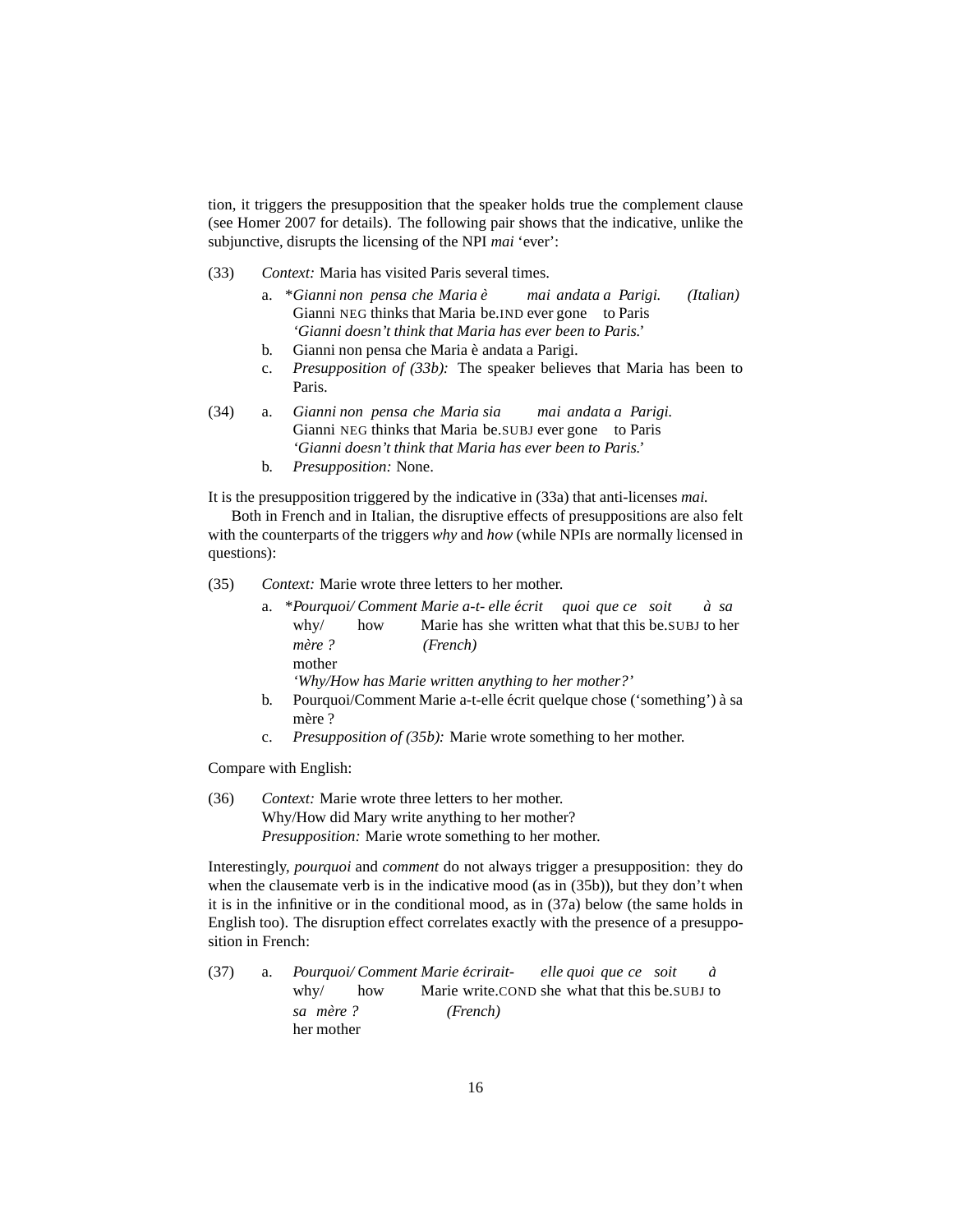tion, it triggers the presupposition that the speaker holds true the complement clause (see Homer 2007 for details). The following pair shows that the indicative, unlike the subjunctive, disrupts the licensing of the NPI *mai* 'ever':

(33) *Context:* Maria has visited Paris several times.

a. \**Gianni non pensa che Maria è mai andata a Parigi.* *(Italian)*
   Gianni NEG thinks that Maria be.IND ever gone to Paris
   *'Gianni doesn't think that Maria has ever been to Paris.'*

b. Gianni non pensa che Maria è andata a Parigi.

c. *Presupposition of (33b):* The speaker believes that Maria has been to Paris.

(34) a. *Gianni non pensa che Maria sia mai andata a Parigi.*
   Gianni NEG thinks that Maria be.SUBJ ever gone to Paris
   *'Gianni doesn't think that Maria has ever been to Paris.'*

b. *Presupposition:* None.

It is the presupposition triggered by the indicative in (33a) that anti-licenses *mai.*

Both in French and in Italian, the disruptive effects of presuppositions are also felt with the counterparts of the triggers *why* and *how* (while NPIs are normally licensed in questions):

(35) *Context:* Marie wrote three letters to her mother.

a. \**Pourquoi/ Comment Marie a-t- elle écrit quoi que ce soit à sa mère ?* *(French)*
   why/ how Marie has she written what that this be.SUBJ to her mother
   *'Why/How has Marie written anything to her mother?'*

b. Pourquoi/Comment Marie a-t-elle écrit quelque chose ('something') à sa mère ?

c. *Presupposition of (35b):* Marie wrote something to her mother.

Compare with English:

(36) *Context:* Marie wrote three letters to her mother.
Why/How did Mary write anything to her mother?
*Presupposition:* Marie wrote something to her mother.

Interestingly, *pourquoi* and *comment* do not always trigger a presupposition: they do when the clausemate verb is in the indicative mood (as in (35b)), but they don't when it is in the infinitive or in the conditional mood, as in (37a) below (the same holds in English too). The disruption effect correlates exactly with the presence of a presupposition in French:

(37) a. *Pourquoi/ Comment Marie écrirait- elle quoi que ce soit à sa mère ?* *(French)*
   why/ how Marie write.COND she what that this be.SUBJ to her mother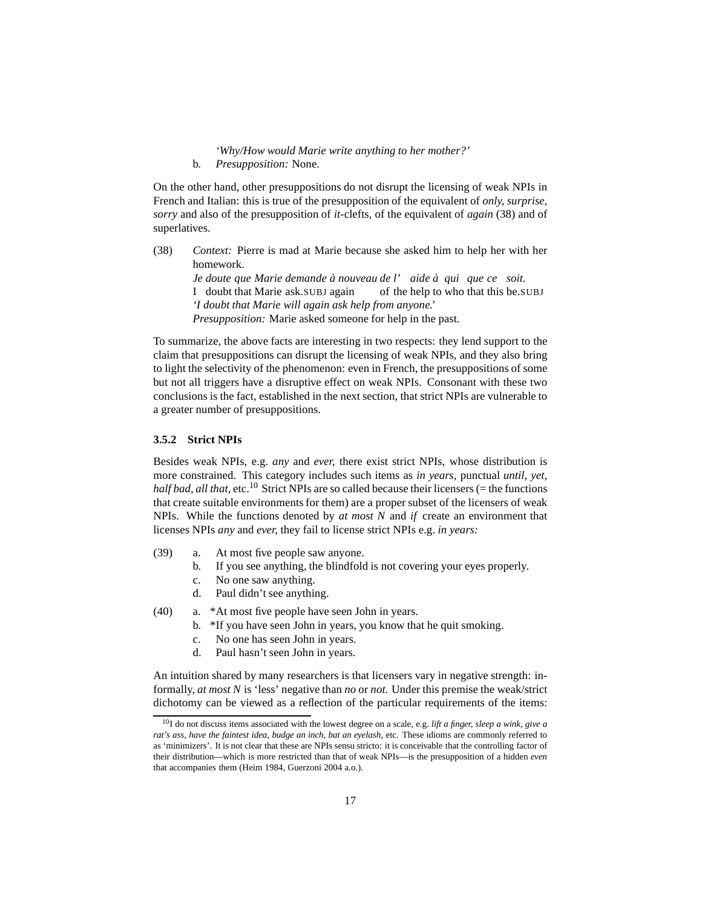*'Why/How would Marie write anything to her mother?'*

b. *Presupposition:* None.

On the other hand, other presuppositions do not disrupt the licensing of weak NPIs in French and Italian: this is true of the presupposition of the equivalent of *only, surprise, sorry* and also of the presupposition of *it*-clefts, of the equivalent of *again* (38) and of superlatives.

(38) *Context:* Pierre is mad at Marie because she asked him to help her with her homework.

*Je doute que Marie demande à nouveau de l' aide à qui que ce soit.*
I doubt that Marie ask.SUBJ again of the help to who that this be.SUBJ
*'I doubt that Marie will again ask help from anyone.'*
*Presupposition:* Marie asked someone for help in the past.

To summarize, the above facts are interesting in two respects: they lend support to the claim that presuppositions can disrupt the licensing of weak NPIs, and they also bring to light the selectivity of the phenomenon: even in French, the presuppositions of some but not all triggers have a disruptive effect on weak NPIs. Consonant with these two conclusions is the fact, established in the next section, that strict NPIs are vulnerable to a greater number of presuppositions.

### 3.5.2 Strict NPIs

Besides weak NPIs, e.g. *any* and *ever,* there exist strict NPIs, whose distribution is more constrained. This category includes such items as *in years,* punctual *until, yet, half bad, all that,* etc.[10] Strict NPIs are so called because their licensers (= the functions that create suitable environments for them) are a proper subset of the licensers of weak NPIs. While the functions denoted by *at most N* and *if* create an environment that licenses NPIs *any* and *ever,* they fail to license strict NPIs e.g. *in years:*

(39) a. At most five people saw anyone.
b. If you see anything, the blindfold is not covering your eyes properly.
c. No one saw anything.
d. Paul didn't see anything.

(40) a. *At most five people have seen John in years.
b. *If you have seen John in years, you know that he quit smoking.
c. No one has seen John in years.
d. Paul hasn't seen John in years.

An intuition shared by many researchers is that licensers vary in negative strength: informally, *at most N* is 'less' negative than *no* or *not.* Under this premise the weak/strict dichotomy can be viewed as a reflection of the particular requirements of the items:

[10] I do not discuss items associated with the lowest degree on a scale, e.g. *lift a finger, sleep a wink, give a rat's ass, have the faintest idea, budge an inch, bat an eyelash,* etc. These idioms are commonly referred to as 'minimizers'. It is not clear that these are NPIs sensu stricto: it is conceivable that the controlling factor of their distribution—which is more restricted than that of weak NPIs—is the presupposition of a hidden *even* that accompanies them (Heim 1984, Guerzoni 2004 a.o.).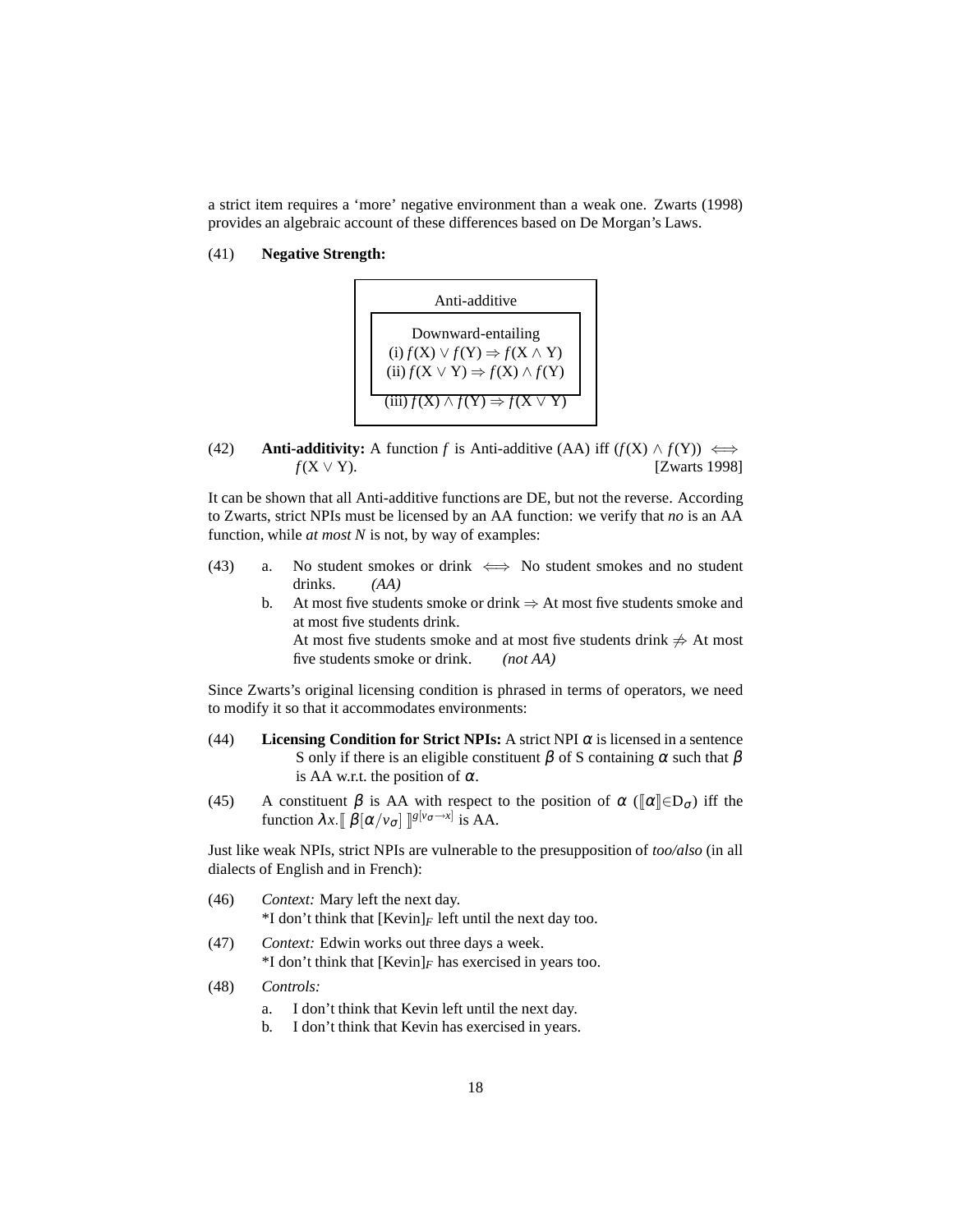a strict item requires a 'more' negative environment than a weak one. Zwarts (1998) provides an algebraic account of these differences based on De Morgan's Laws.

(41) **Negative Strength:**

Anti-additive

Downward-entailing
(i) $f(X) \vee f(Y) \Rightarrow f(X \wedge Y)$
(ii) $f(X \vee Y) \Rightarrow f(X) \wedge f(Y)$

(iii) $f(X) \wedge f(Y) \Rightarrow f(X \vee Y)$

(42) **Anti-additivity:** A function $f$ is Anti-additive (AA) iff $(f(X) \wedge f(Y)) \iff f(X \vee Y)$. [Zwarts 1998]

It can be shown that all Anti-additive functions are DE, but not the reverse. According to Zwarts, strict NPIs must be licensed by an AA function: we verify that *no* is an AA function, while *at most N* is not, by way of examples:

(43) a. No student smokes or drink $\iff$ No student smokes and no student drinks. *(AA)*

b. At most five students smoke or drink $\Rightarrow$ At most five students smoke and at most five students drink.
At most five students smoke and at most five students drink $\not\Rightarrow$ At most five students smoke or drink. *(not AA)*

Since Zwarts's original licensing condition is phrased in terms of operators, we need to modify it so that it accommodates environments:

(44) **Licensing Condition for Strict NPIs:** A strict NPI $\alpha$ is licensed in a sentence S only if there is an eligible constituent $\beta$ of S containing $\alpha$ such that $\beta$ is AA w.r.t. the position of $\alpha$.

(45) A constituent $\beta$ is AA with respect to the position of $\alpha$ ($[\![\alpha]\!] \in D_\sigma$) iff the function $\lambda x.[\![ \beta[\alpha/v_\sigma] ]\!]^{g[v_\sigma \to x]}$ is AA.

Just like weak NPIs, strict NPIs are vulnerable to the presupposition of *too/also* (in all dialects of English and in French):

(46) *Context:* Mary left the next day.
*I don't think that [Kevin]$_F$ left until the next day too.

(47) *Context:* Edwin works out three days a week.
*I don't think that [Kevin]$_F$ has exercised in years too.

(48) *Controls:*

a. I don't think that Kevin left until the next day.

b. I don't think that Kevin has exercised in years.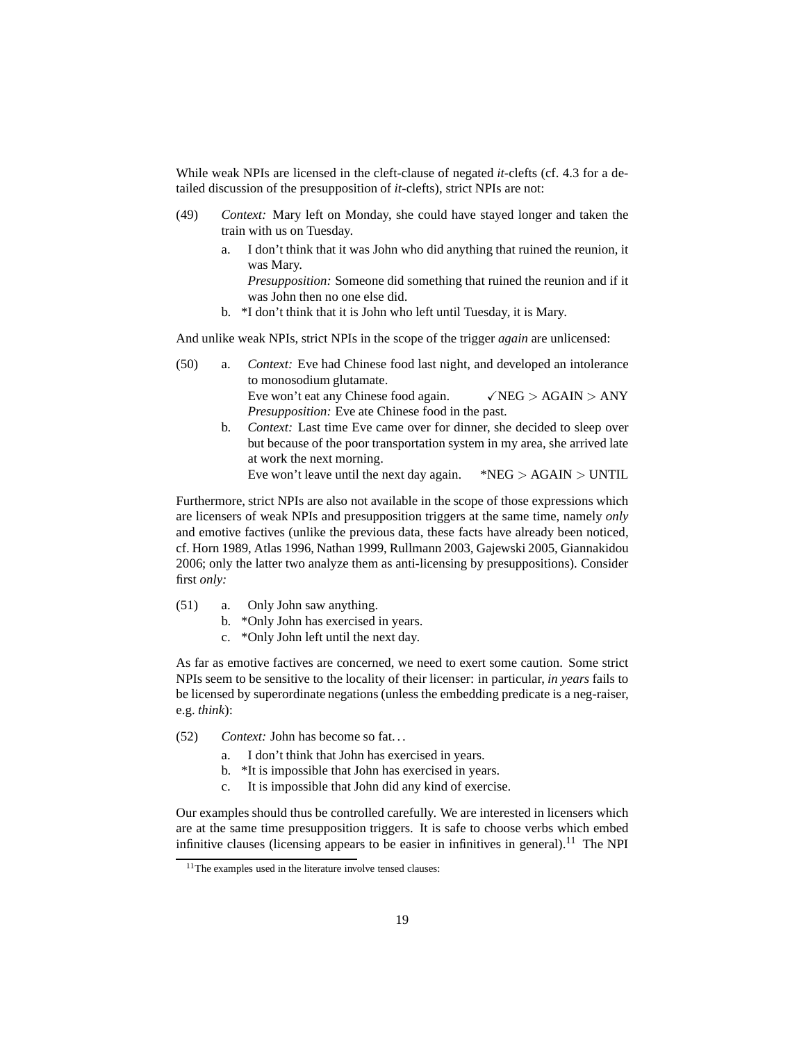While weak NPIs are licensed in the cleft-clause of negated *it*-clefts (cf. 4.3 for a detailed discussion of the presupposition of *it*-clefts), strict NPIs are not:

(49) *Context:* Mary left on Monday, she could have stayed longer and taken the train with us on Tuesday.

  a. I don't think that it was John who did anything that ruined the reunion, it was Mary.
  *Presupposition:* Someone did something that ruined the reunion and if it was John then no one else did.

  b. *I don't think that it is John who left until Tuesday, it is Mary.

And unlike weak NPIs, strict NPIs in the scope of the trigger *again* are unlicensed:

(50) a. *Context:* Eve had Chinese food last night, and developed an intolerance to monosodium glutamate.
  Eve won't eat any Chinese food again. ✓NEG > AGAIN > ANY
  *Presupposition:* Eve ate Chinese food in the past.

  b. *Context:* Last time Eve came over for dinner, she decided to sleep over but because of the poor transportation system in my area, she arrived late at work the next morning.
  Eve won't leave until the next day again. *NEG > AGAIN > UNTIL

Furthermore, strict NPIs are also not available in the scope of those expressions which are licensers of weak NPIs and presupposition triggers at the same time, namely *only* and emotive factives (unlike the previous data, these facts have already been noticed, cf. Horn 1989, Atlas 1996, Nathan 1999, Rullmann 2003, Gajewski 2005, Giannakidou 2006; only the latter two analyze them as anti-licensing by presuppositions). Consider first *only:*

(51) a. Only John saw anything.

  b. *Only John has exercised in years.

  c. *Only John left until the next day.

As far as emotive factives are concerned, we need to exert some caution. Some strict NPIs seem to be sensitive to the locality of their licenser: in particular, *in years* fails to be licensed by superordinate negations (unless the embedding predicate is a neg-raiser, e.g. *think*):

(52) *Context:* John has become so fat...

  a. I don't think that John has exercised in years.

  b. *It is impossible that John has exercised in years.

  c. It is impossible that John did any kind of exercise.

Our examples should thus be controlled carefully. We are interested in licensers which are at the same time presupposition triggers. It is safe to choose verbs which embed infinitive clauses (licensing appears to be easier in infinitives in general).[11] The NPI

[11] The examples used in the literature involve tensed clauses: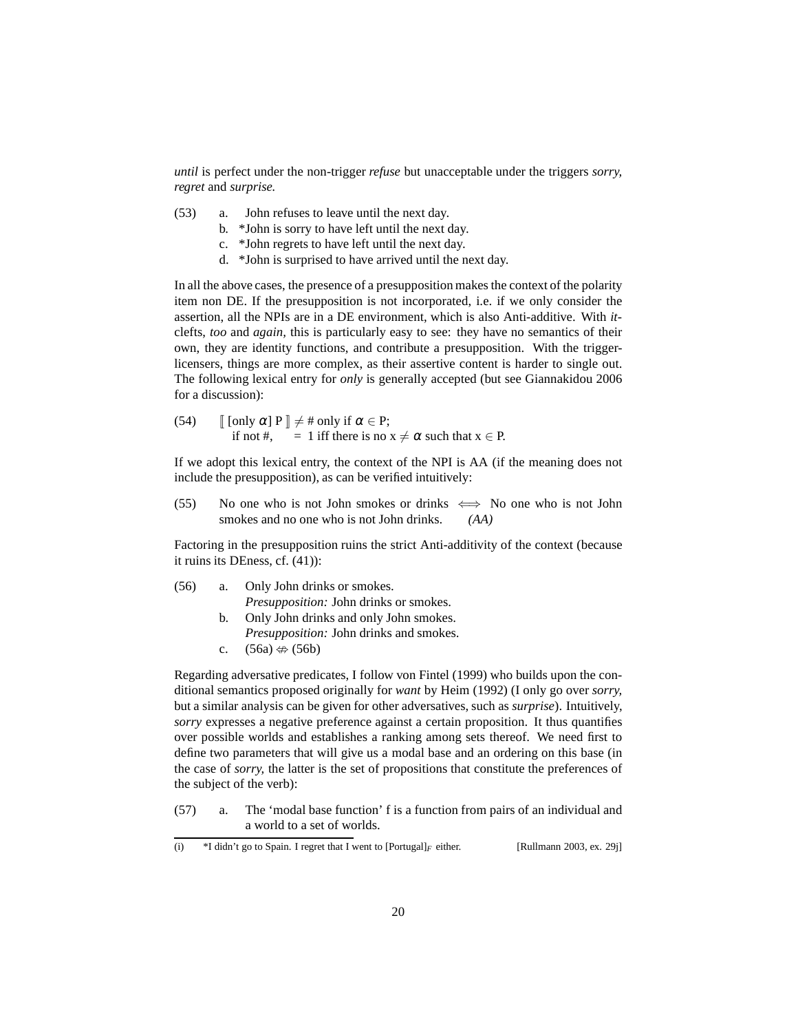*until* is perfect under the non-trigger *refuse* but unacceptable under the triggers *sorry, regret* and *surprise.*

(53) a. John refuses to leave until the next day.
  b. *John is sorry to have left until the next day.
  c. *John regrets to have left until the next day.
  d. *John is surprised to have arrived until the next day.

In all the above cases, the presence of a presupposition makes the context of the polarity item non DE. If the presupposition is not incorporated, i.e. if we only consider the assertion, all the NPIs are in a DE environment, which is also Anti-additive. With *it*-clefts, *too* and *again,* this is particularly easy to see: they have no semantics of their own, they are identity functions, and contribute a presupposition. With the trigger-licensers, things are more complex, as their assertive content is harder to single out. The following lexical entry for *only* is generally accepted (but see Giannakidou 2006 for a discussion):

(54) $[\![$ [only $\alpha$] P $]\!] \neq \#$ only if $\alpha \in$ P;
  if not #, $\quad = 1$ iff there is no $x \neq \alpha$ such that $x \in$ P.

If we adopt this lexical entry, the context of the NPI is AA (if the meaning does not include the presupposition), as can be verified intuitively:

(55) No one who is not John smokes or drinks $\Longleftrightarrow$ No one who is not John smokes and no one who is not John drinks. *(AA)*

Factoring in the presupposition ruins the strict Anti-additivity of the context (because it ruins its DEness, cf. (41)):

(56) a. Only John drinks or smokes.
  *Presupposition:* John drinks or smokes.
  b. Only John drinks and only John smokes.
  *Presupposition:* John drinks and smokes.
  c. (56a) $\not\Leftrightarrow$ (56b)

Regarding adversative predicates, I follow von Fintel (1999) who builds upon the conditional semantics proposed originally for *want* by Heim (1992) (I only go over *sorry,* but a similar analysis can be given for other adversatives, such as *surprise*). Intuitively, *sorry* expresses a negative preference against a certain proposition. It thus quantifies over possible worlds and establishes a ranking among sets thereof. We need first to define two parameters that will give us a modal base and an ordering on this base (in the case of *sorry,* the latter is the set of propositions that constitute the preferences of the subject of the verb):

(57) a. The 'modal base function' f is a function from pairs of an individual and a world to a set of worlds.

---

(i) *I didn't go to Spain. I regret that I went to [Portugal]$_F$ either. [Rullmann 2003, ex. 29j]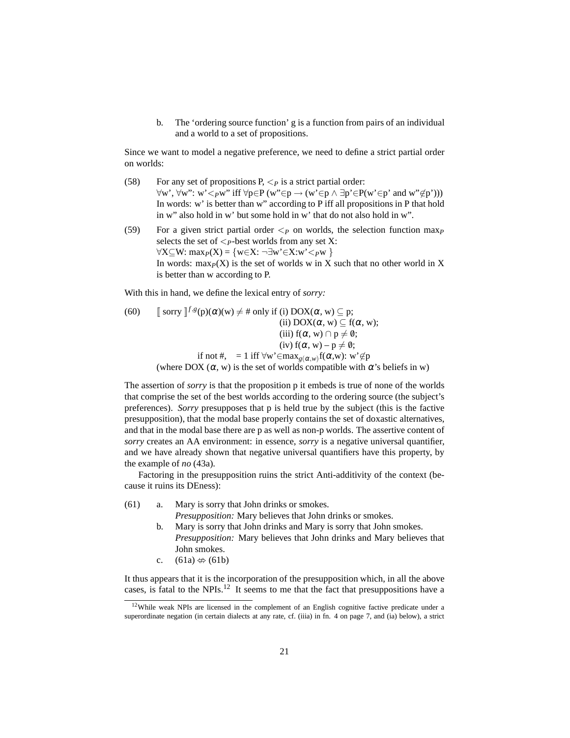b. The 'ordering source function' g is a function from pairs of an individual and a world to a set of propositions.

Since we want to model a negative preference, we need to define a strict partial order on worlds:

(58) For any set of propositions P, $<_P$ is a strict partial order:
$\forall$w', $\forall$w": w'$<_P$w" iff $\forall$p$\in$P (w"$\in$p $\rightarrow$ (w'$\in$p $\wedge$ $\exists$p'$\in$P(w'$\in$p' and w"$\notin$p')))
In words: w' is better than w" according to P iff all propositions in P that hold in w" also hold in w' but some hold in w' that do not also hold in w".

(59) For a given strict partial order $<_P$ on worlds, the selection function $\max_P$ selects the set of $<_P$-best worlds from any set X:
$\forall$X$\subseteq$W: $\max_P$(X) = {w$\in$X: $\neg\exists$w'$\in$X:w'$<_P$w }
In words: $\max_P$(X) is the set of worlds w in X such that no other world in X is better than w according to P.

With this in hand, we define the lexical entry of *sorry:*

(60) $[\![$ sorry $]\!]^{f,g}$(p)($\alpha$)(w) $\neq$ # only if (i) DOX($\alpha$, w) $\subseteq$ p;
(ii) DOX($\alpha$, w) $\subseteq$ f($\alpha$, w);
(iii) f($\alpha$, w) $\cap$ p $\neq \emptyset$;
(iv) f($\alpha$, w) – p $\neq \emptyset$;
if not #, = 1 iff $\forall$w'$\in\max_{g(\alpha,w)}$f($\alpha$,w): w'$\notin$p
(where DOX ($\alpha$, w) is the set of worlds compatible with $\alpha$'s beliefs in w)

The assertion of *sorry* is that the proposition p it embeds is true of none of the worlds that comprise the set of the best worlds according to the ordering source (the subject's preferences). *Sorry* presupposes that p is held true by the subject (this is the factive presupposition), that the modal base properly contains the set of doxastic alternatives, and that in the modal base there are p as well as non-p worlds. The assertive content of *sorry* creates an AA environment: in essence, *sorry* is a negative universal quantifier, and we have already shown that negative universal quantifiers have this property, by the example of *no* (43a).

Factoring in the presupposition ruins the strict Anti-additivity of the context (because it ruins its DEness):

(61) a. Mary is sorry that John drinks or smokes.
*Presupposition:* Mary believes that John drinks or smokes.
b. Mary is sorry that John drinks and Mary is sorry that John smokes.
*Presupposition:* Mary believes that John drinks and Mary believes that John smokes.
c. (61a) $\not\Leftrightarrow$ (61b)

It thus appears that it is the incorporation of the presupposition which, in all the above cases, is fatal to the NPIs.[12] It seems to me that the fact that presuppositions have a

[12] While weak NPIs are licensed in the complement of an English cognitive factive predicate under a superordinate negation (in certain dialects at any rate, cf. (iiia) in fn. 4 on page 7, and (ia) below), a strict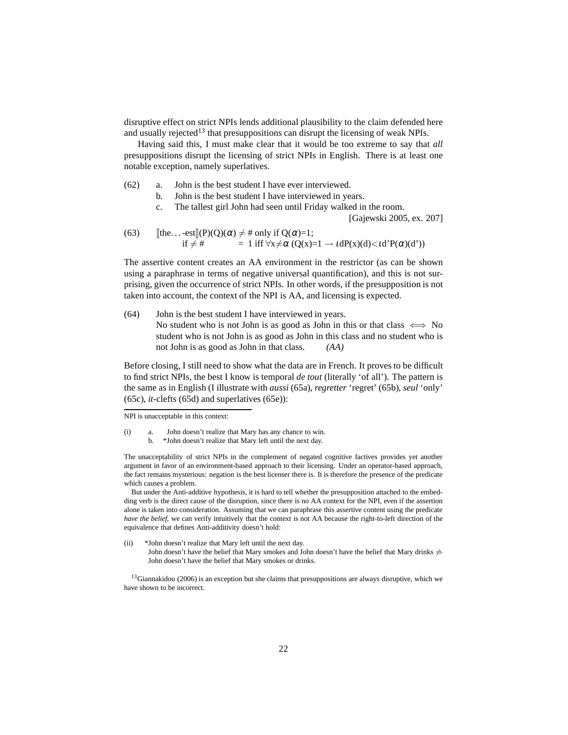disruptive effect on strict NPIs lends additional plausibility to the claim defended here and usually rejected[13] that presuppositions can disrupt the licensing of weak NPIs.

Having said this, I must make clear that it would be too extreme to say that *all* presuppositions disrupt the licensing of strict NPIs in English. There is at least one notable exception, namely superlatives.

(62) a. John is the best student I have ever interviewed.
b. John is the best student I have interviewed in years.
c. The tallest girl John had seen until Friday walked in the room.
[Gajewski 2005, ex. 207]

(63) $[\![\text{the}\ldots\text{-est}]\!](P)(Q)(\alpha) \neq \#$ only if $Q(\alpha)$=1;
if $\neq \#$ $= 1$ iff $\forall x \neq \alpha\ (Q(x)=1 \rightarrow \iota d P(x)(d) < \iota d' P(\alpha)(d'))$

The assertive content creates an AA environment in the restrictor (as can be shown using a paraphrase in terms of negative universal quantification), and this is not surprising, given the occurrence of strict NPIs. In other words, if the presupposition is not taken into account, the context of the NPI is AA, and licensing is expected.

(64) John is the best student I have interviewed in years.
No student who is not John is as good as John in this or that class $\Longleftrightarrow$ No student who is not John is as good as John in this class and no student who is not John is as good as John in that class. *(AA)*

Before closing, I still need to show what the data are in French. It proves to be difficult to find strict NPIs, the best I know is temporal *de tout* (literally 'of all'). The pattern is the same as in English (I illustrate with *aussi* (65a), *regretter* 'regret' (65b), *seul* 'only' (65c), *it*-clefts (65d) and superlatives (65e)):

---

NPI is unacceptable in this context:

(i) a. John doesn't realize that Mary has any chance to win.
b. *John doesn't realize that Mary left until the next day.

The unacceptability of strict NPIs in the complement of negated cognitive factives provides yet another argument in favor of an environment-based approach to their licensing. Under an operator-based approach, the fact remains mysterious: negation is the best licenser there is. It is therefore the presence of the predicate which causes a problem.

But under the Anti-additive hypothesis, it is hard to tell whether the presupposition attached to the embedding verb is the direct cause of the disruption, since there is no AA context for the NPI, even if the assertion alone is taken into consideration. Assuming that we can paraphrase this assertive content using the predicate *have the belief*, we can verify intuitively that the context is not AA because the right-to-left direction of the equivalence that defines Anti-additivity doesn't hold:

(ii) *John doesn't realize that Mary left until the next day.
John doesn't have the belief that Mary smokes and John doesn't have the belief that Mary drinks $\not\Leftarrow$ John doesn't have the belief that Mary smokes or drinks.

[13] Giannakidou (2006) is an exception but she claims that presuppositions are always disruptive, which we have shown to be incorrect.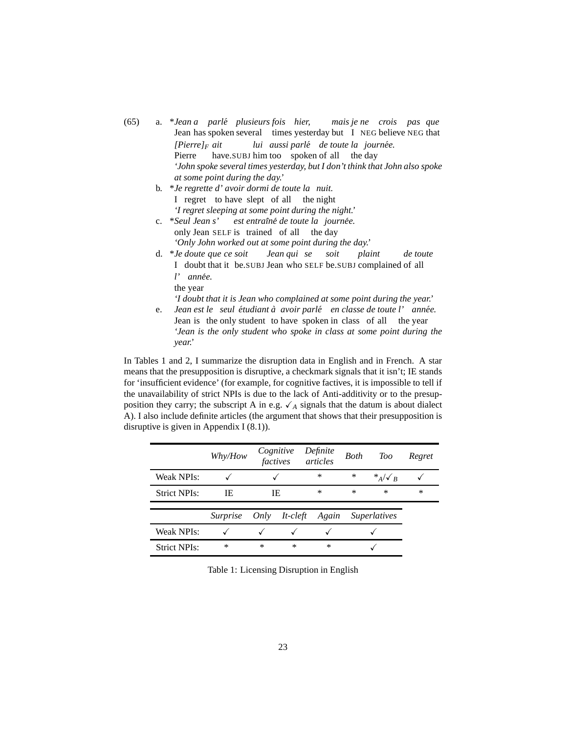(65) a. \**Jean a parlé plusieurs fois hier, mais je ne crois pas que [Pierre]$_F$ ait lui aussi parlé de toute la journée.*
Jean has spoken several times yesterday but I NEG believe NEG that Pierre have.SUBJ him too spoken of all the day
*'John spoke several times yesterday, but I don't think that John also spoke at some point during the day.'*

b. \**Je regrette d' avoir dormi de toute la nuit.*
I regret to have slept of all the night
*'I regret sleeping at some point during the night.'*

c. \**Seul Jean s' est entraîné de toute la journée.*
only Jean SELF is trained of all the day
*'Only John worked out at some point during the day.'*

d. \**Je doute que ce soit Jean qui se soit plaint de toute l' année.*
I doubt that it be.SUBJ Jean who SELF be.SUBJ complained of all the year
*'I doubt that it is Jean who complained at some point during the year.'*

e. *Jean est le seul étudiant à avoir parlé en classe de toute l' année.*
Jean is the only student to have spoken in class of all the year
*'Jean is the only student who spoke in class at some point during the year.'*

In Tables 1 and 2, I summarize the disruption data in English and in French. A star means that the presupposition is disruptive, a checkmark signals that it isn't; IE stands for 'insufficient evidence' (for example, for cognitive factives, it is impossible to tell if the unavailability of strict NPIs is due to the lack of Anti-additivity or to the presupposition they carry; the subscript A in e.g. $\checkmark_A$ signals that the datum is about dialect A). I also include definite articles (the argument that shows that their presupposition is disruptive is given in Appendix I (8.1)).

| | *Why/How* | *Cognitive factives* | *Definite articles* | *Both* | *Too* | *Regret* |
|---|---|---|---|---|---|---|
| Weak NPIs: | ✓ | ✓ | * | * | $*_A/\checkmark_B$ | ✓ |
| Strict NPIs: | IE | IE | * | * | * | * |

| | *Surprise* | *Only* | *It-cleft* | *Again* | *Superlatives* |
|---|---|---|---|---|---|
| Weak NPIs: | ✓ | ✓ | ✓ | ✓ | ✓ |
| Strict NPIs: | * | * | * | * | ✓ |

Table 1: Licensing Disruption in English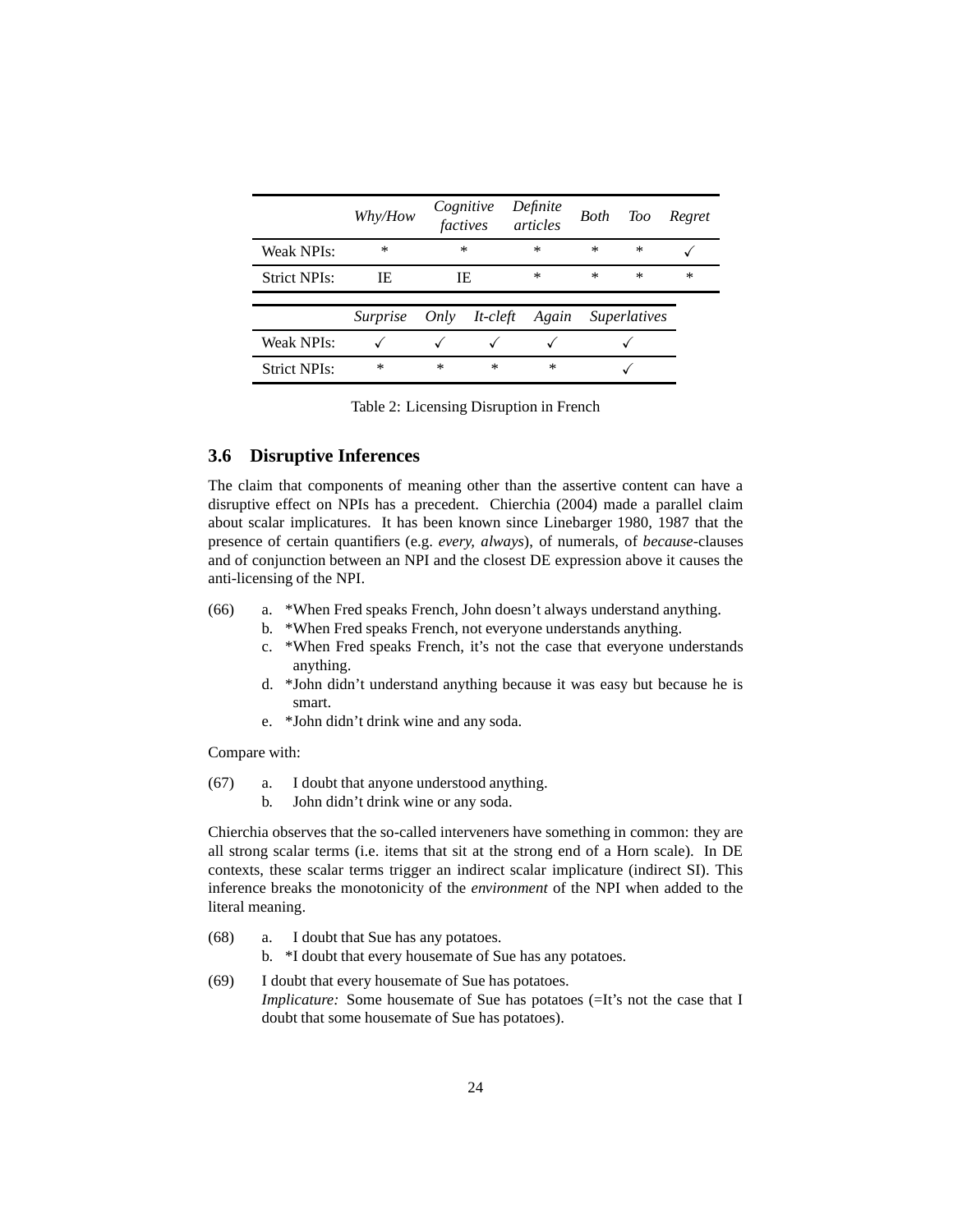|  | *Why/How* | *Cognitive factives* | *Definite articles* | *Both* | *Too* | *Regret* |
|---|---|---|---|---|---|---|
| Weak NPIs: | * | * | * | * | * | ✓ |
| Strict NPIs: | IE | IE | * | * | * | * |

|  | *Surprise* | *Only* | *It-cleft* | *Again* | *Superlatives* |
|---|---|---|---|---|---|
| Weak NPIs: | ✓ | ✓ | ✓ | ✓ | ✓ |
| Strict NPIs: | * | * | * | * | ✓ |

Table 2: Licensing Disruption in French

### 3.6 Disruptive Inferences

The claim that components of meaning other than the assertive content can have a disruptive effect on NPIs has a precedent. Chierchia (2004) made a parallel claim about scalar implicatures. It has been known since Linebarger 1980, 1987 that the presence of certain quantifiers (e.g. *every, always*), of numerals, of *because*-clauses and of conjunction between an NPI and the closest DE expression above it causes the anti-licensing of the NPI.

(66) a. *When Fred speaks French, John doesn't always understand anything.
b. *When Fred speaks French, not everyone understands anything.
c. *When Fred speaks French, it's not the case that everyone understands anything.
d. *John didn't understand anything because it was easy but because he is smart.
e. *John didn't drink wine and any soda.

Compare with:

(67) a. I doubt that anyone understood anything.
b. John didn't drink wine or any soda.

Chierchia observes that the so-called interveners have something in common: they are all strong scalar terms (i.e. items that sit at the strong end of a Horn scale). In DE contexts, these scalar terms trigger an indirect scalar implicature (indirect SI). This inference breaks the monotonicity of the *environment* of the NPI when added to the literal meaning.

(68) a. I doubt that Sue has any potatoes.
b. *I doubt that every housemate of Sue has any potatoes.

(69) I doubt that every housemate of Sue has potatoes.
*Implicature:* Some housemate of Sue has potatoes (=It's not the case that I doubt that some housemate of Sue has potatoes).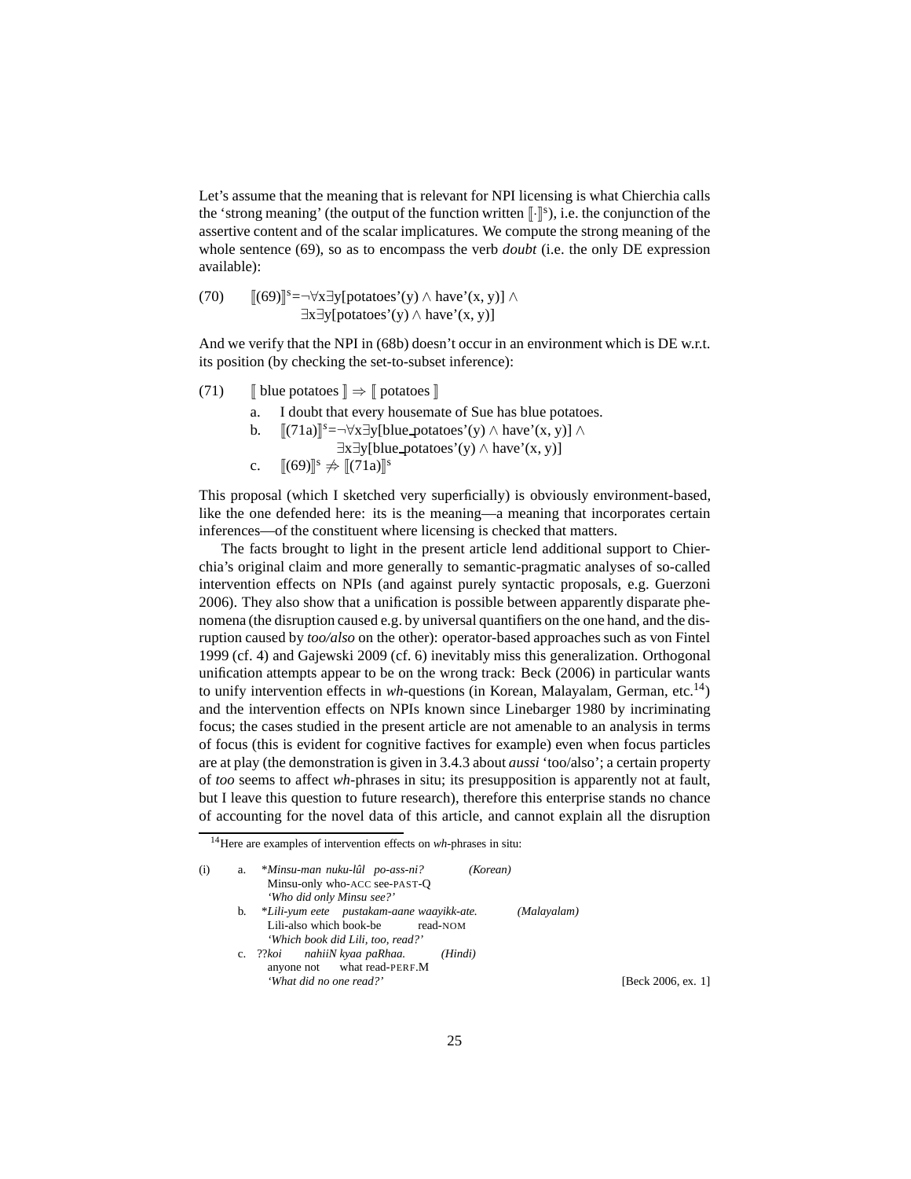Let's assume that the meaning that is relevant for NPI licensing is what Chierchia calls the 'strong meaning' (the output of the function written $[\![\cdot]\!]^s$), i.e. the conjunction of the assertive content and of the scalar implicatures. We compute the strong meaning of the whole sentence (69), so as to encompass the verb *doubt* (i.e. the only DE expression available):

(70) $[\![(69)]\!]^s = \neg\forall x\exists y[\text{potatoes'}(y) \wedge \text{have'}(x, y)] \wedge \exists x\exists y[\text{potatoes'}(y) \wedge \text{have'}(x, y)]$

And we verify that the NPI in (68b) doesn't occur in an environment which is DE w.r.t. its position (by checking the set-to-subset inference):

(71) $[\![\text{blue potatoes}]\!] \Rightarrow [\![\text{potatoes}]\!]$

a. I doubt that every housemate of Sue has blue potatoes.

b. $[\![(71a)]\!]^s = \neg\forall x\exists y[\text{blue\_potatoes'}(y) \wedge \text{have'}(x, y)] \wedge \exists x\exists y[\text{blue\_potatoes'}(y) \wedge \text{have'}(x, y)]$

c. $[\![(69)]\!]^s \not\Rightarrow [\![(71a)]\!]^s$

This proposal (which I sketched very superficially) is obviously environment-based, like the one defended here: its is the meaning—a meaning that incorporates certain inferences—of the constituent where licensing is checked that matters.

The facts brought to light in the present article lend additional support to Chierchia's original claim and more generally to semantic-pragmatic analyses of so-called intervention effects on NPIs (and against purely syntactic proposals, e.g. Guerzoni 2006). They also show that a unification is possible between apparently disparate phenomena (the disruption caused e.g. by universal quantifiers on the one hand, and the disruption caused by *too/also* on the other): operator-based approaches such as von Fintel 1999 (cf. 4) and Gajewski 2009 (cf. 6) inevitably miss this generalization. Orthogonal unification attempts appear to be on the wrong track: Beck (2006) in particular wants to unify intervention effects in *wh*-questions (in Korean, Malayalam, German, etc.[14]) and the intervention effects on NPIs known since Linebarger 1980 by incriminating focus; the cases studied in the present article are not amenable to an analysis in terms of focus (this is evident for cognitive factives for example) even when focus particles are at play (the demonstration is given in 3.4.3 about *aussi* 'too/also'; a certain property of *too* seems to affect *wh*-phrases in situ; its presupposition is apparently not at fault, but I leave this question to future research), therefore this enterprise stands no chance of accounting for the novel data of this article, and cannot explain all the disruption

[14] Here are examples of intervention effects on *wh*-phrases in situ:

(i) a. \**Minsu-man nuku-lûl po-ass-ni?* (Korean)
Minsu-only who-ACC see-PAST-Q
*'Who did only Minsu see?'*

b. \**Lili-yum eete pustakam-aane waayikk-ate.* (Malayalam)
Lili-also which book-be read-NOM
*'Which book did Lili, too, read?'*

c. ??*koi nahiiN kyaa paRhaa.* (Hindi)
anyone not what read-PERF.M
*'What did no one read?'* [Beck 2006, ex. 1]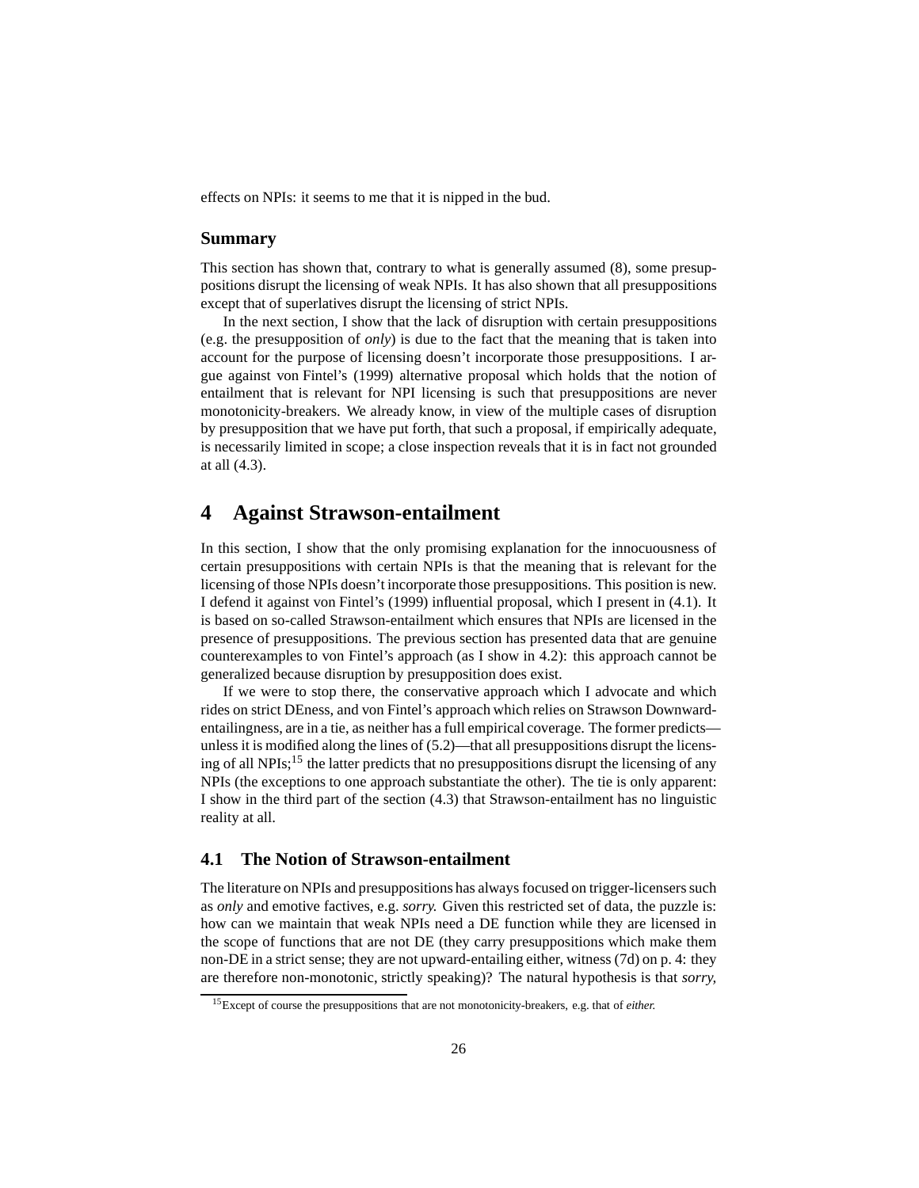effects on NPIs: it seems to me that it is nipped in the bud.

### Summary

This section has shown that, contrary to what is generally assumed (8), some presuppositions disrupt the licensing of weak NPIs. It has also shown that all presuppositions except that of superlatives disrupt the licensing of strict NPIs.

In the next section, I show that the lack of disruption with certain presuppositions (e.g. the presupposition of *only*) is due to the fact that the meaning that is taken into account for the purpose of licensing doesn't incorporate those presuppositions. I argue against von Fintel's (1999) alternative proposal which holds that the notion of entailment that is relevant for NPI licensing is such that presuppositions are never monotonicity-breakers. We already know, in view of the multiple cases of disruption by presupposition that we have put forth, that such a proposal, if empirically adequate, is necessarily limited in scope; a close inspection reveals that it is in fact not grounded at all (4.3).

## 4 Against Strawson-entailment

In this section, I show that the only promising explanation for the innocuousness of certain presuppositions with certain NPIs is that the meaning that is relevant for the licensing of those NPIs doesn't incorporate those presuppositions. This position is new. I defend it against von Fintel's (1999) influential proposal, which I present in (4.1). It is based on so-called Strawson-entailment which ensures that NPIs are licensed in the presence of presuppositions. The previous section has presented data that are genuine counterexamples to von Fintel's approach (as I show in 4.2): this approach cannot be generalized because disruption by presupposition does exist.

If we were to stop there, the conservative approach which I advocate and which rides on strict DEness, and von Fintel's approach which relies on Strawson Downward-entailingness, are in a tie, as neither has a full empirical coverage. The former predicts—unless it is modified along the lines of (5.2)—that all presuppositions disrupt the licensing of all NPIs;[15] the latter predicts that no presuppositions disrupt the licensing of any NPIs (the exceptions to one approach substantiate the other). The tie is only apparent: I show in the third part of the section (4.3) that Strawson-entailment has no linguistic reality at all.

### 4.1 The Notion of Strawson-entailment

The literature on NPIs and presuppositions has always focused on trigger-licensers such as *only* and emotive factives, e.g. *sorry*. Given this restricted set of data, the puzzle is: how can we maintain that weak NPIs need a DE function while they are licensed in the scope of functions that are not DE (they carry presuppositions which make them non-DE in a strict sense; they are not upward-entailing either, witness (7d) on p. 4: they are therefore non-monotonic, strictly speaking)? The natural hypothesis is that *sorry*,

[15] Except of course the presuppositions that are not monotonicity-breakers, e.g. that of *either*.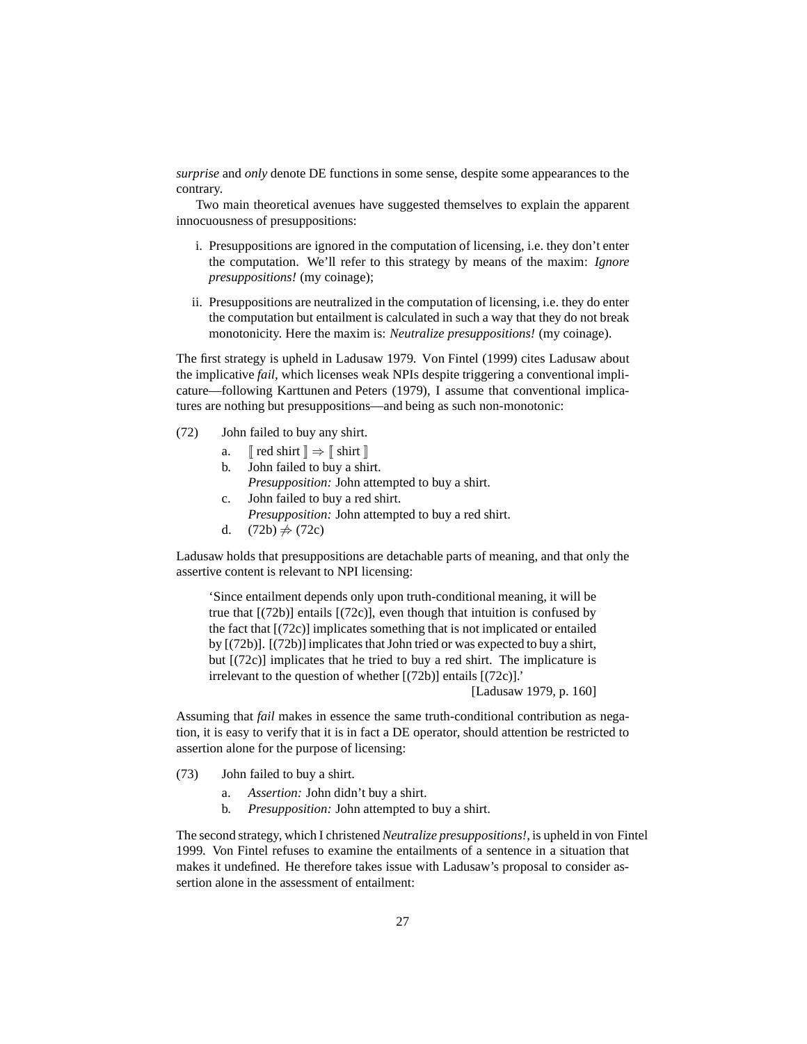*surprise* and *only* denote DE functions in some sense, despite some appearances to the contrary.

Two main theoretical avenues have suggested themselves to explain the apparent innocuousness of presuppositions:

i. Presuppositions are ignored in the computation of licensing, i.e. they don't enter the computation. We'll refer to this strategy by means of the maxim: *Ignore presuppositions!* (my coinage);

ii. Presuppositions are neutralized in the computation of licensing, i.e. they do enter the computation but entailment is calculated in such a way that they do not break monotonicity. Here the maxim is: *Neutralize presuppositions!* (my coinage).

The first strategy is upheld in Ladusaw 1979. Von Fintel (1999) cites Ladusaw about the implicative *fail*, which licenses weak NPIs despite triggering a conventional implicature—following Karttunen and Peters (1979), I assume that conventional implicatures are nothing but presuppositions—and being as such non-monotonic:

(72) John failed to buy any shirt.

  a. $[\![$ red shirt $]\!] \Rightarrow [\![$ shirt $]\!]$
  b. John failed to buy a shirt.
    *Presupposition:* John attempted to buy a shirt.
  c. John failed to buy a red shirt.
    *Presupposition:* John attempted to buy a red shirt.
  d. (72b) $\not\Rightarrow$ (72c)

Ladusaw holds that presuppositions are detachable parts of meaning, and that only the assertive content is relevant to NPI licensing:

> 'Since entailment depends only upon truth-conditional meaning, it will be true that [(72b)] entails [(72c)], even though that intuition is confused by the fact that [(72c)] implicates something that is not implicated or entailed by [(72b)]. [(72b)] implicates that John tried or was expected to buy a shirt, but [(72c)] implicates that he tried to buy a red shirt. The implicature is irrelevant to the question of whether [(72b)] entails [(72c)].'
>
> [Ladusaw 1979, p. 160]

Assuming that *fail* makes in essence the same truth-conditional contribution as negation, it is easy to verify that it is in fact a DE operator, should attention be restricted to assertion alone for the purpose of licensing:

(73) John failed to buy a shirt.

  a. *Assertion:* John didn't buy a shirt.
  b. *Presupposition:* John attempted to buy a shirt.

The second strategy, which I christened *Neutralize presuppositions!*, is upheld in von Fintel 1999. Von Fintel refuses to examine the entailments of a sentence in a situation that makes it undefined. He therefore takes issue with Ladusaw's proposal to consider assertion alone in the assessment of entailment: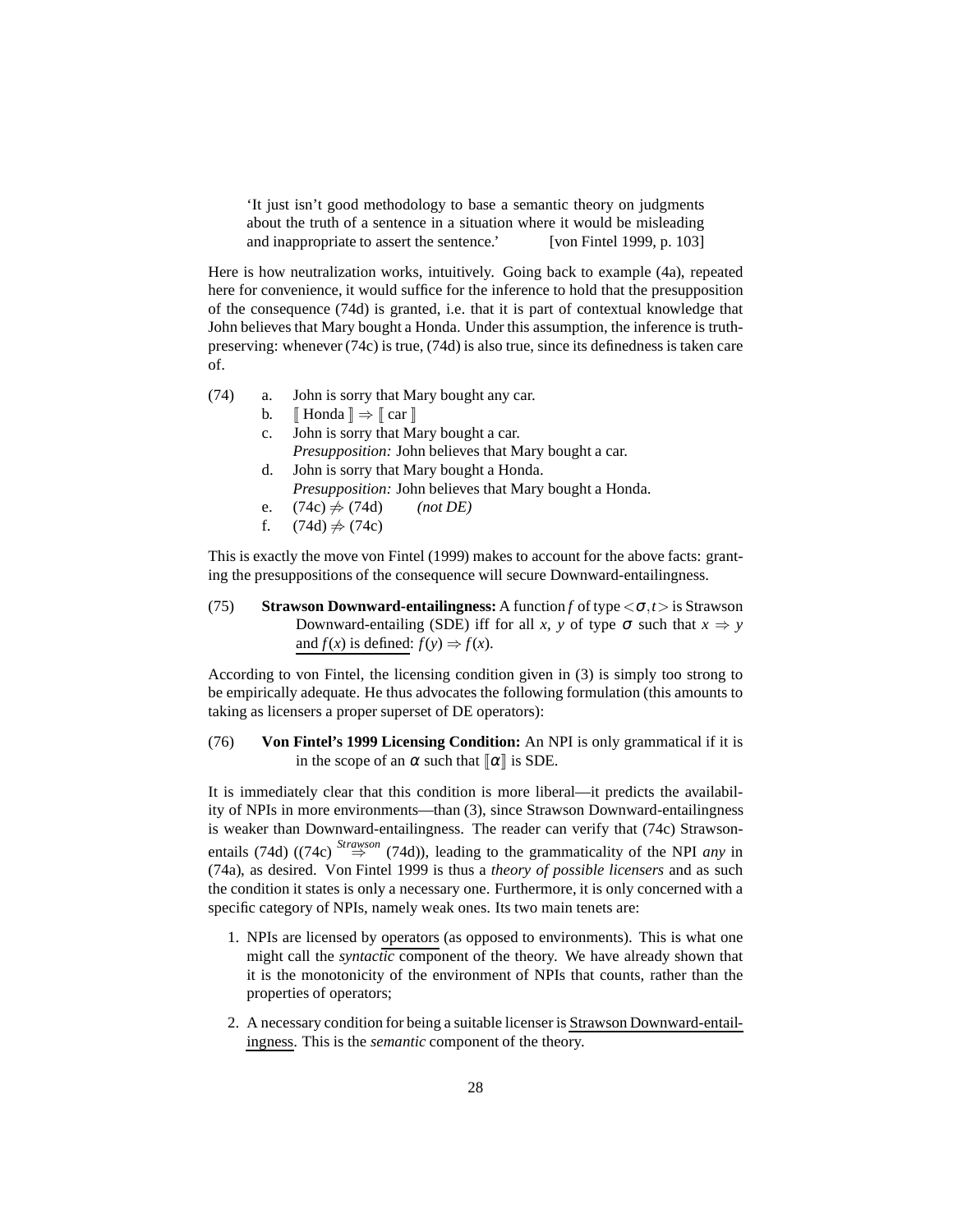> 'It just isn't good methodology to base a semantic theory on judgments about the truth of a sentence in a situation where it would be misleading and inappropriate to assert the sentence.' [von Fintel 1999, p. 103]

Here is how neutralization works, intuitively. Going back to example (4a), repeated here for convenience, it would suffice for the inference to hold that the presupposition of the consequence (74d) is granted, i.e. that it is part of contextual knowledge that John believes that Mary bought a Honda. Under this assumption, the inference is truth-preserving: whenever (74c) is true, (74d) is also true, since its definedness is taken care of.

(74)
- a. John is sorry that Mary bought any car.
- b. $[\![ \text{Honda} ]\!] \Rightarrow [\![ \text{car} ]\!]$
- c. John is sorry that Mary bought a car.
  *Presupposition:* John believes that Mary bought a car.
- d. John is sorry that Mary bought a Honda.
  *Presupposition:* John believes that Mary bought a Honda.
- e. (74c) $\not\Rightarrow$ (74d) *(not DE)*
- f. (74d) $\not\Rightarrow$ (74c)

This is exactly the move von Fintel (1999) makes to account for the above facts: granting the presuppositions of the consequence will secure Downward-entailingness.

(75) **Strawson Downward-entailingness:** A function $f$ of type $<\sigma, t>$ is Strawson Downward-entailing (SDE) iff for all $x$, $y$ of type $\sigma$ such that $x \Rightarrow y$ <u>and $f(x)$ is defined</u>: $f(y) \Rightarrow f(x)$.

According to von Fintel, the licensing condition given in (3) is simply too strong to be empirically adequate. He thus advocates the following formulation (this amounts to taking as licensers a proper superset of DE operators):

(76) **Von Fintel's 1999 Licensing Condition:** An NPI is only grammatical if it is in the scope of an $\alpha$ such that $[\![\alpha]\!]$ is SDE.

It is immediately clear that this condition is more liberal—it predicts the availability of NPIs in more environments—than (3), since Strawson Downward-entailingness is weaker than Downward-entailingness. The reader can verify that (74c) Strawson-entails (74d) ((74c) $\overset{Strawson}{\Rightarrow}$ (74d)), leading to the grammaticality of the NPI *any* in (74a), as desired. Von Fintel 1999 is thus a *theory of possible licensers* and as such the condition it states is only a necessary one. Furthermore, it is only concerned with a specific category of NPIs, namely weak ones. Its two main tenets are:

1. NPIs are licensed by <u>operators</u> (as opposed to environments). This is what one might call the *syntactic* component of the theory. We have already shown that it is the monotonicity of the environment of NPIs that counts, rather than the properties of operators;

2. A necessary condition for being a suitable licenser is <u>Strawson Downward-entailingness</u>. This is the *semantic* component of the theory.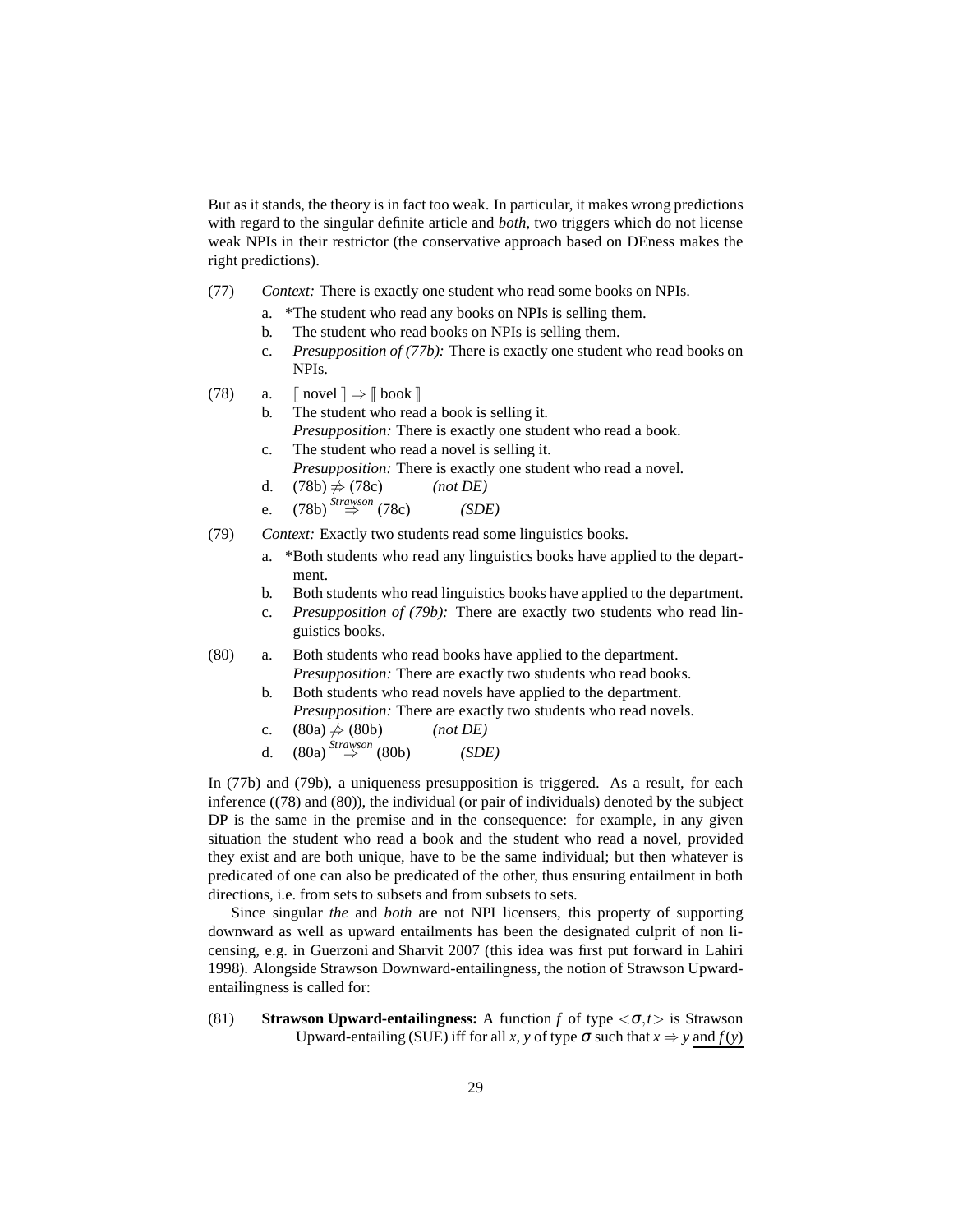But as it stands, the theory is in fact too weak. In particular, it makes wrong predictions with regard to the singular definite article and *both*, two triggers which do not license weak NPIs in their restrictor (the conservative approach based on DEness makes the right predictions).

(77) *Context:* There is exactly one student who read some books on NPIs.

a. *The student who read any books on NPIs is selling them.

b. The student who read books on NPIs is selling them.

c. *Presupposition of (77b):* There is exactly one student who read books on NPIs.

(78) a. $[\![ \text{novel} ]\!] \Rightarrow [\![ \text{book} ]\!]$

b. The student who read a book is selling it.
*Presupposition:* There is exactly one student who read a book.

c. The student who read a novel is selling it.
*Presupposition:* There is exactly one student who read a novel.

d. (78b) $\not\Rightarrow$ (78c) *(not DE)*

e. (78b) $\overset{Strawson}{\Rightarrow}$ (78c) *(SDE)*

(79) *Context:* Exactly two students read some linguistics books.

a. *Both students who read any linguistics books have applied to the department.

b. Both students who read linguistics books have applied to the department.

c. *Presupposition of (79b):* There are exactly two students who read linguistics books.

(80) a. Both students who read books have applied to the department.
*Presupposition:* There are exactly two students who read books.

b. Both students who read novels have applied to the department.
*Presupposition:* There are exactly two students who read novels.

c. (80a) $\not\Rightarrow$ (80b) *(not DE)*

d. (80a) $\overset{Strawson}{\Rightarrow}$ (80b) *(SDE)*

In (77b) and (79b), a uniqueness presupposition is triggered. As a result, for each inference ((78) and (80)), the individual (or pair of individuals) denoted by the subject DP is the same in the premise and in the consequence: for example, in any given situation the student who read a book and the student who read a novel, provided they exist and are both unique, have to be the same individual; but then whatever is predicated of one can also be predicated of the other, thus ensuring entailment in both directions, i.e. from sets to subsets and from subsets to sets.

Since singular *the* and *both* are not NPI licensers, this property of supporting downward as well as upward entailments has been the designated culprit of non licensing, e.g. in Guerzoni and Sharvit 2007 (this idea was first put forward in Lahiri 1998). Alongside Strawson Downward-entailingness, the notion of Strawson Upward-entailingness is called for:

(81) **Strawson Upward-entailingness:** A function $f$ of type $<\sigma,t>$ is Strawson Upward-entailing (SUE) iff for all $x$, $y$ of type $\sigma$ such that $x \Rightarrow y$ <u>and $f(y)$</u>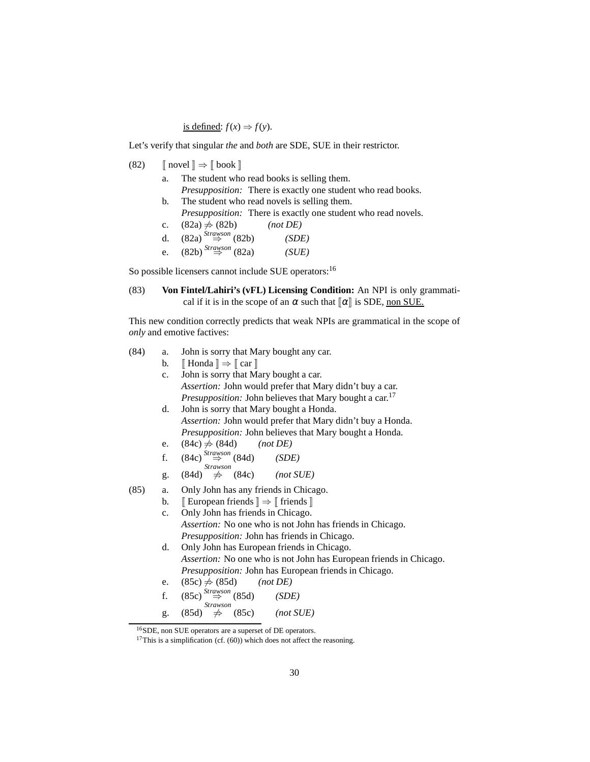is defined: $f(x) \Rightarrow f(y)$.

Let's verify that singular *the* and *both* are SDE, SUE in their restrictor.

(82) $[\![$ novel $]\!] \Rightarrow [\![$ book $]\!]$

a. The student who read books is selling them.
   *Presupposition:* There is exactly one student who read books.

b. The student who read novels is selling them.
   *Presupposition:* There is exactly one student who read novels.

c. (82a) $\not\Rightarrow$ (82b) *(not DE)*

d. (82a) $\overset{Strawson}{\Rightarrow}$ (82b) *(SDE)*

e. (82b) $\overset{Strawson}{\Rightarrow}$ (82a) *(SUE)*

So possible licensers cannot include SUE operators:[16]

(83) **Von Fintel/Lahiri's (vFL) Licensing Condition:** An NPI is only grammatical if it is in the scope of an $\alpha$ such that $[\![\alpha]\!]$ is SDE, <u>non SUE.</u>

This new condition correctly predicts that weak NPIs are grammatical in the scope of *only* and emotive factives:

(84) a. John is sorry that Mary bought any car.

b. $[\![$ Honda $]\!] \Rightarrow [\![$ car $]\!]$

c. John is sorry that Mary bought a car.
   *Assertion:* John would prefer that Mary didn't buy a car.
   *Presupposition:* John believes that Mary bought a car.[17]

d. John is sorry that Mary bought a Honda.
   *Assertion:* John would prefer that Mary didn't buy a Honda.
   *Presupposition:* John believes that Mary bought a Honda.

e. (84c) $\not\Rightarrow$ (84d) *(not DE)*

f. (84c) $\overset{Strawson}{\Rightarrow}$ (84d) *(SDE)*

g. (84d) $\overset{Strawson}{\not\Rightarrow}$ (84c) *(not SUE)*

(85) a. Only John has any friends in Chicago.

b. $[\![$ European friends $]\!] \Rightarrow [\![$ friends $]\!]$

c. Only John has friends in Chicago.
   *Assertion:* No one who is not John has friends in Chicago.
   *Presupposition:* John has friends in Chicago.

d. Only John has European friends in Chicago.
   *Assertion:* No one who is not John has European friends in Chicago.
   *Presupposition:* John has European friends in Chicago.

e. (85c) $\not\Rightarrow$ (85d) *(not DE)*

f. (85c) $\overset{Strawson}{\Rightarrow}$ (85d) *(SDE)*

g. (85d) $\overset{Strawson}{\not\Rightarrow}$ (85c) *(not SUE)*

---

[16] SDE, non SUE operators are a superset of DE operators.

[17] This is a simplification (cf. (60)) which does not affect the reasoning.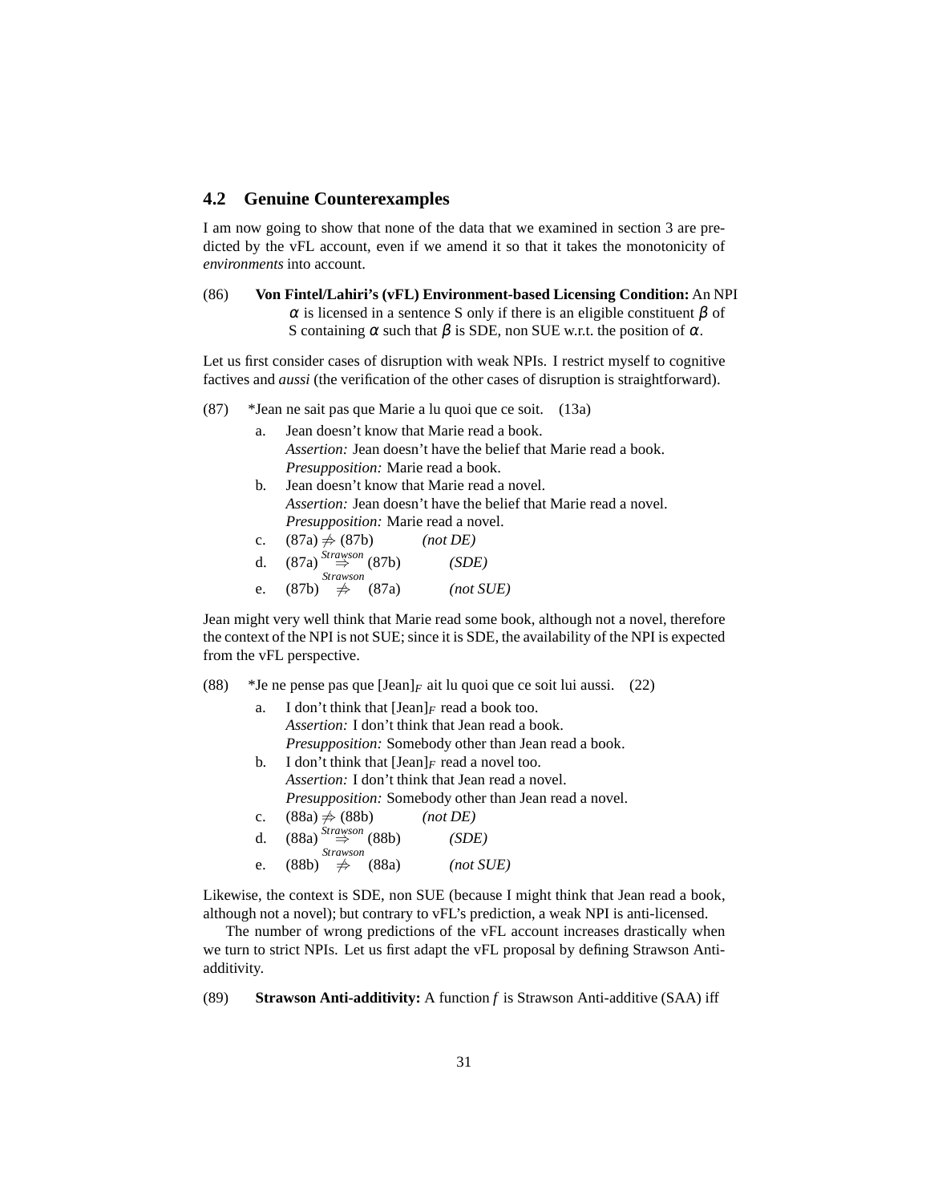## 4.2 Genuine Counterexamples

I am now going to show that none of the data that we examined in section 3 are predicted by the vFL account, even if we amend it so that it takes the monotonicity of *environments* into account.

(86) **Von Fintel/Lahiri's (vFL) Environment-based Licensing Condition:** An NPI $\alpha$ is licensed in a sentence S only if there is an eligible constituent $\beta$ of S containing $\alpha$ such that $\beta$ is SDE, non SUE w.r.t. the position of $\alpha$.

Let us first consider cases of disruption with weak NPIs. I restrict myself to cognitive factives and *aussi* (the verification of the other cases of disruption is straightforward).

(87) *Jean ne sait pas que Marie a lu quoi que ce soit. (13a)

a. Jean doesn't know that Marie read a book.
*Assertion:* Jean doesn't have the belief that Marie read a book.
*Presupposition:* Marie read a book.

b. Jean doesn't know that Marie read a novel.
*Assertion:* Jean doesn't have the belief that Marie read a novel.
*Presupposition:* Marie read a novel.

c. (87a) $\not\Rightarrow$ (87b) *(not DE)*

d. (87a) $\overset{Strawson}{\Rightarrow}$ (87b) *(SDE)*

e. (87b) $\overset{Strawson}{\not\Rightarrow}$ (87a) *(not SUE)*

Jean might very well think that Marie read some book, although not a novel, therefore the context of the NPI is not SUE; since it is SDE, the availability of the NPI is expected from the vFL perspective.

(88) *Je ne pense pas que $[\text{Jean}]_F$ ait lu quoi que ce soit lui aussi. (22)

a. I don't think that $[\text{Jean}]_F$ read a book too.
*Assertion:* I don't think that Jean read a book.
*Presupposition:* Somebody other than Jean read a book.

b. I don't think that $[\text{Jean}]_F$ read a novel too.
*Assertion:* I don't think that Jean read a novel.
*Presupposition:* Somebody other than Jean read a novel.

c. (88a) $\not\Rightarrow$ (88b) *(not DE)*

d. (88a) $\overset{Strawson}{\Rightarrow}$ (88b) *(SDE)*

e. (88b) $\overset{Strawson}{\not\Rightarrow}$ (88a) *(not SUE)*

Likewise, the context is SDE, non SUE (because I might think that Jean read a book, although not a novel); but contrary to vFL's prediction, a weak NPI is anti-licensed.

The number of wrong predictions of the vFL account increases drastically when we turn to strict NPIs. Let us first adapt the vFL proposal by defining Strawson Anti-additivity.

(89) **Strawson Anti-additivity:** A function $f$ is Strawson Anti-additive (SAA) iff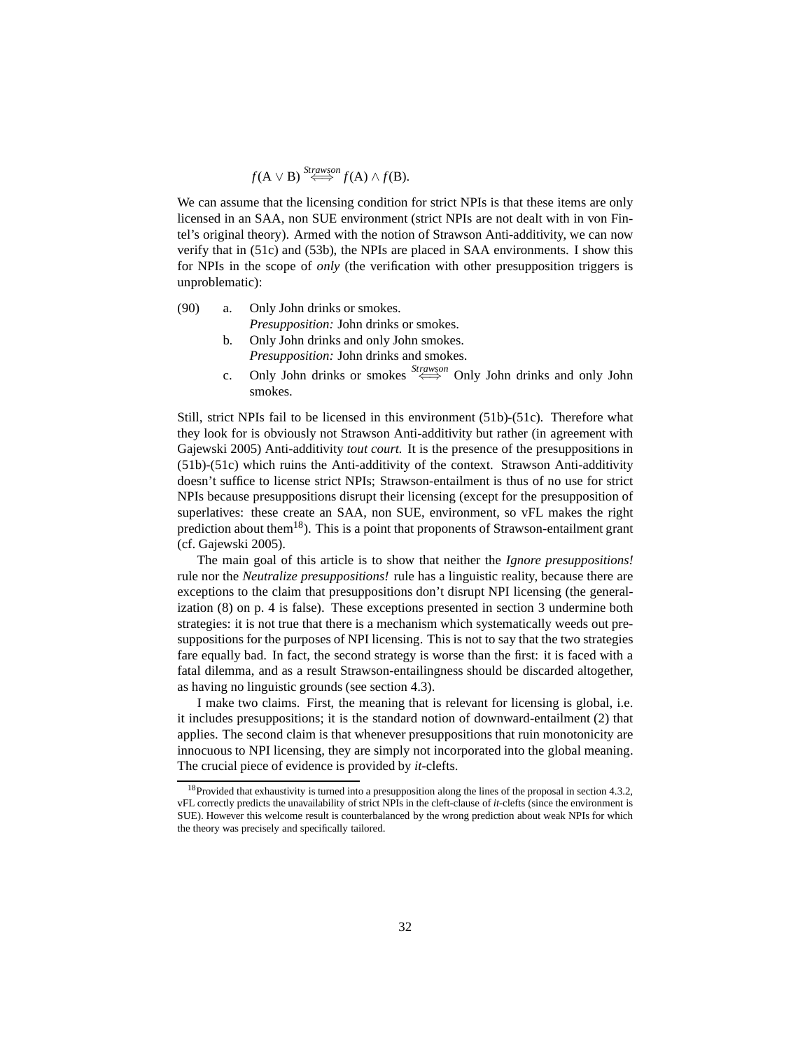$$f(\text{A} \vee \text{B}) \overset{\textit{Strawson}}{\Longleftrightarrow} f(\text{A}) \wedge f(\text{B}).$$

We can assume that the licensing condition for strict NPIs is that these items are only licensed in an SAA, non SUE environment (strict NPIs are not dealt with in von Fintel's original theory). Armed with the notion of Strawson Anti-additivity, we can now verify that in (51c) and (53b), the NPIs are placed in SAA environments. I show this for NPIs in the scope of *only* (the verification with other presupposition triggers is unproblematic):

(90) a. Only John drinks or smokes.
*Presupposition:* John drinks or smokes.

b. Only John drinks and only John smokes.
*Presupposition:* John drinks and smokes.

c. Only John drinks or smokes $\overset{\textit{Strawson}}{\Longleftrightarrow}$ Only John drinks and only John smokes.

Still, strict NPIs fail to be licensed in this environment (51b)-(51c). Therefore what they look for is obviously not Strawson Anti-additivity but rather (in agreement with Gajewski 2005) Anti-additivity *tout court.* It is the presence of the presuppositions in (51b)-(51c) which ruins the Anti-additivity of the context. Strawson Anti-additivity doesn't suffice to license strict NPIs; Strawson-entailment is thus of no use for strict NPIs because presuppositions disrupt their licensing (except for the presupposition of superlatives: these create an SAA, non SUE, environment, so vFL makes the right prediction about them[18]). This is a point that proponents of Strawson-entailment grant (cf. Gajewski 2005).

The main goal of this article is to show that neither the *Ignore presuppositions!* rule nor the *Neutralize presuppositions!* rule has a linguistic reality, because there are exceptions to the claim that presuppositions don't disrupt NPI licensing (the generalization (8) on p. 4 is false). These exceptions presented in section 3 undermine both strategies: it is not true that there is a mechanism which systematically weeds out presuppositions for the purposes of NPI licensing. This is not to say that the two strategies fare equally bad. In fact, the second strategy is worse than the first: it is faced with a fatal dilemma, and as a result Strawson-entailingness should be discarded altogether, as having no linguistic grounds (see section 4.3).

I make two claims. First, the meaning that is relevant for licensing is global, i.e. it includes presuppositions; it is the standard notion of downward-entailment (2) that applies. The second claim is that whenever presuppositions that ruin monotonicity are innocuous to NPI licensing, they are simply not incorporated into the global meaning. The crucial piece of evidence is provided by *it*-clefts.

---

[18] Provided that exhaustivity is turned into a presupposition along the lines of the proposal in section 4.3.2, vFL correctly predicts the unavailability of strict NPIs in the cleft-clause of *it*-clefts (since the environment is SUE). However this welcome result is counterbalanced by the wrong prediction about weak NPIs for which the theory was precisely and specifically tailored.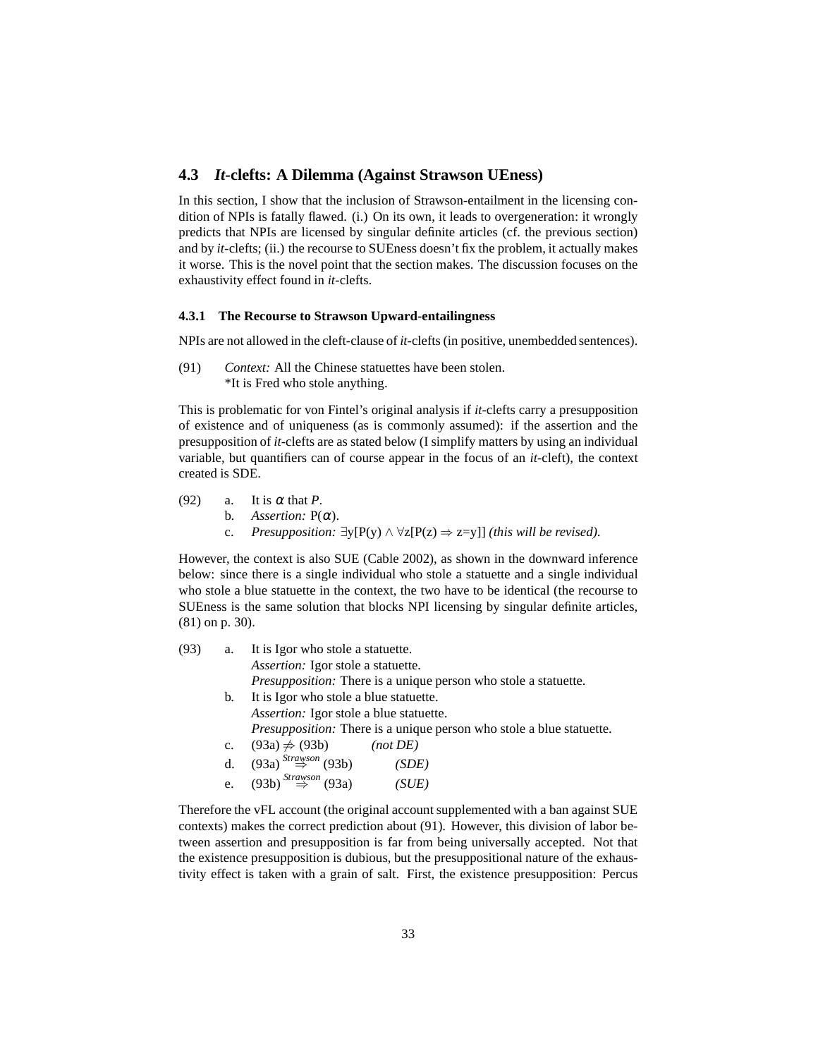## 4.3 *It*-clefts: A Dilemma (Against Strawson UEness)

In this section, I show that the inclusion of Strawson-entailment in the licensing condition of NPIs is fatally flawed. (i.) On its own, it leads to overgeneration: it wrongly predicts that NPIs are licensed by singular definite articles (cf. the previous section) and by *it*-clefts; (ii.) the recourse to SUEness doesn't fix the problem, it actually makes it worse. This is the novel point that the section makes. The discussion focuses on the exhaustivity effect found in *it*-clefts.

### 4.3.1 The Recourse to Strawson Upward-entailingness

NPIs are not allowed in the cleft-clause of *it*-clefts (in positive, unembedded sentences).

(91) *Context:* All the Chinese statuettes have been stolen.
\*It is Fred who stole anything.

This is problematic for von Fintel's original analysis if *it*-clefts carry a presupposition of existence and of uniqueness (as is commonly assumed): if the assertion and the presupposition of *it*-clefts are as stated below (I simplify matters by using an individual variable, but quantifiers can of course appear in the focus of an *it*-cleft), the context created is SDE.

(92) a. It is $\alpha$ that *P*.
b. *Assertion:* $P(\alpha)$.
c. *Presupposition:* $\exists y[P(y) \wedge \forall z[P(z) \Rightarrow z{=}y]]$ *(this will be revised)*.

However, the context is also SUE (Cable 2002), as shown in the downward inference below: since there is a single individual who stole a statuette and a single individual who stole a blue statuette in the context, the two have to be identical (the recourse to SUEness is the same solution that blocks NPI licensing by singular definite articles, (81) on p. 30).

(93) a. It is Igor who stole a statuette.
*Assertion:* Igor stole a statuette.
*Presupposition:* There is a unique person who stole a statuette.
b. It is Igor who stole a blue statuette.
*Assertion:* Igor stole a blue statuette.
*Presupposition:* There is a unique person who stole a blue statuette.
c. (93a) $\not\Rightarrow$ (93b) *(not DE)*
d. (93a) $\overset{Strawson}{\Rightarrow}$ (93b) *(SDE)*
e. (93b) $\overset{Strawson}{\Rightarrow}$ (93a) *(SUE)*

Therefore the vFL account (the original account supplemented with a ban against SUE contexts) makes the correct prediction about (91). However, this division of labor between assertion and presupposition is far from being universally accepted. Not that the existence presupposition is dubious, but the presuppositional nature of the exhaustivity effect is taken with a grain of salt. First, the existence presupposition: Percus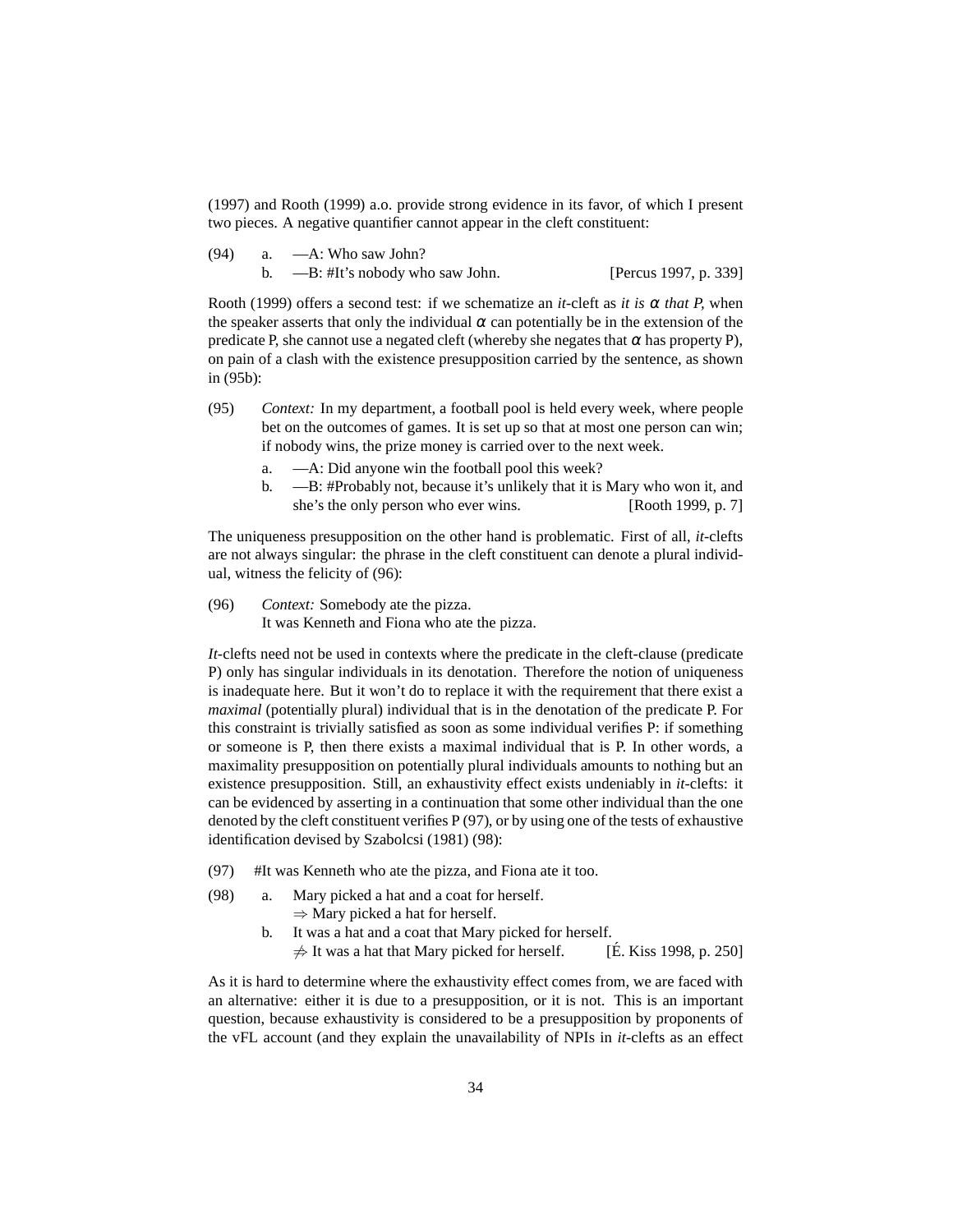(1997) and Rooth (1999) a.o. provide strong evidence in its favor, of which I present two pieces. A negative quantifier cannot appear in the cleft constituent:

(94) a. —A: Who saw John?
b. —B: #It's nobody who saw John. [Percus 1997, p. 339]

Rooth (1999) offers a second test: if we schematize an *it*-cleft as *it is* $\alpha$ *that P*, when the speaker asserts that only the individual $\alpha$ can potentially be in the extension of the predicate P, she cannot use a negated cleft (whereby she negates that $\alpha$ has property P), on pain of a clash with the existence presupposition carried by the sentence, as shown in (95b):

(95) *Context:* In my department, a football pool is held every week, where people bet on the outcomes of games. It is set up so that at most one person can win; if nobody wins, the prize money is carried over to the next week.
a. —A: Did anyone win the football pool this week?
b. —B: #Probably not, because it's unlikely that it is Mary who won it, and she's the only person who ever wins. [Rooth 1999, p. 7]

The uniqueness presupposition on the other hand is problematic. First of all, *it*-clefts are not always singular: the phrase in the cleft constituent can denote a plural individual, witness the felicity of (96):

(96) *Context:* Somebody ate the pizza.
It was Kenneth and Fiona who ate the pizza.

*It*-clefts need not be used in contexts where the predicate in the cleft-clause (predicate P) only has singular individuals in its denotation. Therefore the notion of uniqueness is inadequate here. But it won't do to replace it with the requirement that there exist a *maximal* (potentially plural) individual that is in the denotation of the predicate P. For this constraint is trivially satisfied as soon as some individual verifies P: if something or someone is P, then there exists a maximal individual that is P. In other words, a maximality presupposition on potentially plural individuals amounts to nothing but an existence presupposition. Still, an exhaustivity effect exists undeniably in *it*-clefts: it can be evidenced by asserting in a continuation that some other individual than the one denoted by the cleft constituent verifies P (97), or by using one of the tests of exhaustive identification devised by Szabolcsi (1981) (98):

(97) #It was Kenneth who ate the pizza, and Fiona ate it too.

(98) a. Mary picked a hat and a coat for herself.
$\Rightarrow$ Mary picked a hat for herself.
b. It was a hat and a coat that Mary picked for herself.
$\not\Rightarrow$ It was a hat that Mary picked for herself. [É. Kiss 1998, p. 250]

As it is hard to determine where the exhaustivity effect comes from, we are faced with an alternative: either it is due to a presupposition, or it is not. This is an important question, because exhaustivity is considered to be a presupposition by proponents of the vFL account (and they explain the unavailability of NPIs in *it*-clefts as an effect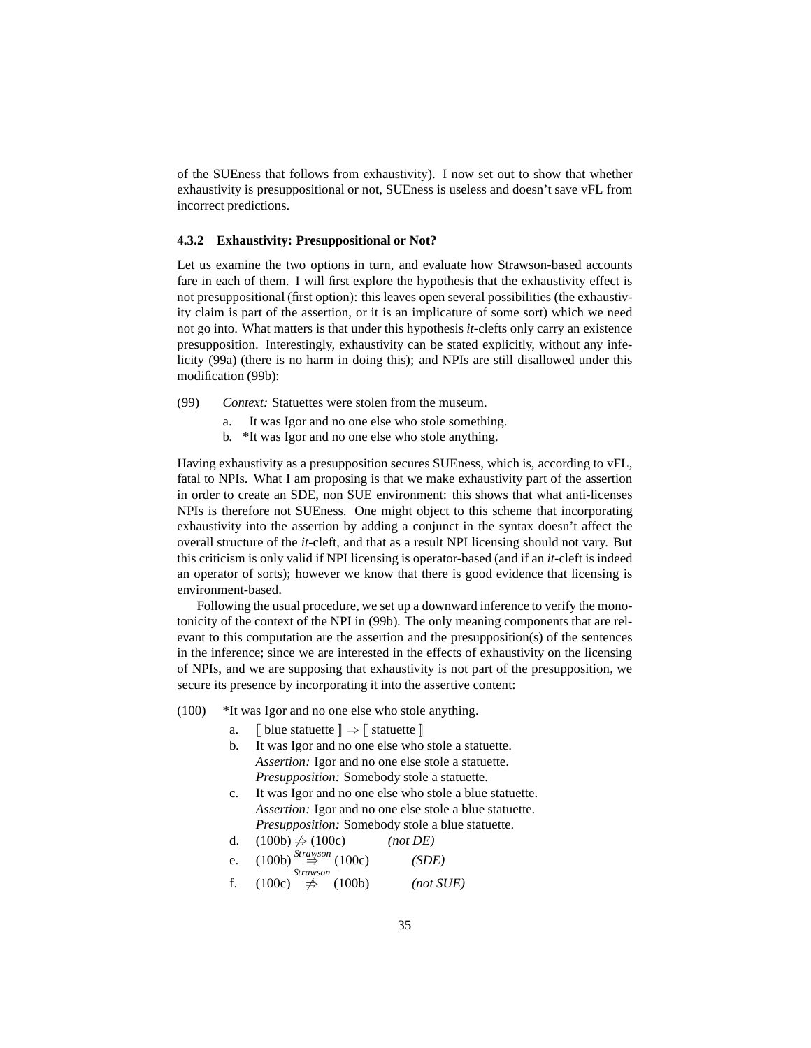of the SUEness that follows from exhaustivity). I now set out to show that whether exhaustivity is presuppositional or not, SUEness is useless and doesn't save vFL from incorrect predictions.

### 4.3.2 Exhaustivity: Presuppositional or Not?

Let us examine the two options in turn, and evaluate how Strawson-based accounts fare in each of them. I will first explore the hypothesis that the exhaustivity effect is not presuppositional (first option): this leaves open several possibilities (the exhaustivity claim is part of the assertion, or it is an implicature of some sort) which we need not go into. What matters is that under this hypothesis *it*-clefts only carry an existence presupposition. Interestingly, exhaustivity can be stated explicitly, without any infelicity (99a) (there is no harm in doing this); and NPIs are still disallowed under this modification (99b):

(99) *Context:* Statuettes were stolen from the museum.

- a. It was Igor and no one else who stole something.
- b. *It was Igor and no one else who stole anything.

Having exhaustivity as a presupposition secures SUEness, which is, according to vFL, fatal to NPIs. What I am proposing is that we make exhaustivity part of the assertion in order to create an SDE, non SUE environment: this shows that what anti-licenses NPIs is therefore not SUEness. One might object to this scheme that incorporating exhaustivity into the assertion by adding a conjunct in the syntax doesn't affect the overall structure of the *it*-cleft, and that as a result NPI licensing should not vary. But this criticism is only valid if NPI licensing is operator-based (and if an *it*-cleft is indeed an operator of sorts); however we know that there is good evidence that licensing is environment-based.

Following the usual procedure, we set up a downward inference to verify the monotonicity of the context of the NPI in (99b). The only meaning components that are relevant to this computation are the assertion and the presupposition(s) of the sentences in the inference; since we are interested in the effects of exhaustivity on the licensing of NPIs, and we are supposing that exhaustivity is not part of the presupposition, we secure its presence by incorporating it into the assertive content:

(100) *It was Igor and no one else who stole anything.

- a. $[\![ \text{blue statuette} ]\!] \Rightarrow [\![ \text{statuette} ]\!]$
- b. It was Igor and no one else who stole a statuette.
  *Assertion:* Igor and no one else stole a statuette.
  *Presupposition:* Somebody stole a statuette.
- c. It was Igor and no one else who stole a blue statuette.
  *Assertion:* Igor and no one else stole a blue statuette.
  *Presupposition:* Somebody stole a blue statuette.
- d. (100b) $\not\Rightarrow$ (100c) *(not DE)*
- e. (100b) $\overset{Strawson}{\Rightarrow}$ (100c) *(SDE)*
- f. (100c) $\overset{Strawson}{\not\Rightarrow}$ (100b) *(not SUE)*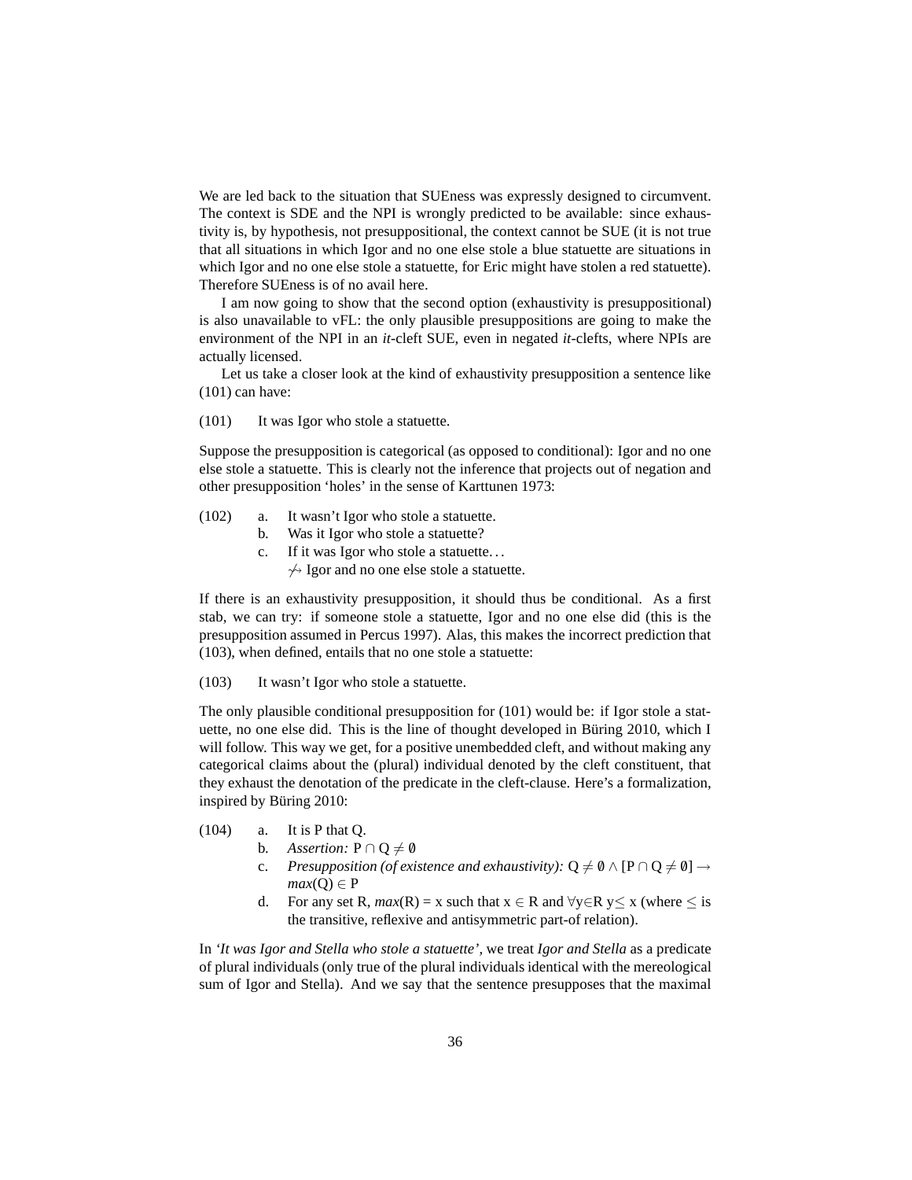We are led back to the situation that SUEness was expressly designed to circumvent. The context is SDE and the NPI is wrongly predicted to be available: since exhaustivity is, by hypothesis, not presuppositional, the context cannot be SUE (it is not true that all situations in which Igor and no one else stole a blue statuette are situations in which Igor and no one else stole a statuette, for Eric might have stolen a red statuette). Therefore SUEness is of no avail here.

I am now going to show that the second option (exhaustivity is presuppositional) is also unavailable to vFL: the only plausible presuppositions are going to make the environment of the NPI in an *it*-cleft SUE, even in negated *it*-clefts, where NPIs are actually licensed.

Let us take a closer look at the kind of exhaustivity presupposition a sentence like (101) can have:

(101) It was Igor who stole a statuette.

Suppose the presupposition is categorical (as opposed to conditional): Igor and no one else stole a statuette. This is clearly not the inference that projects out of negation and other presupposition 'holes' in the sense of Karttunen 1973:

(102)
a. It wasn't Igor who stole a statuette.
b. Was it Igor who stole a statuette?
c. If it was Igor who stole a statuette…
$\not\rightsquigarrow$ Igor and no one else stole a statuette.

If there is an exhaustivity presupposition, it should thus be conditional. As a first stab, we can try: if someone stole a statuette, Igor and no one else did (this is the presupposition assumed in Percus 1997). Alas, this makes the incorrect prediction that (103), when defined, entails that no one stole a statuette:

(103) It wasn't Igor who stole a statuette.

The only plausible conditional presupposition for (101) would be: if Igor stole a statuette, no one else did. This is the line of thought developed in Büring 2010, which I will follow. This way we get, for a positive unembedded cleft, and without making any categorical claims about the (plural) individual denoted by the cleft constituent, that they exhaust the denotation of the predicate in the cleft-clause. Here's a formalization, inspired by Büring 2010:

(104)
a. It is P that Q.
b. *Assertion:* $P \cap Q \neq \emptyset$
c. *Presupposition (of existence and exhaustivity):* $Q \neq \emptyset \wedge [P \cap Q \neq \emptyset] \rightarrow max(Q) \in P$
d. For any set R, $max(R)$ = x such that $x \in R$ and $\forall y \in R\ y \leq x$ (where $\leq$ is the transitive, reflexive and antisymmetric part-of relation).

In *'It was Igor and Stella who stole a statuette'*, we treat *Igor and Stella* as a predicate of plural individuals (only true of the plural individuals identical with the mereological sum of Igor and Stella). And we say that the sentence presupposes that the maximal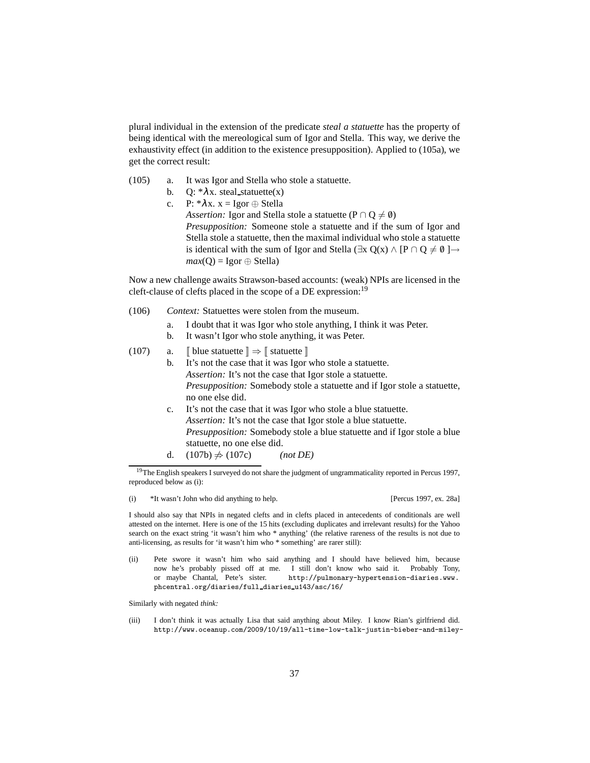plural individual in the extension of the predicate *steal a statuette* has the property of being identical with the mereological sum of Igor and Stella. This way, we derive the exhaustivity effect (in addition to the existence presupposition). Applied to (105a), we get the correct result:

(105) a. It was Igor and Stella who stole a statuette.

b. Q: $*\lambda x.$ steal_statuette(x)

c. P: $*\lambda x.$ x = Igor $\oplus$ Stella
*Assertion:* Igor and Stella stole a statuette ($P \cap Q \neq \emptyset$)
*Presupposition:* Someone stole a statuette and if the sum of Igor and Stella stole a statuette, then the maximal individual who stole a statuette is identical with the sum of Igor and Stella ($\exists x\, Q(x) \wedge [P \cap Q \neq \emptyset\,] \rightarrow$ *max*(Q) = Igor $\oplus$ Stella)

Now a new challenge awaits Strawson-based accounts: (weak) NPIs are licensed in the cleft-clause of clefts placed in the scope of a DE expression:[19]

(106) *Context:* Statuettes were stolen from the museum.

a. I doubt that it was Igor who stole anything, I think it was Peter.

b. It wasn't Igor who stole anything, it was Peter.

(107) a. $[\![$ blue statuette $]\!] \Rightarrow [\![$ statuette $]\!]$

b. It's not the case that it was Igor who stole a statuette.
*Assertion:* It's not the case that Igor stole a statuette.
*Presupposition:* Somebody stole a statuette and if Igor stole a statuette, no one else did.

c. It's not the case that it was Igor who stole a blue statuette.
*Assertion:* It's not the case that Igor stole a blue statuette.
*Presupposition:* Somebody stole a blue statuette and if Igor stole a blue statuette, no one else did.

d. (107b) $\not\Rightarrow$ (107c) *(not DE)*

---

[19] The English speakers I surveyed do not share the judgment of ungrammaticality reported in Percus 1997, reproduced below as (i):

(i) *It wasn't John who did anything to help. [Percus 1997, ex. 28a]

I should also say that NPIs in negated clefts and in clefts placed in antecedents of conditionals are well attested on the internet. Here is one of the 15 hits (excluding duplicates and irrelevant results) for the Yahoo search on the exact string 'it wasn't him who * anything' (the relative rareness of the results is not due to anti-licensing, as results for 'it wasn't him who * something' are rarer still):

(ii) Pete swore it wasn't him who said anything and I should have believed him, because now he's probably pissed off at me. I still don't know who said it. Probably Tony, or maybe Chantal, Pete's sister. http://pulmonary-hypertension-diaries.www.phcentral.org/diaries/full_diaries_u143/asc/16/

Similarly with negated *think:*

(iii) I don't think it was actually Lisa that said anything about Miley. I know Rian's girlfriend did. http://www.oceanup.com/2009/10/19/all-time-low-talk-justin-bieber-and-miley-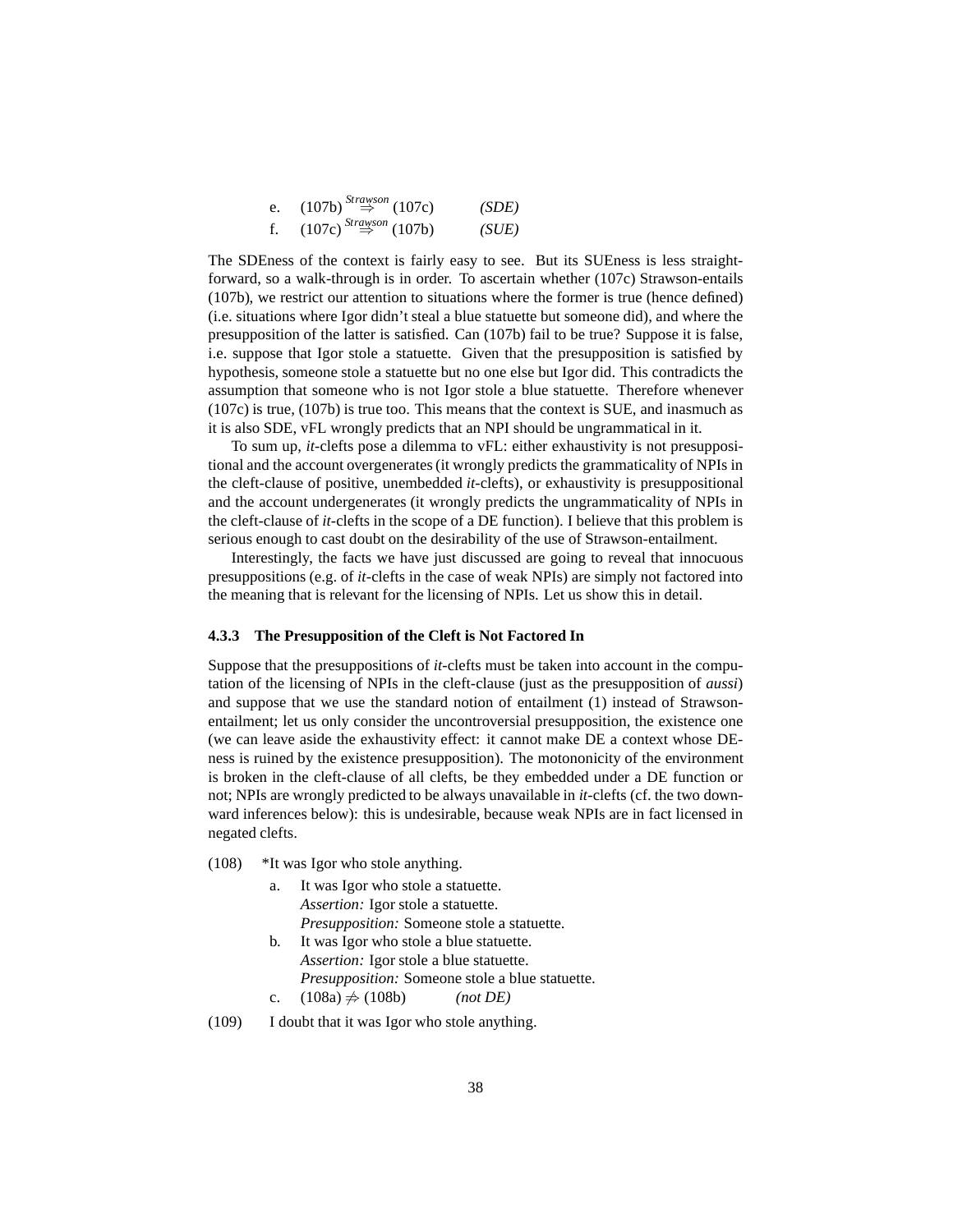e. (107b) $\overset{Strawson}{\Rightarrow}$ (107c) *(SDE)*

f. (107c) $\overset{Strawson}{\Rightarrow}$ (107b) *(SUE)*

The SDEness of the context is fairly easy to see. But its SUEness is less straightforward, so a walk-through is in order. To ascertain whether (107c) Strawson-entails (107b), we restrict our attention to situations where the former is true (hence defined) (i.e. situations where Igor didn't steal a blue statuette but someone did), and where the presupposition of the latter is satisfied. Can (107b) fail to be true? Suppose it is false, i.e. suppose that Igor stole a statuette. Given that the presupposition is satisfied by hypothesis, someone stole a statuette but no one else but Igor did. This contradicts the assumption that someone who is not Igor stole a blue statuette. Therefore whenever (107c) is true, (107b) is true too. This means that the context is SUE, and inasmuch as it is also SDE, vFL wrongly predicts that an NPI should be ungrammatical in it.

To sum up, *it*-clefts pose a dilemma to vFL: either exhaustivity is not presuppositional and the account overgenerates (it wrongly predicts the grammaticality of NPIs in the cleft-clause of positive, unembedded *it*-clefts), or exhaustivity is presuppositional and the account undergenerates (it wrongly predicts the ungrammaticality of NPIs in the cleft-clause of *it*-clefts in the scope of a DE function). I believe that this problem is serious enough to cast doubt on the desirability of the use of Strawson-entailment.

Interestingly, the facts we have just discussed are going to reveal that innocuous presuppositions (e.g. of *it*-clefts in the case of weak NPIs) are simply not factored into the meaning that is relevant for the licensing of NPIs. Let us show this in detail.

### 4.3.3 The Presupposition of the Cleft is Not Factored In

Suppose that the presuppositions of *it*-clefts must be taken into account in the computation of the licensing of NPIs in the cleft-clause (just as the presupposition of *aussi*) and suppose that we use the standard notion of entailment (1) instead of Strawson-entailment; let us only consider the uncontroversial presupposition, the existence one (we can leave aside the exhaustivity effect: it cannot make DE a context whose DEness is ruined by the existence presupposition). The motononicity of the environment is broken in the cleft-clause of all clefts, be they embedded under a DE function or not; NPIs are wrongly predicted to be always unavailable in *it*-clefts (cf. the two downward inferences below): this is undesirable, because weak NPIs are in fact licensed in negated clefts.

(108) *It was Igor who stole anything.

a. It was Igor who stole a statuette.
*Assertion:* Igor stole a statuette.
*Presupposition:* Someone stole a statuette.

b. It was Igor who stole a blue statuette.
*Assertion:* Igor stole a blue statuette.
*Presupposition:* Someone stole a blue statuette.

c. (108a) $\not\Rightarrow$ (108b) *(not DE)*

(109) I doubt that it was Igor who stole anything.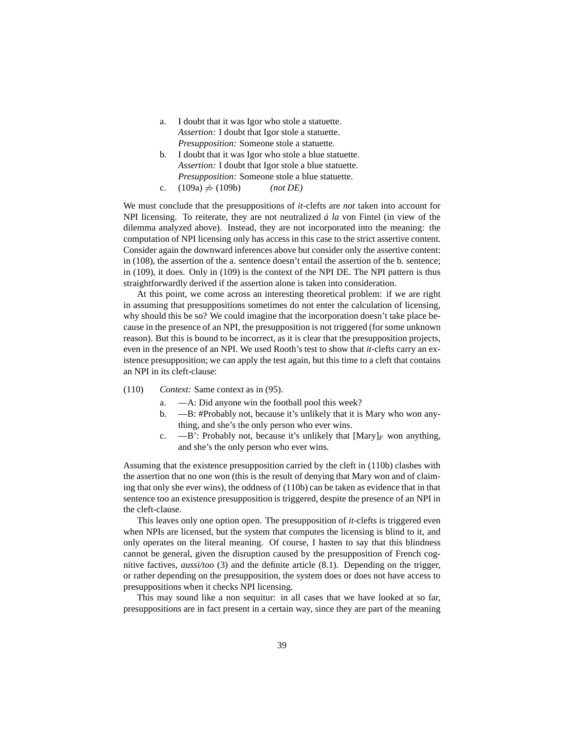a. I doubt that it was Igor who stole a statuette.
   *Assertion:* I doubt that Igor stole a statuette.
   *Presupposition:* Someone stole a statuette.

b. I doubt that it was Igor who stole a blue statuette.
   *Assertion:* I doubt that Igor stole a blue statuette.
   *Presupposition:* Someone stole a blue statuette.

c. (109a) $\not\Rightarrow$ (109b) *(not DE)*

We must conclude that the presuppositions of *it*-clefts are *not* taken into account for NPI licensing. To reiterate, they are not neutralized *à la* von Fintel (in view of the dilemma analyzed above). Instead, they are not incorporated into the meaning: the computation of NPI licensing only has access in this case to the strict assertive content. Consider again the downward inferences above but consider only the assertive content: in (108), the assertion of the a. sentence doesn't entail the assertion of the b. sentence; in (109), it does. Only in (109) is the context of the NPI DE. The NPI pattern is thus straightforwardly derived if the assertion alone is taken into consideration.

At this point, we come across an interesting theoretical problem: if we are right in assuming that presuppositions sometimes do not enter the calculation of licensing, why should this be so? We could imagine that the incorporation doesn't take place because in the presence of an NPI, the presupposition is not triggered (for some unknown reason). But this is bound to be incorrect, as it is clear that the presupposition projects, even in the presence of an NPI. We used Rooth's test to show that *it*-clefts carry an existence presupposition; we can apply the test again, but this time to a cleft that contains an NPI in its cleft-clause:

(110) *Context:* Same context as in (95).

a. —A: Did anyone win the football pool this week?

b. —B: #Probably not, because it's unlikely that it is Mary who won anything, and she's the only person who ever wins.

c. —B': Probably not, because it's unlikely that $[\text{Mary}]_F$ won anything, and she's the only person who ever wins.

Assuming that the existence presupposition carried by the cleft in (110b) clashes with the assertion that no one won (this is the result of denying that Mary won and of claiming that only she ever wins), the oddness of (110b) can be taken as evidence that in that sentence too an existence presupposition is triggered, despite the presence of an NPI in the cleft-clause.

This leaves only one option open. The presupposition of *it*-clefts is triggered even when NPIs are licensed, but the system that computes the licensing is blind to it, and only operates on the literal meaning. Of course, I hasten to say that this blindness cannot be general, given the disruption caused by the presupposition of French cognitive factives, *aussi/too* (3) and the definite article (8.1). Depending on the trigger, or rather depending on the presupposition, the system does or does not have access to presuppositions when it checks NPI licensing.

This may sound like a non sequitur: in all cases that we have looked at so far, presuppositions are in fact present in a certain way, since they are part of the meaning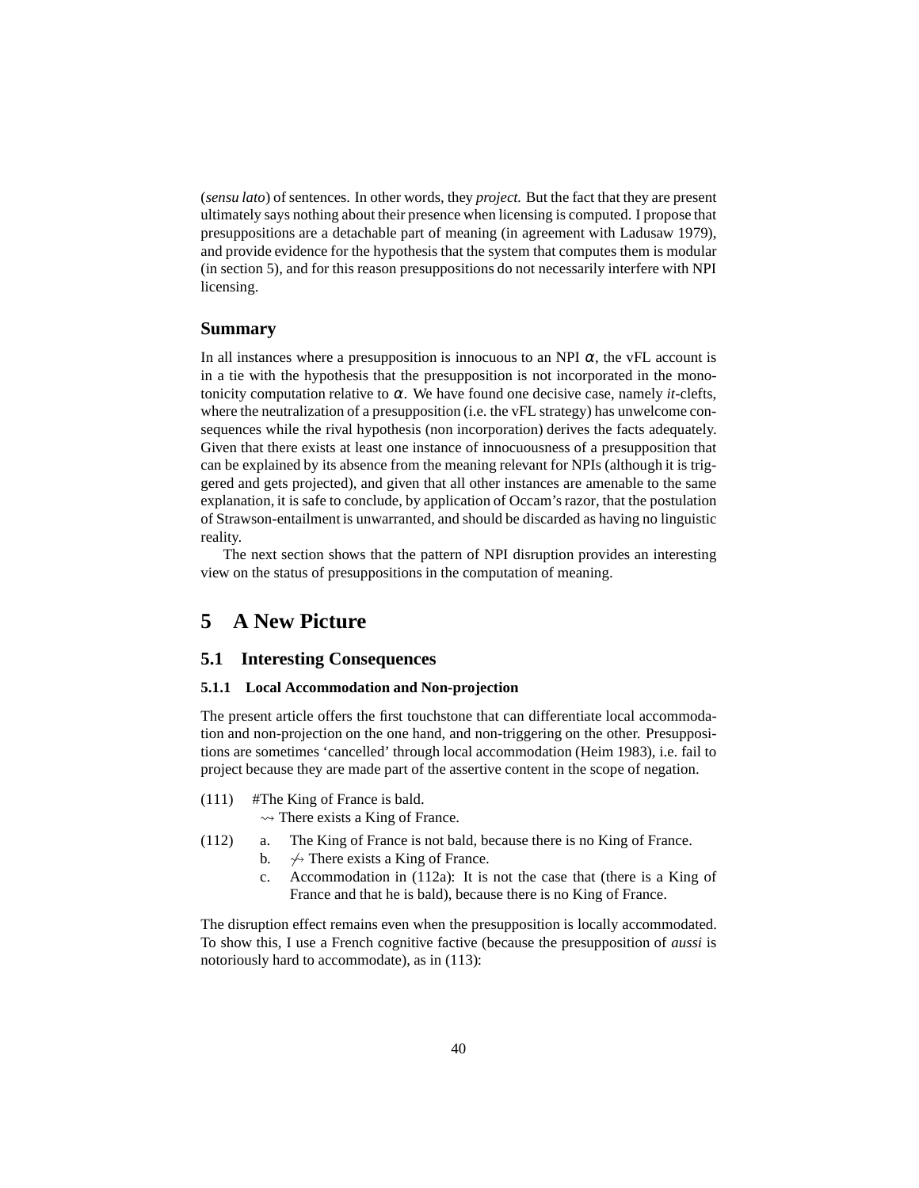(*sensu lato*) of sentences. In other words, they *project.* But the fact that they are present ultimately says nothing about their presence when licensing is computed. I propose that presuppositions are a detachable part of meaning (in agreement with Ladusaw 1979), and provide evidence for the hypothesis that the system that computes them is modular (in section 5), and for this reason presuppositions do not necessarily interfere with NPI licensing.

### Summary

In all instances where a presupposition is innocuous to an NPI $\alpha$, the vFL account is in a tie with the hypothesis that the presupposition is not incorporated in the monotonicity computation relative to $\alpha$. We have found one decisive case, namely *it*-clefts, where the neutralization of a presupposition (i.e. the vFL strategy) has unwelcome consequences while the rival hypothesis (non incorporation) derives the facts adequately. Given that there exists at least one instance of innocuousness of a presupposition that can be explained by its absence from the meaning relevant for NPIs (although it is triggered and gets projected), and given that all other instances are amenable to the same explanation, it is safe to conclude, by application of Occam's razor, that the postulation of Strawson-entailment is unwarranted, and should be discarded as having no linguistic reality.

The next section shows that the pattern of NPI disruption provides an interesting view on the status of presuppositions in the computation of meaning.

# 5 A New Picture

## 5.1 Interesting Consequences

### 5.1.1 Local Accommodation and Non-projection

The present article offers the first touchstone that can differentiate local accommodation and non-projection on the one hand, and non-triggering on the other. Presuppositions are sometimes 'cancelled' through local accommodation (Heim 1983), i.e. fail to project because they are made part of the assertive content in the scope of negation.

(111) #The King of France is bald.
$\rightsquigarrow$ There exists a King of France.

(112) a. The King of France is not bald, because there is no King of France.
b. $\not\rightsquigarrow$ There exists a King of France.
c. Accommodation in (112a): It is not the case that (there is a King of France and that he is bald), because there is no King of France.

The disruption effect remains even when the presupposition is locally accommodated. To show this, I use a French cognitive factive (because the presupposition of *aussi* is notoriously hard to accommodate), as in (113):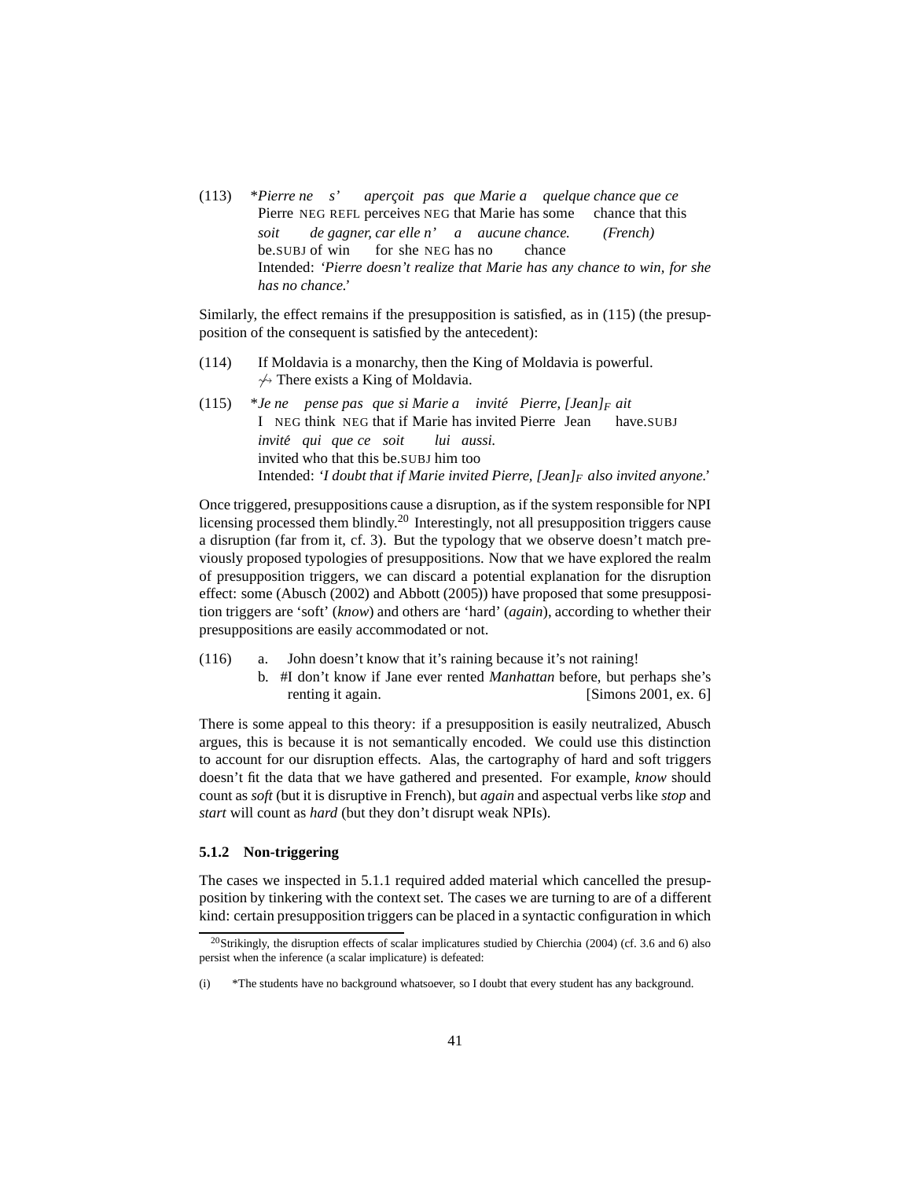(113) *Pierre ne s' aperçoit pas que Marie a quelque chance que ce
Pierre NEG REFL perceives NEG that Marie has some chance that this
soit de gagner, car elle n' a aucune chance. (French)
be.SUBJ of win for she NEG has no chance
Intended: *'Pierre doesn't realize that Marie has any chance to win, for she has no chance.'*

Similarly, the effect remains if the presupposition is satisfied, as in (115) (the presupposition of the consequent is satisfied by the antecedent):

(114) If Moldavia is a monarchy, then the King of Moldavia is powerful.
$\not\rightsquigarrow$ There exists a King of Moldavia.

(115) *Je ne pense pas que si Marie a invité Pierre, [Jean]$_F$ ait
I NEG think NEG that if Marie has invited Pierre Jean have.SUBJ
invité qui que ce soit lui aussi.
invited who that this be.SUBJ him too
Intended: *'I doubt that if Marie invited Pierre, [Jean]$_F$ also invited anyone.'*

Once triggered, presuppositions cause a disruption, as if the system responsible for NPI licensing processed them blindly.[20] Interestingly, not all presupposition triggers cause a disruption (far from it, cf. 3). But the typology that we observe doesn't match previously proposed typologies of presuppositions. Now that we have explored the realm of presupposition triggers, we can discard a potential explanation for the disruption effect: some (Abusch (2002) and Abbott (2005)) have proposed that some presupposition triggers are 'soft' (*know*) and others are 'hard' (*again*), according to whether their presuppositions are easily accommodated or not.

(116) a. John doesn't know that it's raining because it's not raining!
b. #I don't know if Jane ever rented *Manhattan* before, but perhaps she's renting it again. [Simons 2001, ex. 6]

There is some appeal to this theory: if a presupposition is easily neutralized, Abusch argues, this is because it is not semantically encoded. We could use this distinction to account for our disruption effects. Alas, the cartography of hard and soft triggers doesn't fit the data that we have gathered and presented. For example, *know* should count as *soft* (but it is disruptive in French), but *again* and aspectual verbs like *stop* and *start* will count as *hard* (but they don't disrupt weak NPIs).

### 5.1.2 Non-triggering

The cases we inspected in 5.1.1 required added material which cancelled the presupposition by tinkering with the context set. The cases we are turning to are of a different kind: certain presupposition triggers can be placed in a syntactic configuration in which

---

[20] Strikingly, the disruption effects of scalar implicatures studied by Chierchia (2004) (cf. 3.6 and 6) also persist when the inference (a scalar implicature) is defeated:

(i) *The students have no background whatsoever, so I doubt that every student has any background.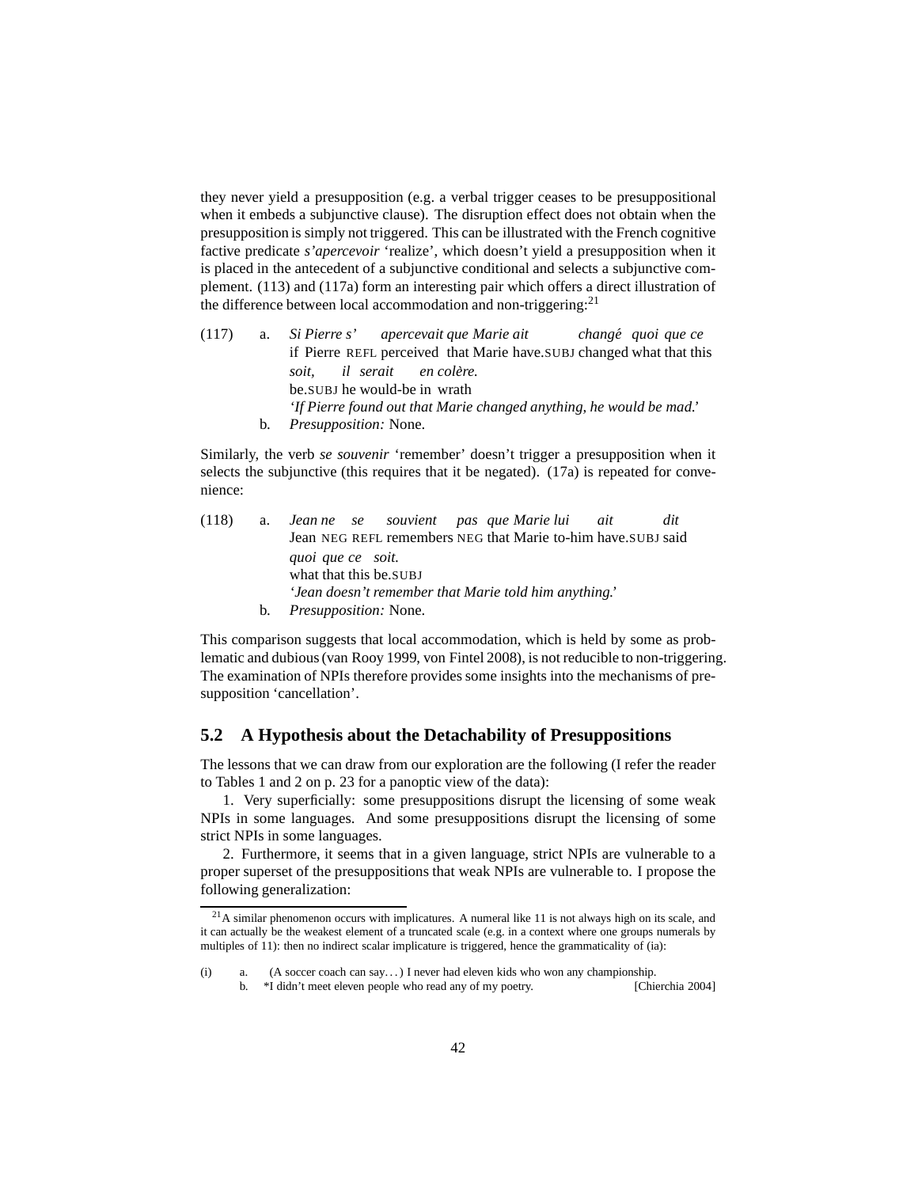they never yield a presupposition (e.g. a verbal trigger ceases to be presuppositional when it embeds a subjunctive clause). The disruption effect does not obtain when the presupposition is simply not triggered. This can be illustrated with the French cognitive factive predicate *s'apercevoir* 'realize', which doesn't yield a presupposition when it is placed in the antecedent of a subjunctive conditional and selects a subjunctive complement. (113) and (117a) form an interesting pair which offers a direct illustration of the difference between local accommodation and non-triggering:[21]

(117) a. *Si Pierre s' apercevait que Marie ait changé quoi que ce soit, il serait en colère.*
if Pierre REFL perceived that Marie have.SUBJ changed what that this be.SUBJ he would-be in wrath
*'If Pierre found out that Marie changed anything, he would be mad.'*

b. *Presupposition:* None.

Similarly, the verb *se souvenir* 'remember' doesn't trigger a presupposition when it selects the subjunctive (this requires that it be negated). (17a) is repeated for convenience:

(118) a. *Jean ne se souvient pas que Marie lui ait dit quoi que ce soit.*
Jean NEG REFL remembers NEG that Marie to-him have.SUBJ said what that this be.SUBJ
*'Jean doesn't remember that Marie told him anything.'*

b. *Presupposition:* None.

This comparison suggests that local accommodation, which is held by some as problematic and dubious (van Rooy 1999, von Fintel 2008), is not reducible to non-triggering. The examination of NPIs therefore provides some insights into the mechanisms of presupposition 'cancellation'.

## 5.2 A Hypothesis about the Detachability of Presuppositions

The lessons that we can draw from our exploration are the following (I refer the reader to Tables 1 and 2 on p. 23 for a panoptic view of the data):

1. Very superficially: some presuppositions disrupt the licensing of some weak NPIs in some languages. And some presuppositions disrupt the licensing of some strict NPIs in some languages.

2. Furthermore, it seems that in a given language, strict NPIs are vulnerable to a proper superset of the presuppositions that weak NPIs are vulnerable to. I propose the following generalization:

---

[21] A similar phenomenon occurs with implicatures. A numeral like 11 is not always high on its scale, and it can actually be the weakest element of a truncated scale (e.g. in a context where one groups numerals by multiples of 11): then no indirect scalar implicature is triggered, hence the grammaticality of (ia):

(i) a. (A soccer coach can say...) I never had eleven kids who won any championship.
b. *I didn't meet eleven people who read any of my poetry. [Chierchia 2004]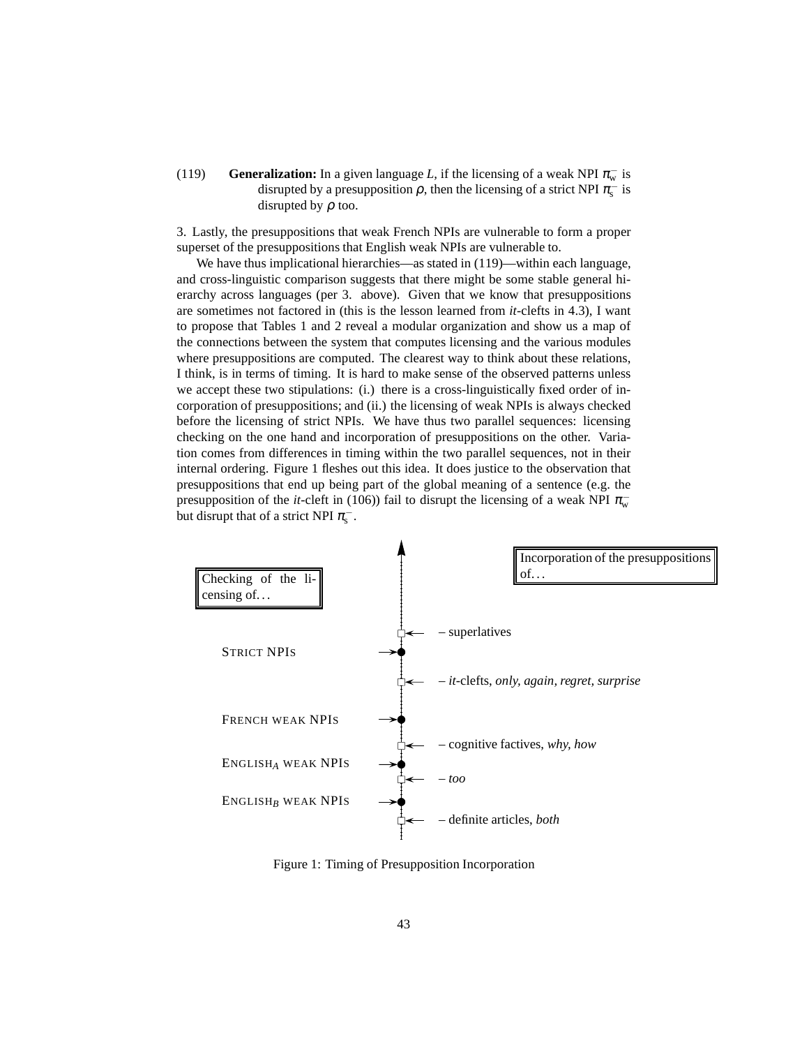(119) **Generalization:** In a given language *L*, if the licensing of a weak NPI $\pi^-_w$ is disrupted by a presupposition $\rho$, then the licensing of a strict NPI $\pi^-_s$ is disrupted by $\rho$ too.

3. Lastly, the presuppositions that weak French NPIs are vulnerable to form a proper superset of the presuppositions that English weak NPIs are vulnerable to.

We have thus implicational hierarchies—as stated in (119)—within each language, and cross-linguistic comparison suggests that there might be some stable general hierarchy across languages (per 3. above). Given that we know that presuppositions are sometimes not factored in (this is the lesson learned from *it*-clefts in 4.3), I want to propose that Tables 1 and 2 reveal a modular organization and show us a map of the connections between the system that computes licensing and the various modules where presuppositions are computed. The clearest way to think about these relations, I think, is in terms of timing. It is hard to make sense of the observed patterns unless we accept these two stipulations: (i.) there is a cross-linguistically fixed order of incorporation of presuppositions; and (ii.) the licensing of weak NPIs is always checked before the licensing of strict NPIs. We have thus two parallel sequences: licensing checking on the one hand and incorporation of presuppositions on the other. Variation comes from differences in timing within the two parallel sequences, not in their internal ordering. Figure 1 fleshes out this idea. It does justice to the observation that presuppositions that end up being part of the global meaning of a sentence (e.g. the presupposition of the *it*-cleft in (106)) fail to disrupt the licensing of a weak NPI $\pi^-_w$ but disrupt that of a strict NPI $\pi^-_s$.

| Checking of the licensing of… | | Incorporation of the presuppositions of… |
|---|---|---|
| | ↑ | |
| | □ ← | – superlatives |
| STRICT NPIS | → ● | |
| | □ ← | – *it*-clefts, *only*, *again*, *regret*, *surprise* |
| FRENCH WEAK NPIS | → ● | |
| | □ ← | – cognitive factives, *why*, *how* |
| ENGLISH$_A$ WEAK NPIS | → ● | |
| | □ ← | – *too* |
| ENGLISH$_B$ WEAK NPIS | → ● | |
| | □ ← | – definite articles, *both* |

Figure 1: Timing of Presupposition Incorporation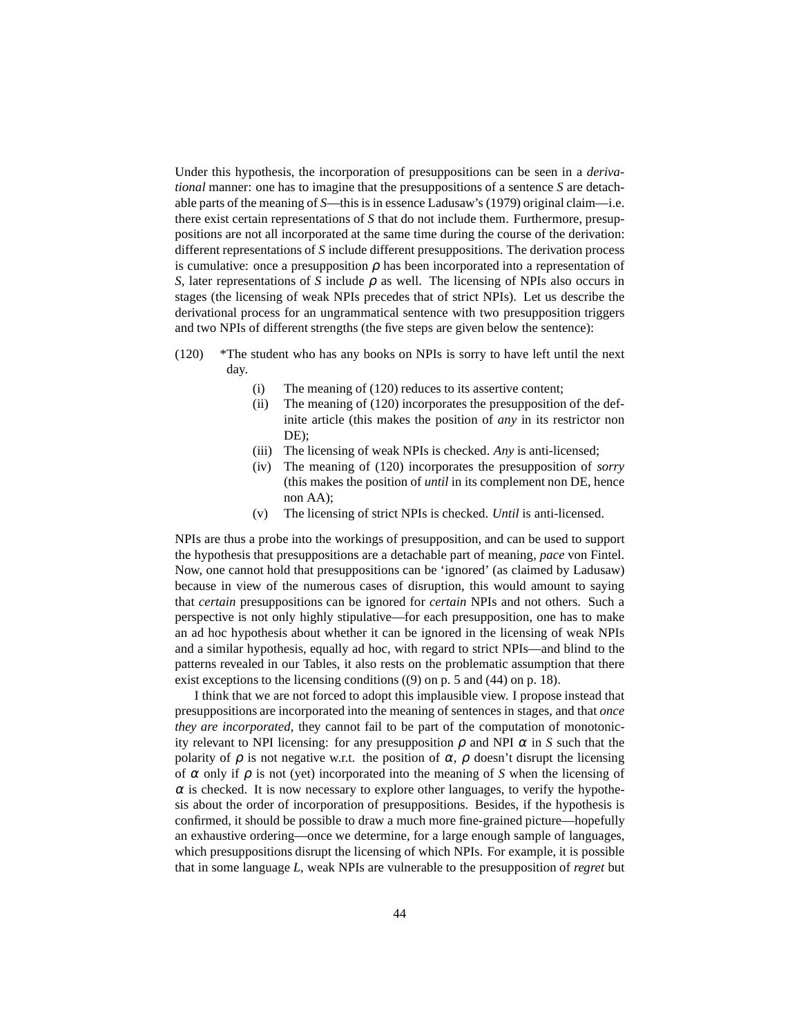Under this hypothesis, the incorporation of presuppositions can be seen in a *derivational* manner: one has to imagine that the presuppositions of a sentence *S* are detachable parts of the meaning of *S*—this is in essence Ladusaw's (1979) original claim—i.e. there exist certain representations of *S* that do not include them. Furthermore, presuppositions are not all incorporated at the same time during the course of the derivation: different representations of *S* include different presuppositions. The derivation process is cumulative: once a presupposition $\rho$ has been incorporated into a representation of *S*, later representations of *S* include $\rho$ as well. The licensing of NPIs also occurs in stages (the licensing of weak NPIs precedes that of strict NPIs). Let us describe the derivational process for an ungrammatical sentence with two presupposition triggers and two NPIs of different strengths (the five steps are given below the sentence):

(120) *The student who has any books on NPIs is sorry to have left until the next day.

- (i) The meaning of (120) reduces to its assertive content;
- (ii) The meaning of (120) incorporates the presupposition of the definite article (this makes the position of *any* in its restrictor non DE);
- (iii) The licensing of weak NPIs is checked. *Any* is anti-licensed;
- (iv) The meaning of (120) incorporates the presupposition of *sorry* (this makes the position of *until* in its complement non DE, hence non AA);
- (v) The licensing of strict NPIs is checked. *Until* is anti-licensed.

NPIs are thus a probe into the workings of presupposition, and can be used to support the hypothesis that presuppositions are a detachable part of meaning, *pace* von Fintel. Now, one cannot hold that presuppositions can be 'ignored' (as claimed by Ladusaw) because in view of the numerous cases of disruption, this would amount to saying that *certain* presuppositions can be ignored for *certain* NPIs and not others. Such a perspective is not only highly stipulative—for each presupposition, one has to make an ad hoc hypothesis about whether it can be ignored in the licensing of weak NPIs and a similar hypothesis, equally ad hoc, with regard to strict NPIs—and blind to the patterns revealed in our Tables, it also rests on the problematic assumption that there exist exceptions to the licensing conditions ((9) on p. 5 and (44) on p. 18).

I think that we are not forced to adopt this implausible view. I propose instead that presuppositions are incorporated into the meaning of sentences in stages, and that *once they are incorporated*, they cannot fail to be part of the computation of monotonicity relevant to NPI licensing: for any presupposition $\rho$ and NPI $\alpha$ in *S* such that the polarity of $\rho$ is not negative w.r.t. the position of $\alpha$, $\rho$ doesn't disrupt the licensing of $\alpha$ only if $\rho$ is not (yet) incorporated into the meaning of *S* when the licensing of $\alpha$ is checked. It is now necessary to explore other languages, to verify the hypothesis about the order of incorporation of presuppositions. Besides, if the hypothesis is confirmed, it should be possible to draw a much more fine-grained picture—hopefully an exhaustive ordering—once we determine, for a large enough sample of languages, which presuppositions disrupt the licensing of which NPIs. For example, it is possible that in some language *L*, weak NPIs are vulnerable to the presupposition of *regret* but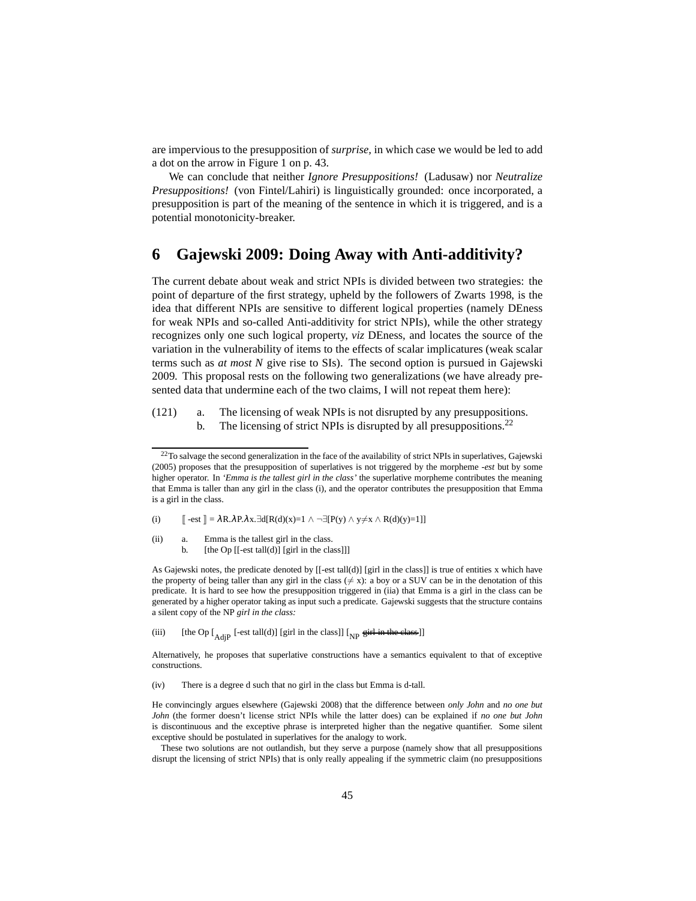are impervious to the presupposition of *surprise*, in which case we would be led to add a dot on the arrow in Figure 1 on p. 43.

We can conclude that neither *Ignore Presuppositions!* (Ladusaw) nor *Neutralize Presuppositions!* (von Fintel/Lahiri) is linguistically grounded: once incorporated, a presupposition is part of the meaning of the sentence in which it is triggered, and is a potential monotonicity-breaker.

## 6 Gajewski 2009: Doing Away with Anti-additivity?

The current debate about weak and strict NPIs is divided between two strategies: the point of departure of the first strategy, upheld by the followers of Zwarts 1998, is the idea that different NPIs are sensitive to different logical properties (namely DEness for weak NPIs and so-called Anti-additivity for strict NPIs), while the other strategy recognizes only one such logical property, *viz* DEness, and locates the source of the variation in the vulnerability of items to the effects of scalar implicatures (weak scalar terms such as *at most N* give rise to SIs). The second option is pursued in Gajewski 2009. This proposal rests on the following two generalizations (we have already presented data that undermine each of the two claims, I will not repeat them here):

(121) a. The licensing of weak NPIs is not disrupted by any presuppositions.
b. The licensing of strict NPIs is disrupted by all presuppositions.[22]

---

[22] To salvage the second generalization in the face of the availability of strict NPIs in superlatives, Gajewski (2005) proposes that the presupposition of superlatives is not triggered by the morpheme *-est* but by some higher operator. In *'Emma is the tallest girl in the class'* the superlative morpheme contributes the meaning that Emma is taller than any girl in the class (i), and the operator contributes the presupposition that Emma is a girl in the class.

(i) $[\![\text{-est}]\!] = \lambda R.\lambda P.\lambda x.\exists d[R(d)(x)=1 \wedge \neg\exists[P(y) \wedge y{\neq}x \wedge R(d)(y)=1]]$

(ii) a. Emma is the tallest girl in the class.
b. [the Op [[-est tall(d)] [girl in the class]]]

As Gajewski notes, the predicate denoted by [[-est tall(d)] [girl in the class]] is true of entities x which have the property of being taller than any girl in the class ($\neq$ x): a boy or a SUV can be in the denotation of this predicate. It is hard to see how the presupposition triggered in (iia) that Emma is a girl in the class can be generated by a higher operator taking as input such a predicate. Gajewski suggests that the structure contains a silent copy of the NP *girl in the class:*

(iii) [the Op [$_{\text{AdjP}}$ [-est tall(d)] [girl in the class]] [$_{\text{NP}}$ ~~girl in the class~~]]

Alternatively, he proposes that superlative constructions have a semantics equivalent to that of exceptive constructions.

(iv) There is a degree d such that no girl in the class but Emma is d-tall.

He convincingly argues elsewhere (Gajewski 2008) that the difference between *only John* and *no one but John* (the former doesn't license strict NPIs while the latter does) can be explained if *no one but John* is discontinuous and the exceptive phrase is interpreted higher than the negative quantifier. Some silent exceptive should be postulated in superlatives for the analogy to work.

These two solutions are not outlandish, but they serve a purpose (namely show that all presuppositions disrupt the licensing of strict NPIs) that is only really appealing if the symmetric claim (no presuppositions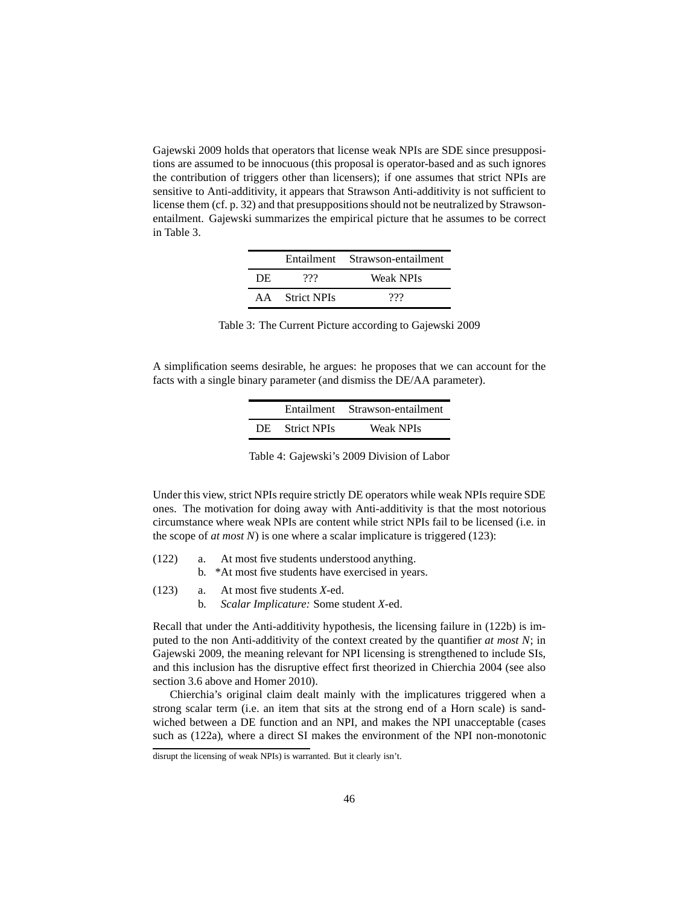Gajewski 2009 holds that operators that license weak NPIs are SDE since presuppositions are assumed to be innocuous (this proposal is operator-based and as such ignores the contribution of triggers other than licensers); if one assumes that strict NPIs are sensitive to Anti-additivity, it appears that Strawson Anti-additivity is not sufficient to license them (cf. p. 32) and that presuppositions should not be neutralized by Strawson-entailment. Gajewski summarizes the empirical picture that he assumes to be correct in Table 3.

| | Entailment | Strawson-entailment |
|---|---|---|
| DE | ??? | Weak NPIs |
| AA | Strict NPIs | ??? |

Table 3: The Current Picture according to Gajewski 2009

A simplification seems desirable, he argues: he proposes that we can account for the facts with a single binary parameter (and dismiss the DE/AA parameter).

| | Entailment | Strawson-entailment |
|---|---|---|
| DE | Strict NPIs | Weak NPIs |

Table 4: Gajewski's 2009 Division of Labor

Under this view, strict NPIs require strictly DE operators while weak NPIs require SDE ones. The motivation for doing away with Anti-additivity is that the most notorious circumstance where weak NPIs are content while strict NPIs fail to be licensed (i.e. in the scope of *at most N*) is one where a scalar implicature is triggered (123):

(122) a. At most five students understood anything.
b. *At most five students have exercised in years.

(123) a. At most five students *X*-ed.
b. *Scalar Implicature:* Some student *X*-ed.

Recall that under the Anti-additivity hypothesis, the licensing failure in (122b) is imputed to the non Anti-additivity of the context created by the quantifier *at most N*; in Gajewski 2009, the meaning relevant for NPI licensing is strengthened to include SIs, and this inclusion has the disruptive effect first theorized in Chierchia 2004 (see also section 3.6 above and Homer 2010).

Chierchia's original claim dealt mainly with the implicatures triggered when a strong scalar term (i.e. an item that sits at the strong end of a Horn scale) is sandwiched between a DE function and an NPI, and makes the NPI unacceptable (cases such as (122a), where a direct SI makes the environment of the NPI non-monotonic

disrupt the licensing of weak NPIs) is warranted. But it clearly isn't.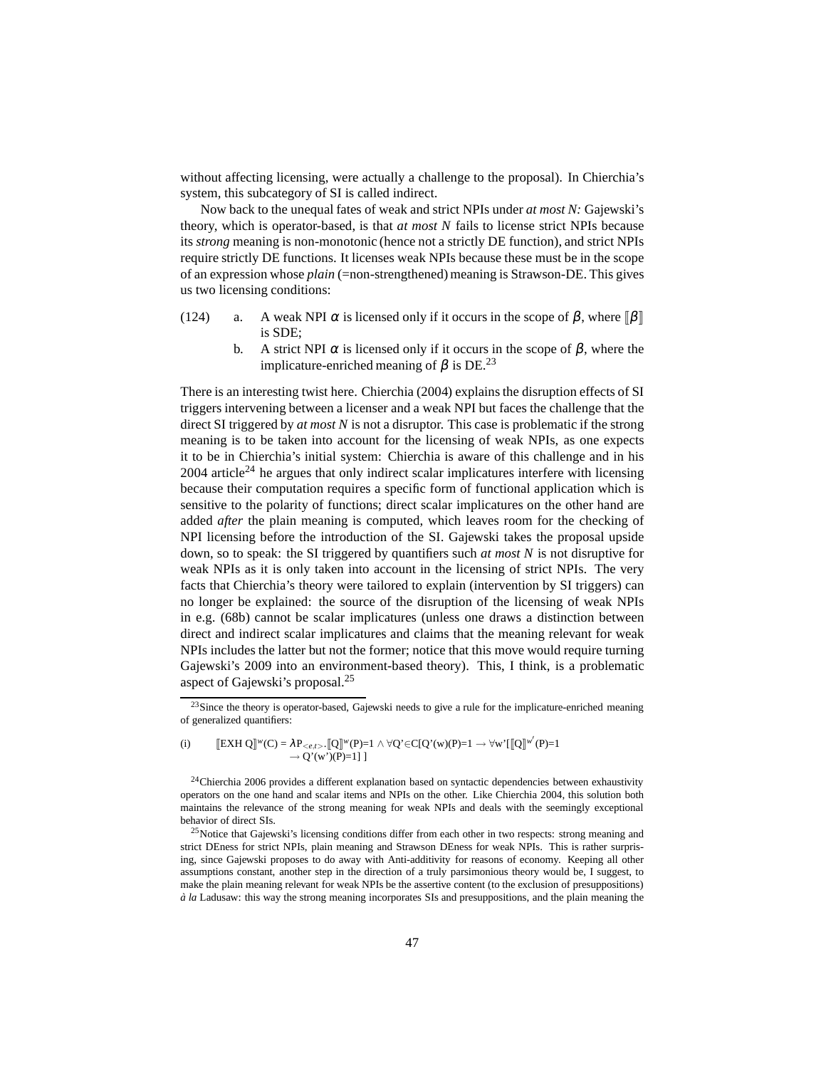without affecting licensing, were actually a challenge to the proposal). In Chierchia's system, this subcategory of SI is called indirect.

Now back to the unequal fates of weak and strict NPIs under *at most N:* Gajewski's theory, which is operator-based, is that *at most N* fails to license strict NPIs because its *strong* meaning is non-monotonic (hence not a strictly DE function), and strict NPIs require strictly DE functions. It licenses weak NPIs because these must be in the scope of an expression whose *plain* (=non-strengthened) meaning is Strawson-DE. This gives us two licensing conditions:

(124) a. A weak NPI $\alpha$ is licensed only if it occurs in the scope of $\beta$, where $[\![\beta]\!]$ is SDE;

b. A strict NPI $\alpha$ is licensed only if it occurs in the scope of $\beta$, where the implicature-enriched meaning of $\beta$ is DE.[23]

There is an interesting twist here. Chierchia (2004) explains the disruption effects of SI triggers intervening between a licenser and a weak NPI but faces the challenge that the direct SI triggered by *at most N* is not a disruptor. This case is problematic if the strong meaning is to be taken into account for the licensing of weak NPIs, as one expects it to be in Chierchia's initial system: Chierchia is aware of this challenge and in his 2004 article[24] he argues that only indirect scalar implicatures interfere with licensing because their computation requires a specific form of functional application which is sensitive to the polarity of functions; direct scalar implicatures on the other hand are added *after* the plain meaning is computed, which leaves room for the checking of NPI licensing before the introduction of the SI. Gajewski takes the proposal upside down, so to speak: the SI triggered by quantifiers such *at most N* is not disruptive for weak NPIs as it is only taken into account in the licensing of strict NPIs. The very facts that Chierchia's theory were tailored to explain (intervention by SI triggers) can no longer be explained: the source of the disruption of the licensing of weak NPIs in e.g. (68b) cannot be scalar implicatures (unless one draws a distinction between direct and indirect scalar implicatures and claims that the meaning relevant for weak NPIs includes the latter but not the former; notice that this move would require turning Gajewski's 2009 into an environment-based theory). This, I think, is a problematic aspect of Gajewski's proposal.[25]

---

[23] Since the theory is operator-based, Gajewski needs to give a rule for the implicature-enriched meaning of generalized quantifiers:

(i) $[\![\text{EXH Q}]\!]^{w}(C) = \lambda P_{<e,t>}.[\![Q]\!]^{w}(P)=1 \wedge \forall Q' \in C[Q'(w)(P)=1 \rightarrow \forall w'[[\![Q]\!]^{w'}(P)=1 \rightarrow Q'(w')(P)=1]\,]$

[24] Chierchia 2006 provides a different explanation based on syntactic dependencies between exhaustivity operators on the one hand and scalar items and NPIs on the other. Like Chierchia 2004, this solution both maintains the relevance of the strong meaning for weak NPIs and deals with the seemingly exceptional behavior of direct SIs.

[25] Notice that Gajewski's licensing conditions differ from each other in two respects: strong meaning and strict DEness for strict NPIs, plain meaning and Strawson DEness for weak NPIs. This is rather surprising, since Gajewski proposes to do away with Anti-additivity for reasons of economy. Keeping all other assumptions constant, another step in the direction of a truly parsimonious theory would be, I suggest, to make the plain meaning relevant for weak NPIs be the assertive content (to the exclusion of presuppositions) *à la* Ladusaw: this way the strong meaning incorporates SIs and presuppositions, and the plain meaning the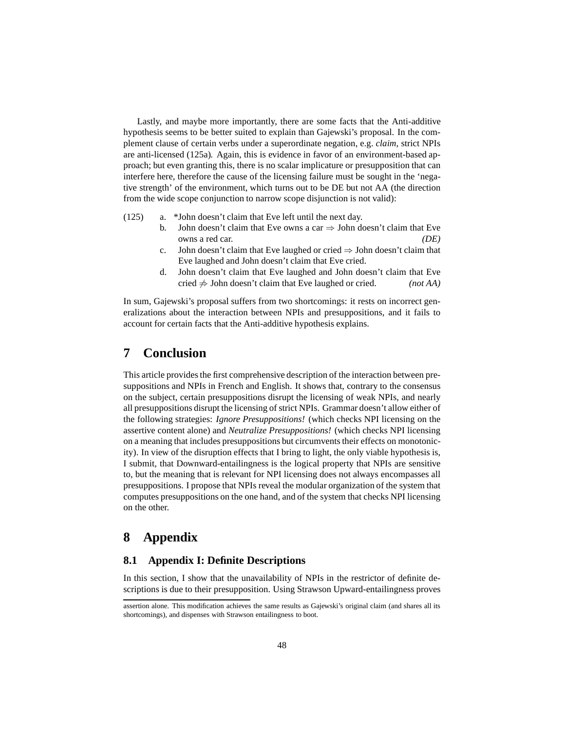Lastly, and maybe more importantly, there are some facts that the Anti-additive hypothesis seems to be better suited to explain than Gajewski's proposal. In the complement clause of certain verbs under a superordinate negation, e.g. *claim*, strict NPIs are anti-licensed (125a). Again, this is evidence in favor of an environment-based approach; but even granting this, there is no scalar implicature or presupposition that can interfere here, therefore the cause of the licensing failure must be sought in the 'negative strength' of the environment, which turns out to be DE but not AA (the direction from the wide scope conjunction to narrow scope disjunction is not valid):

(125) a. *John doesn't claim that Eve left until the next day.

b. John doesn't claim that Eve owns a car $\Rightarrow$ John doesn't claim that Eve owns a red car. *(DE)*

c. John doesn't claim that Eve laughed or cried $\Rightarrow$ John doesn't claim that Eve laughed and John doesn't claim that Eve cried.

d. John doesn't claim that Eve laughed and John doesn't claim that Eve cried $\not\Rightarrow$ John doesn't claim that Eve laughed or cried. *(not AA)*

In sum, Gajewski's proposal suffers from two shortcomings: it rests on incorrect generalizations about the interaction between NPIs and presuppositions, and it fails to account for certain facts that the Anti-additive hypothesis explains.

# 7 Conclusion

This article provides the first comprehensive description of the interaction between presuppositions and NPIs in French and English. It shows that, contrary to the consensus on the subject, certain presuppositions disrupt the licensing of weak NPIs, and nearly all presuppositions disrupt the licensing of strict NPIs. Grammar doesn't allow either of the following strategies: *Ignore Presuppositions!* (which checks NPI licensing on the assertive content alone) and *Neutralize Presuppositions!* (which checks NPI licensing on a meaning that includes presuppositions but circumvents their effects on monotonicity). In view of the disruption effects that I bring to light, the only viable hypothesis is, I submit, that Downward-entailingness is the logical property that NPIs are sensitive to, but the meaning that is relevant for NPI licensing does not always encompasses all presuppositions. I propose that NPIs reveal the modular organization of the system that computes presuppositions on the one hand, and of the system that checks NPI licensing on the other.

# 8 Appendix

## 8.1 Appendix I: Definite Descriptions

In this section, I show that the unavailability of NPIs in the restrictor of definite descriptions is due to their presupposition. Using Strawson Upward-entailingness proves

---

assertion alone. This modification achieves the same results as Gajewski's original claim (and shares all its shortcomings), and dispenses with Strawson entailingness to boot.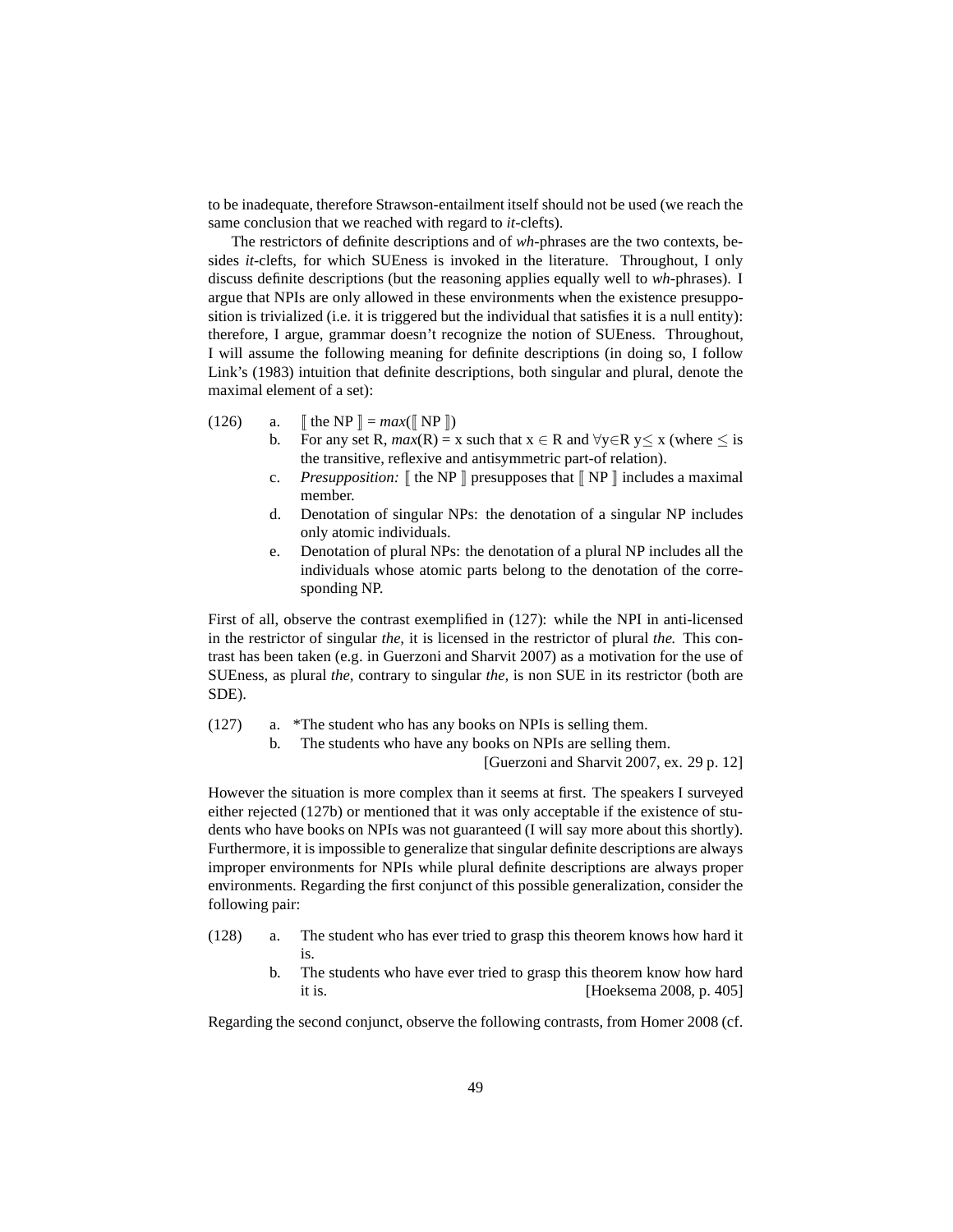to be inadequate, therefore Strawson-entailment itself should not be used (we reach the same conclusion that we reached with regard to *it*-clefts).

The restrictors of definite descriptions and of *wh*-phrases are the two contexts, besides *it*-clefts, for which SUEness is invoked in the literature. Throughout, I only discuss definite descriptions (but the reasoning applies equally well to *wh*-phrases). I argue that NPIs are only allowed in these environments when the existence presupposition is trivialized (i.e. it is triggered but the individual that satisfies it is a null entity): therefore, I argue, grammar doesn't recognize the notion of SUEness. Throughout, I will assume the following meaning for definite descriptions (in doing so, I follow Link's (1983) intuition that definite descriptions, both singular and plural, denote the maximal element of a set):

(126)
   a. $[\![$ the NP $]\!]$ = *max*($[\![$ NP $]\!]$)
   b. For any set R, *max*(R) = x such that x $\in$ R and $\forall$y$\in$R y$\leq$ x (where $\leq$ is the transitive, reflexive and antisymmetric part-of relation).
   c. *Presupposition:* $[\![$ the NP $]\!]$ presupposes that $[\![$ NP $]\!]$ includes a maximal member.
   d. Denotation of singular NPs: the denotation of a singular NP includes only atomic individuals.
   e. Denotation of plural NPs: the denotation of a plural NP includes all the individuals whose atomic parts belong to the denotation of the corresponding NP.

First of all, observe the contrast exemplified in (127): while the NPI in anti-licensed in the restrictor of singular *the,* it is licensed in the restrictor of plural *the.* This contrast has been taken (e.g. in Guerzoni and Sharvit 2007) as a motivation for the use of SUEness, as plural *the,* contrary to singular *the,* is non SUE in its restrictor (both are SDE).

(127)
   a. *The student who has any books on NPIs is selling them.
   b. The students who have any books on NPIs are selling them.
   [Guerzoni and Sharvit 2007, ex. 29 p. 12]

However the situation is more complex than it seems at first. The speakers I surveyed either rejected (127b) or mentioned that it was only acceptable if the existence of students who have books on NPIs was not guaranteed (I will say more about this shortly). Furthermore, it is impossible to generalize that singular definite descriptions are always improper environments for NPIs while plural definite descriptions are always proper environments. Regarding the first conjunct of this possible generalization, consider the following pair:

(128)
   a. The student who has ever tried to grasp this theorem knows how hard it is.
   b. The students who have ever tried to grasp this theorem know how hard it is. [Hoeksema 2008, p. 405]

Regarding the second conjunct, observe the following contrasts, from Homer 2008 (cf.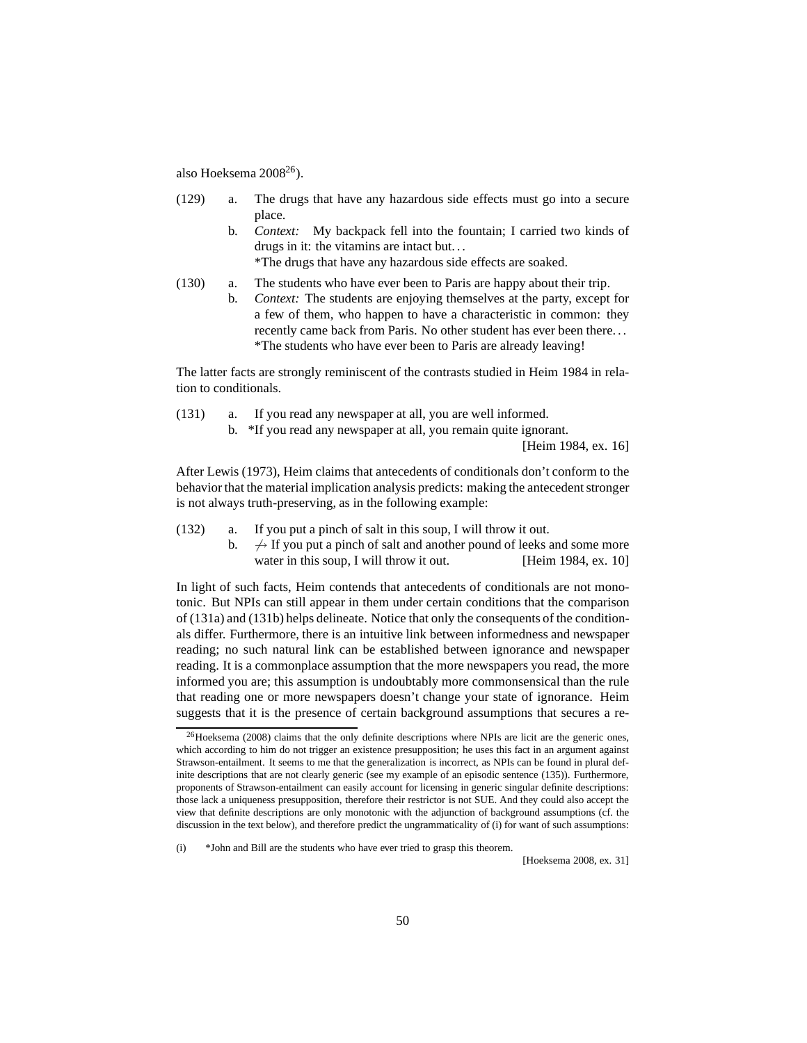also Hoeksema 2008[26]).

(129) a. The drugs that have any hazardous side effects must go into a secure place.

b. *Context:* My backpack fell into the fountain; I carried two kinds of drugs in it: the vitamins are intact but...
*The drugs that have any hazardous side effects are soaked.

(130) a. The students who have ever been to Paris are happy about their trip.

b. *Context:* The students are enjoying themselves at the party, except for a few of them, who happen to have a characteristic in common: they recently came back from Paris. No other student has ever been there...
*The students who have ever been to Paris are already leaving!

The latter facts are strongly reminiscent of the contrasts studied in Heim 1984 in relation to conditionals.

(131) a. If you read any newspaper at all, you are well informed.

b. *If you read any newspaper at all, you remain quite ignorant.

[Heim 1984, ex. 16]

After Lewis (1973), Heim claims that antecedents of conditionals don't conform to the behavior that the material implication analysis predicts: making the antecedent stronger is not always truth-preserving, as in the following example:

(132) a. If you put a pinch of salt in this soup, I will throw it out.

b. $\not\rightarrow$ If you put a pinch of salt and another pound of leeks and some more water in this soup, I will throw it out. [Heim 1984, ex. 10]

In light of such facts, Heim contends that antecedents of conditionals are not monotonic. But NPIs can still appear in them under certain conditions that the comparison of (131a) and (131b) helps delineate. Notice that only the consequents of the conditionals differ. Furthermore, there is an intuitive link between informedness and newspaper reading; no such natural link can be established between ignorance and newspaper reading. It is a commonplace assumption that the more newspapers you read, the more informed you are; this assumption is undoubtably more commonsensical than the rule that reading one or more newspapers doesn't change your state of ignorance. Heim suggests that it is the presence of certain background assumptions that secures a re-

[26]Hoeksema (2008) claims that the only definite descriptions where NPIs are licit are the generic ones, which according to him do not trigger an existence presupposition; he uses this fact in an argument against Strawson-entailment. It seems to me that the generalization is incorrect, as NPIs can be found in plural definite descriptions that are not clearly generic (see my example of an episodic sentence (135)). Furthermore, proponents of Strawson-entailment can easily account for licensing in generic singular definite descriptions: those lack a uniqueness presupposition, therefore their restrictor is not SUE. And they could also accept the view that definite descriptions are only monotonic with the adjunction of background assumptions (cf. the discussion in the text below), and therefore predict the ungrammaticality of (i) for want of such assumptions:

(i) *John and Bill are the students who have ever tried to grasp this theorem.

[Hoeksema 2008, ex. 31]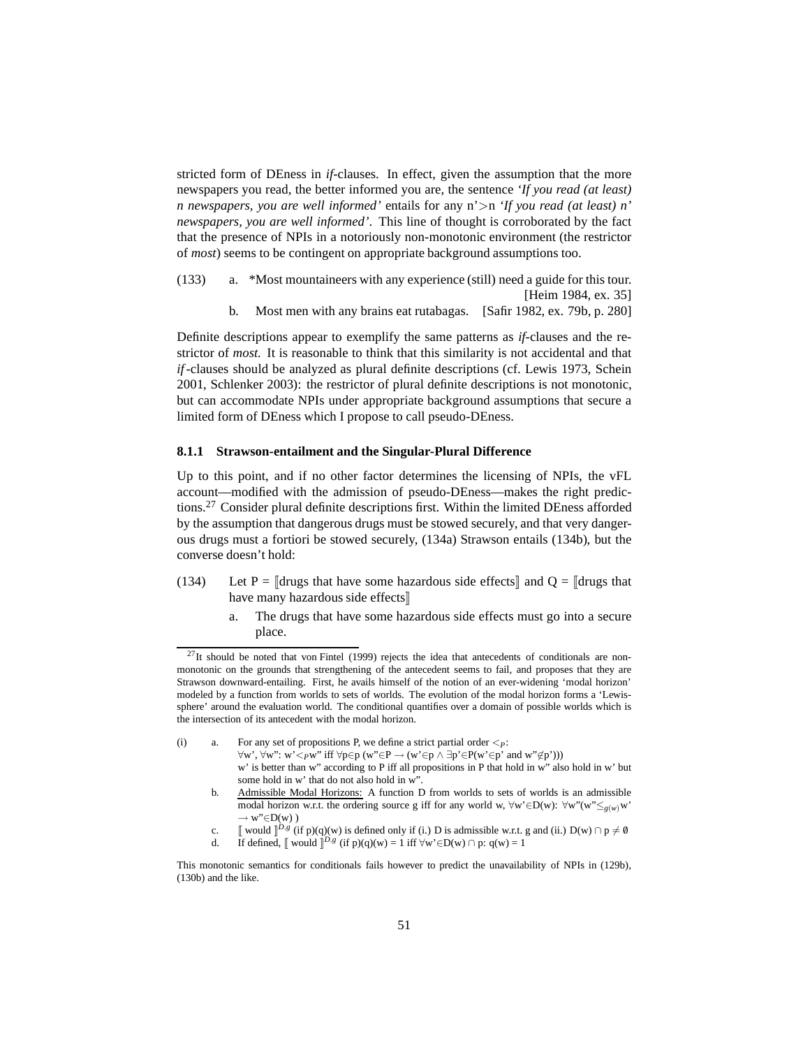stricted form of DEness in *if*-clauses. In effect, given the assumption that the more newspapers you read, the better informed you are, the sentence *'If you read (at least) n newspapers, you are well informed'* entails for any n'>n *'If you read (at least) n' newspapers, you are well informed'*. This line of thought is corroborated by the fact that the presence of NPIs in a notoriously non-monotonic environment (the restrictor of *most*) seems to be contingent on appropriate background assumptions too.

(133) a. \*Most mountaineers with any experience (still) need a guide for this tour. [Heim 1984, ex. 35]

b. Most men with any brains eat rutabagas. [Safir 1982, ex. 79b, p. 280]

Definite descriptions appear to exemplify the same patterns as *if*-clauses and the restrictor of *most.* It is reasonable to think that this similarity is not accidental and that *if*-clauses should be analyzed as plural definite descriptions (cf. Lewis 1973, Schein 2001, Schlenker 2003): the restrictor of plural definite descriptions is not monotonic, but can accommodate NPIs under appropriate background assumptions that secure a limited form of DEness which I propose to call pseudo-DEness.

### 8.1.1 Strawson-entailment and the Singular-Plural Difference

Up to this point, and if no other factor determines the licensing of NPIs, the vFL account—modified with the admission of pseudo-DEness—makes the right predictions.[27] Consider plural definite descriptions first. Within the limited DEness afforded by the assumption that dangerous drugs must be stowed securely, and that very dangerous drugs must a fortiori be stowed securely, (134a) Strawson entails (134b), but the converse doesn't hold:

(134) Let P = ⟦drugs that have some hazardous side effects⟧ and Q = ⟦drugs that have many hazardous side effects⟧

a. The drugs that have some hazardous side effects must go into a secure place.

---

[27] It should be noted that von Fintel (1999) rejects the idea that antecedents of conditionals are non-monotonic on the grounds that strengthening of the antecedent seems to fail, and proposes that they are Strawson downward-entailing. First, he avails himself of the notion of an ever-widening 'modal horizon' modeled by a function from worlds to sets of worlds. The evolution of the modal horizon forms a 'Lewis-sphere' around the evaluation world. The conditional quantifies over a domain of possible worlds which is the intersection of its antecedent with the modal horizon.

(i) a. For any set of propositions P, we define a strict partial order $<_P$:
$\forall$w', $\forall$w": w'$<_P$w" iff $\forall$p$\in$p (w"$\in$P $\rightarrow$ (w'$\in$p $\wedge$ $\exists$p'$\in$P(w'$\in$p' and w"$\notin$p')))
w' is better than w" according to P iff all propositions in P that hold in w" also hold in w' but some hold in w' that do not also hold in w".

b. <u>Admissible Modal Horizons:</u> A function D from worlds to sets of worlds is an admissible modal horizon w.r.t. the ordering source g iff for any world w, $\forall$w'$\in$D(w): $\forall$w"(w"$\leq_{g(w)}$w' $\rightarrow$ w"$\in$D(w) )

c. ⟦ would ⟧$^{D,g}$ (if p)(q)(w) is defined only if (i.) D is admissible w.r.t. g and (ii.) D(w) $\cap$ p $\neq \emptyset$

d. If defined, ⟦ would ⟧$^{D,g}$ (if p)(q)(w) = 1 iff $\forall$w'$\in$D(w) $\cap$ p: q(w) = 1

This monotonic semantics for conditionals fails however to predict the unavailability of NPIs in (129b), (130b) and the like.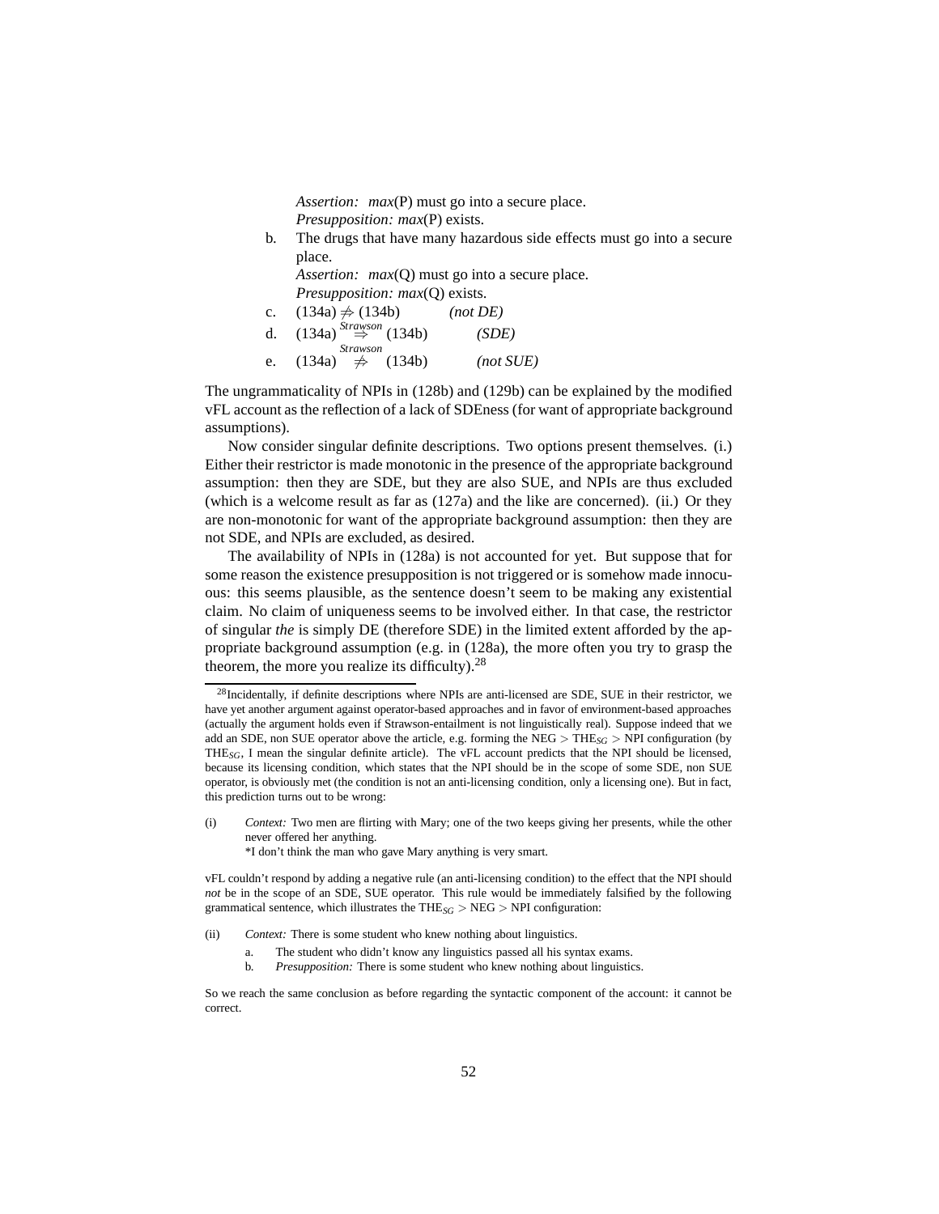*Assertion:* *max*(P) must go into a secure place.
*Presupposition:* *max*(P) exists.

b. The drugs that have many hazardous side effects must go into a secure place.
*Assertion:* *max*(Q) must go into a secure place.
*Presupposition:* *max*(Q) exists.

c. (134a) $\not\Rightarrow$ (134b) *(not DE)*

d. (134a) $\overset{Strawson}{\Rightarrow}$ (134b) *(SDE)*

e. (134a) $\overset{Strawson}{\not\Rightarrow}$ (134b) *(not SUE)*

The ungrammaticality of NPIs in (128b) and (129b) can be explained by the modified vFL account as the reflection of a lack of SDEness (for want of appropriate background assumptions).

Now consider singular definite descriptions. Two options present themselves. (i.) Either their restrictor is made monotonic in the presence of the appropriate background assumption: then they are SDE, but they are also SUE, and NPIs are thus excluded (which is a welcome result as far as (127a) and the like are concerned). (ii.) Or they are non-monotonic for want of the appropriate background assumption: then they are not SDE, and NPIs are excluded, as desired.

The availability of NPIs in (128a) is not accounted for yet. But suppose that for some reason the existence presupposition is not triggered or is somehow made innocuous: this seems plausible, as the sentence doesn't seem to be making any existential claim. No claim of uniqueness seems to be involved either. In that case, the restrictor of singular *the* is simply DE (therefore SDE) in the limited extent afforded by the appropriate background assumption (e.g. in (128a), the more often you try to grasp the theorem, the more you realize its difficulty).[28]

---

[28] Incidentally, if definite descriptions where NPIs are anti-licensed are SDE, SUE in their restrictor, we have yet another argument against operator-based approaches and in favor of environment-based approaches (actually the argument holds even if Strawson-entailment is not linguistically real). Suppose indeed that we add an SDE, non SUE operator above the article, e.g. forming the NEG $>$ THE$_{SG}$ $>$ NPI configuration (by THE$_{SG}$, I mean the singular definite article). The vFL account predicts that the NPI should be licensed, because its licensing condition, which states that the NPI should be in the scope of some SDE, non SUE operator, is obviously met (the condition is not an anti-licensing condition, only a licensing one). But in fact, this prediction turns out to be wrong:

(i) *Context:* Two men are flirting with Mary; one of the two keeps giving her presents, while the other never offered her anything.
\*I don't think the man who gave Mary anything is very smart.

vFL couldn't respond by adding a negative rule (an anti-licensing condition) to the effect that the NPI should *not* be in the scope of an SDE, SUE operator. This rule would be immediately falsified by the following grammatical sentence, which illustrates the THE$_{SG}$ $>$ NEG $>$ NPI configuration:

(ii) *Context:* There is some student who knew nothing about linguistics.
a. The student who didn't know any linguistics passed all his syntax exams.
b. *Presupposition:* There is some student who knew nothing about linguistics.

So we reach the same conclusion as before regarding the syntactic component of the account: it cannot be correct.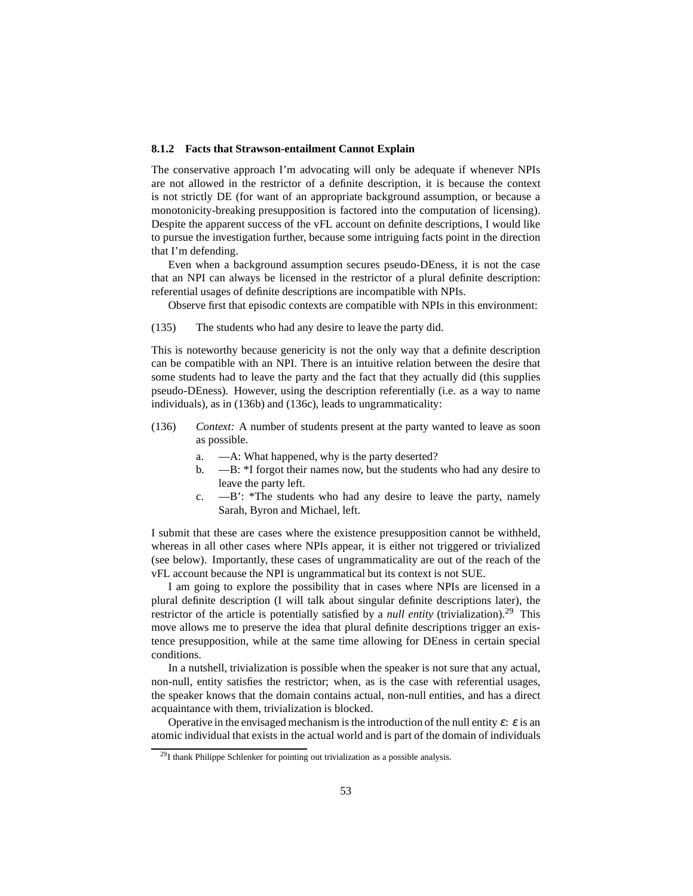### 8.1.2 Facts that Strawson-entailment Cannot Explain

The conservative approach I'm advocating will only be adequate if whenever NPIs are not allowed in the restrictor of a definite description, it is because the context is not strictly DE (for want of an appropriate background assumption, or because a monotonicity-breaking presupposition is factored into the computation of licensing). Despite the apparent success of the vFL account on definite descriptions, I would like to pursue the investigation further, because some intriguing facts point in the direction that I'm defending.

Even when a background assumption secures pseudo-DEness, it is not the case that an NPI can always be licensed in the restrictor of a plural definite description: referential usages of definite descriptions are incompatible with NPIs.

Observe first that episodic contexts are compatible with NPIs in this environment:

(135) The students who had any desire to leave the party did.

This is noteworthy because genericity is not the only way that a definite description can be compatible with an NPI. There is an intuitive relation between the desire that some students had to leave the party and the fact that they actually did (this supplies pseudo-DEness). However, using the description referentially (i.e. as a way to name individuals), as in (136b) and (136c), leads to ungrammaticality:

(136) *Context:* A number of students present at the party wanted to leave as soon as possible.

a. —A: What happened, why is the party deserted?
b. —B: *I forgot their names now, but the students who had any desire to leave the party left.
c. —B': *The students who had any desire to leave the party, namely Sarah, Byron and Michael, left.

I submit that these are cases where the existence presupposition cannot be withheld, whereas in all other cases where NPIs appear, it is either not triggered or trivialized (see below). Importantly, these cases of ungrammaticality are out of the reach of the vFL account because the NPI is ungrammatical but its context is not SUE.

I am going to explore the possibility that in cases where NPIs are licensed in a plural definite description (I will talk about singular definite descriptions later), the restrictor of the article is potentially satisfied by a *null entity* (trivialization).[29] This move allows me to preserve the idea that plural definite descriptions trigger an existence presupposition, while at the same time allowing for DEness in certain special conditions.

In a nutshell, trivialization is possible when the speaker is not sure that any actual, non-null, entity satisfies the restrictor; when, as is the case with referential usages, the speaker knows that the domain contains actual, non-null entities, and has a direct acquaintance with them, trivialization is blocked.

Operative in the envisaged mechanism is the introduction of the null entity $\varepsilon$: $\varepsilon$ is an atomic individual that exists in the actual world and is part of the domain of individuals

[29] I thank Philippe Schlenker for pointing out trivialization as a possible analysis.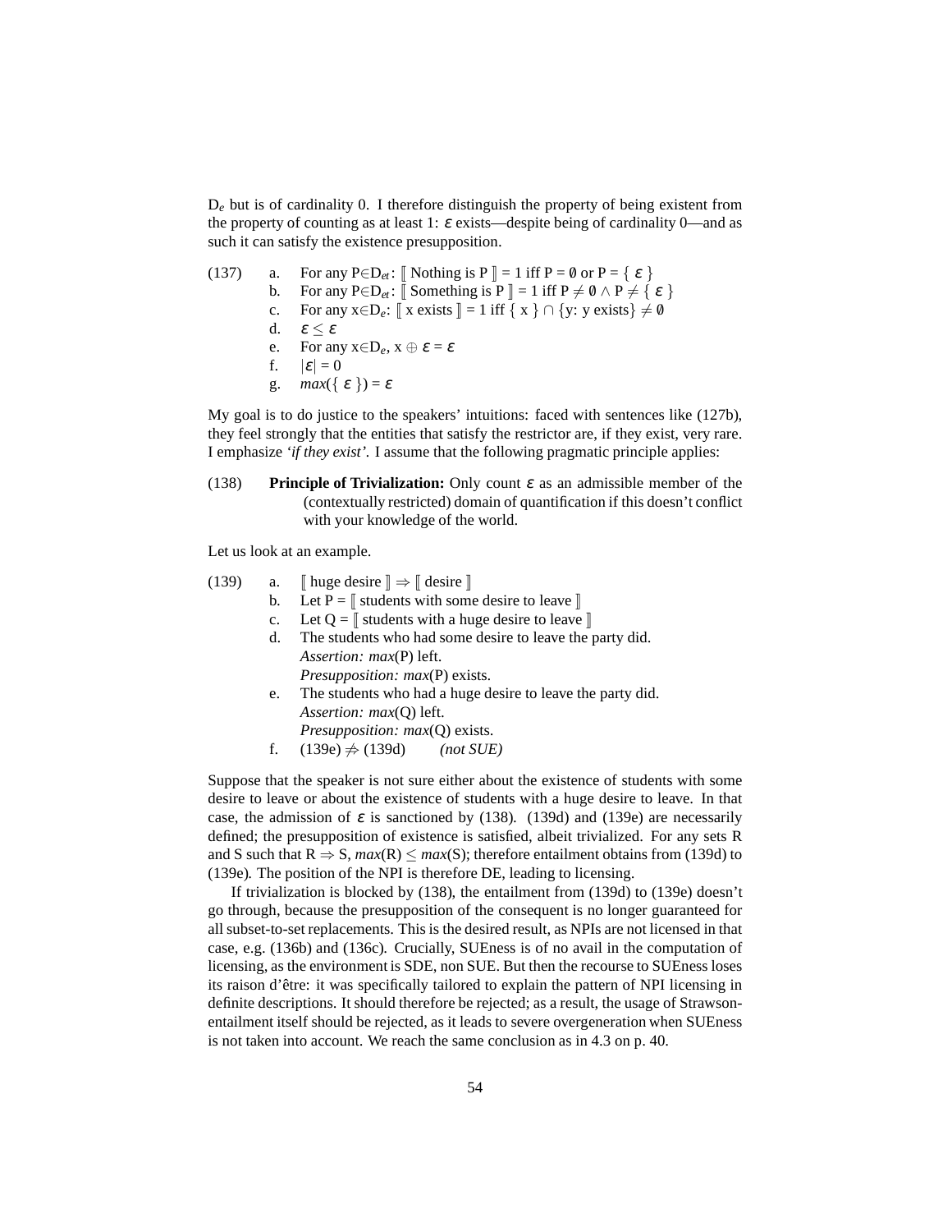$D_e$ but is of cardinality 0. I therefore distinguish the property of being existent from the property of counting as at least 1: $\varepsilon$ exists—despite being of cardinality 0—and as such it can satisfy the existence presupposition.

(137)
a. For any $P \in D_{et}$: $[\![$ Nothing is P $]\!] = 1$ iff $P = \emptyset$ or $P = \{ \varepsilon \}$
b. For any $P \in D_{et}$: $[\![$ Something is P $]\!] = 1$ iff $P \neq \emptyset \wedge P \neq \{ \varepsilon \}$
c. For any $x \in D_e$: $[\![$ x exists $]\!] = 1$ iff $\{ x \} \cap \{y\text{: y exists}\} \neq \emptyset$
d. $\varepsilon \leq \varepsilon$
e. For any $x \in D_e$, $x \oplus \varepsilon = \varepsilon$
f. $|\varepsilon| = 0$
g. $max(\{ \varepsilon \}) = \varepsilon$

My goal is to do justice to the speakers' intuitions: faced with sentences like (127b), they feel strongly that the entities that satisfy the restrictor are, if they exist, very rare. I emphasize *'if they exist'*. I assume that the following pragmatic principle applies:

(138) **Principle of Trivialization:** Only count $\varepsilon$ as an admissible member of the (contextually restricted) domain of quantification if this doesn't conflict with your knowledge of the world.

Let us look at an example.

(139)
a. $[\![$ huge desire $]\!] \Rightarrow [\![$ desire $]\!]$
b. Let P = $[\![$ students with some desire to leave $]\!]$
c. Let Q = $[\![$ students with a huge desire to leave $]\!]$
d. The students who had some desire to leave the party did.
*Assertion: max*(P) left.
*Presupposition: max*(P) exists.
e. The students who had a huge desire to leave the party did.
*Assertion: max*(Q) left.
*Presupposition: max*(Q) exists.
f. (139e) $\not\Rightarrow$ (139d) *(not SUE)*

Suppose that the speaker is not sure either about the existence of students with some desire to leave or about the existence of students with a huge desire to leave. In that case, the admission of $\varepsilon$ is sanctioned by (138). (139d) and (139e) are necessarily defined; the presupposition of existence is satisfied, albeit trivialized. For any sets R and S such that $R \Rightarrow S$, $max(R) \leq max(S)$; therefore entailment obtains from (139d) to (139e). The position of the NPI is therefore DE, leading to licensing.

If trivialization is blocked by (138), the entailment from (139d) to (139e) doesn't go through, because the presupposition of the consequent is no longer guaranteed for all subset-to-set replacements. This is the desired result, as NPIs are not licensed in that case, e.g. (136b) and (136c). Crucially, SUEness is of no avail in the computation of licensing, as the environment is SDE, non SUE. But then the recourse to SUEness loses its raison d'être: it was specifically tailored to explain the pattern of NPI licensing in definite descriptions. It should therefore be rejected; as a result, the usage of Strawson-entailment itself should be rejected, as it leads to severe overgeneration when SUEness is not taken into account. We reach the same conclusion as in 4.3 on p. 40.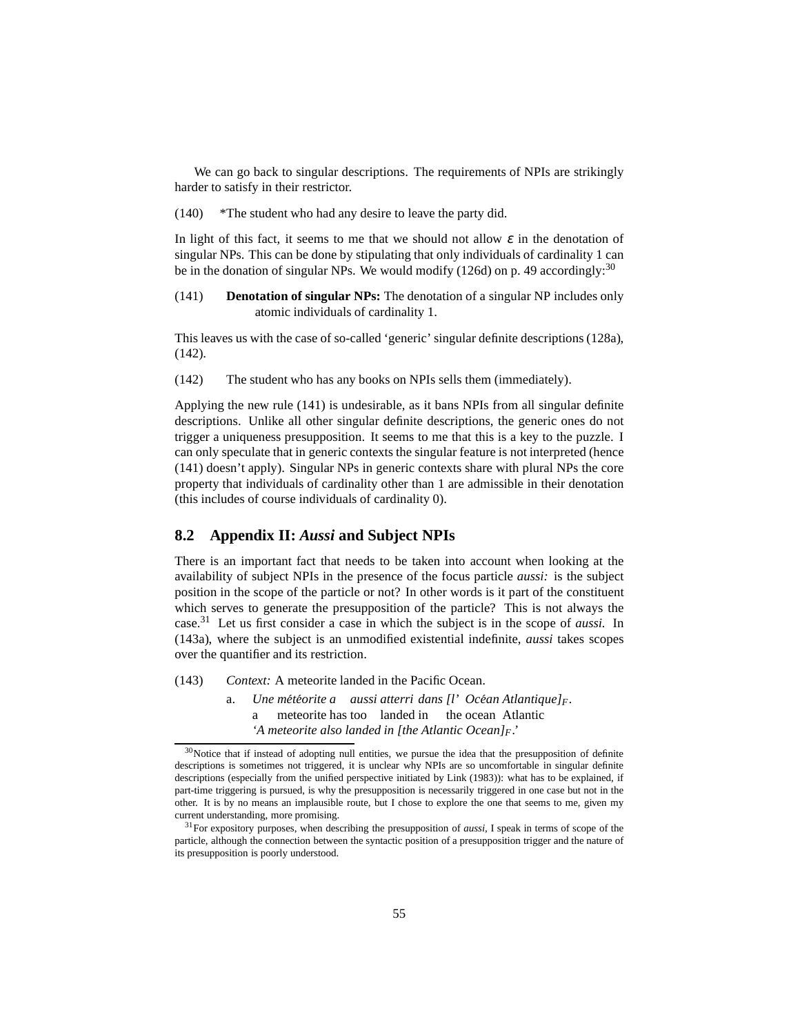We can go back to singular descriptions. The requirements of NPIs are strikingly harder to satisfy in their restrictor.

(140) *The student who had any desire to leave the party did.

In light of this fact, it seems to me that we should not allow $\varepsilon$ in the denotation of singular NPs. This can be done by stipulating that only individuals of cardinality 1 can be in the donation of singular NPs. We would modify (126d) on p. 49 accordingly:[30]

(141) **Denotation of singular NPs:** The denotation of a singular NP includes only atomic individuals of cardinality 1.

This leaves us with the case of so-called 'generic' singular definite descriptions (128a), (142).

(142) The student who has any books on NPIs sells them (immediately).

Applying the new rule (141) is undesirable, as it bans NPIs from all singular definite descriptions. Unlike all other singular definite descriptions, the generic ones do not trigger a uniqueness presupposition. It seems to me that this is a key to the puzzle. I can only speculate that in generic contexts the singular feature is not interpreted (hence (141) doesn't apply). Singular NPs in generic contexts share with plural NPs the core property that individuals of cardinality other than 1 are admissible in their denotation (this includes of course individuals of cardinality 0).

## 8.2 Appendix II: *Aussi* and Subject NPIs

There is an important fact that needs to be taken into account when looking at the availability of subject NPIs in the presence of the focus particle *aussi:* is the subject position in the scope of the particle or not? In other words is it part of the constituent which serves to generate the presupposition of the particle? This is not always the case.[31] Let us first consider a case in which the subject is in the scope of *aussi.* In (143a), where the subject is an unmodified existential indefinite, *aussi* takes scopes over the quantifier and its restriction.

(143) *Context:* A meteorite landed in the Pacific Ocean.

a. *Une météorite a aussi atterri dans [l' Océan Atlantique]$_F$.*
   a meteorite has too landed in the ocean Atlantic
   '*A meteorite also landed in [the Atlantic Ocean]$_F$.*'

---

[30] Notice that if instead of adopting null entities, we pursue the idea that the presupposition of definite descriptions is sometimes not triggered, it is unclear why NPIs are so uncomfortable in singular definite descriptions (especially from the unified perspective initiated by Link (1983)): what has to be explained, if part-time triggering is pursued, is why the presupposition is necessarily triggered in one case but not in the other. It is by no means an implausible route, but I chose to explore the one that seems to me, given my current understanding, more promising.

[31] For expository purposes, when describing the presupposition of *aussi*, I speak in terms of scope of the particle, although the connection between the syntactic position of a presupposition trigger and the nature of its presupposition is poorly understood.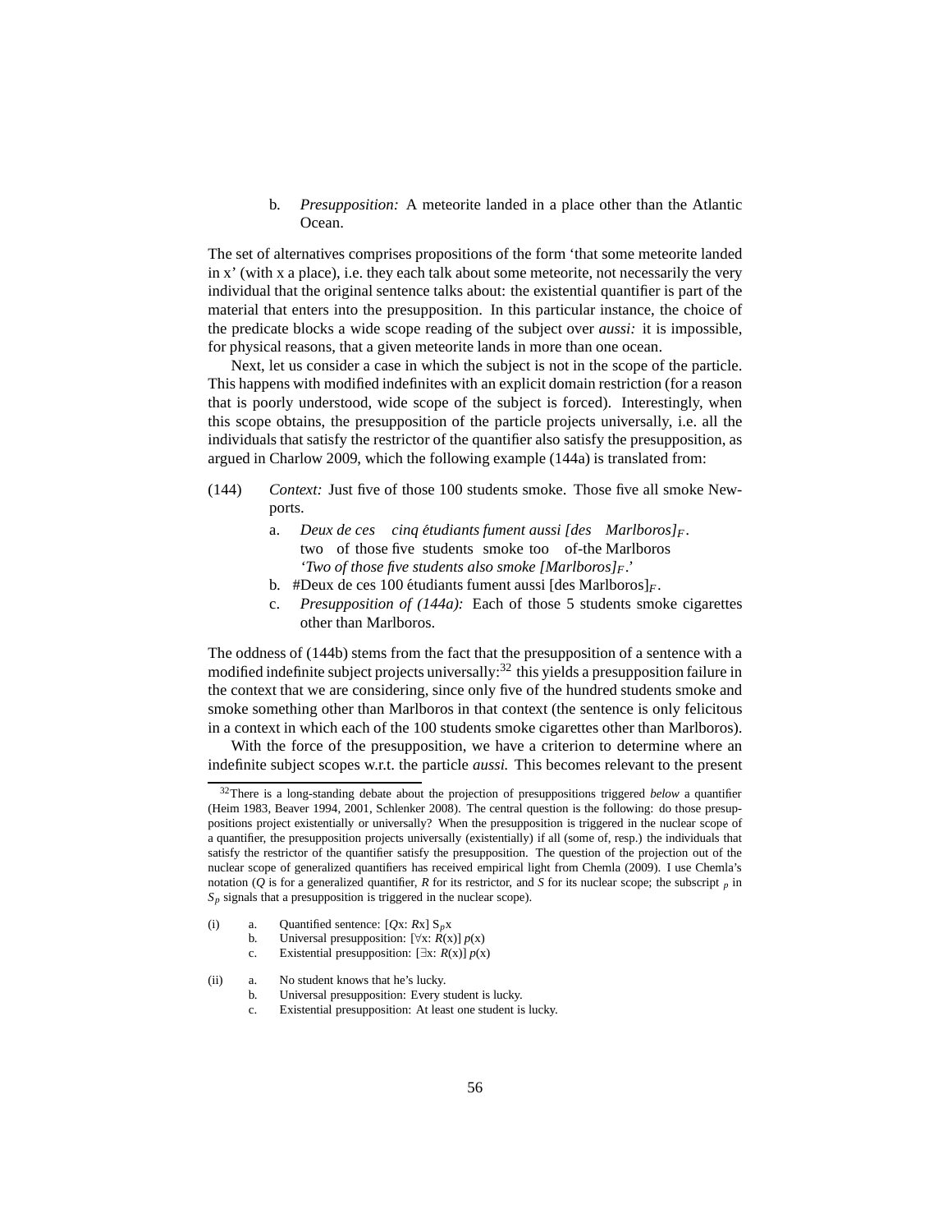b. *Presupposition:* A meteorite landed in a place other than the Atlantic Ocean.

The set of alternatives comprises propositions of the form 'that some meteorite landed in x' (with x a place), i.e. they each talk about some meteorite, not necessarily the very individual that the original sentence talks about: the existential quantifier is part of the material that enters into the presupposition. In this particular instance, the choice of the predicate blocks a wide scope reading of the subject over *aussi:* it is impossible, for physical reasons, that a given meteorite lands in more than one ocean.

Next, let us consider a case in which the subject is not in the scope of the particle. This happens with modified indefinites with an explicit domain restriction (for a reason that is poorly understood, wide scope of the subject is forced). Interestingly, when this scope obtains, the presupposition of the particle projects universally, i.e. all the individuals that satisfy the restrictor of the quantifier also satisfy the presupposition, as argued in Charlow 2009, which the following example (144a) is translated from:

(144) *Context:* Just five of those 100 students smoke. Those five all smoke Newports.

a. *Deux de ces cinq étudiants fument aussi [des Marlboros]$_F$.*
   two of those five students smoke too of-the Marlboros
   *'Two of those five students also smoke [Marlboros]$_F$.'*

b. #Deux de ces 100 étudiants fument aussi [des Marlboros]$_F$.

c. *Presupposition of (144a):* Each of those 5 students smoke cigarettes other than Marlboros.

The oddness of (144b) stems from the fact that the presupposition of a sentence with a modified indefinite subject projects universally:[32] this yields a presupposition failure in the context that we are considering, since only five of the hundred students smoke and smoke something other than Marlboros in that context (the sentence is only felicitous in a context in which each of the 100 students smoke cigarettes other than Marlboros).

With the force of the presupposition, we have a criterion to determine where an indefinite subject scopes w.r.t. the particle *aussi.* This becomes relevant to the present

---

[32]There is a long-standing debate about the projection of presuppositions triggered *below* a quantifier (Heim 1983, Beaver 1994, 2001, Schlenker 2008). The central question is the following: do those presuppositions project existentially or universally? When the presupposition is triggered in the nuclear scope of a quantifier, the presupposition projects universally (existentially) if all (some of, resp.) the individuals that satisfy the restrictor of the quantifier satisfy the presupposition. The question of the projection out of the nuclear scope of generalized quantifiers has received empirical light from Chemla (2009). I use Chemla's notation (*Q* is for a generalized quantifier, *R* for its restrictor, and *S* for its nuclear scope; the subscript $_p$ in $S_p$ signals that a presupposition is triggered in the nuclear scope).

(i) a. Quantified sentence: $[Qx\colon Rx]\ S_p x$
    b. Universal presupposition: $[\forall x\colon R(x)]\ p(x)$
    c. Existential presupposition: $[\exists x\colon R(x)]\ p(x)$

(ii) a. No student knows that he's lucky.
     b. Universal presupposition: Every student is lucky.
     c. Existential presupposition: At least one student is lucky.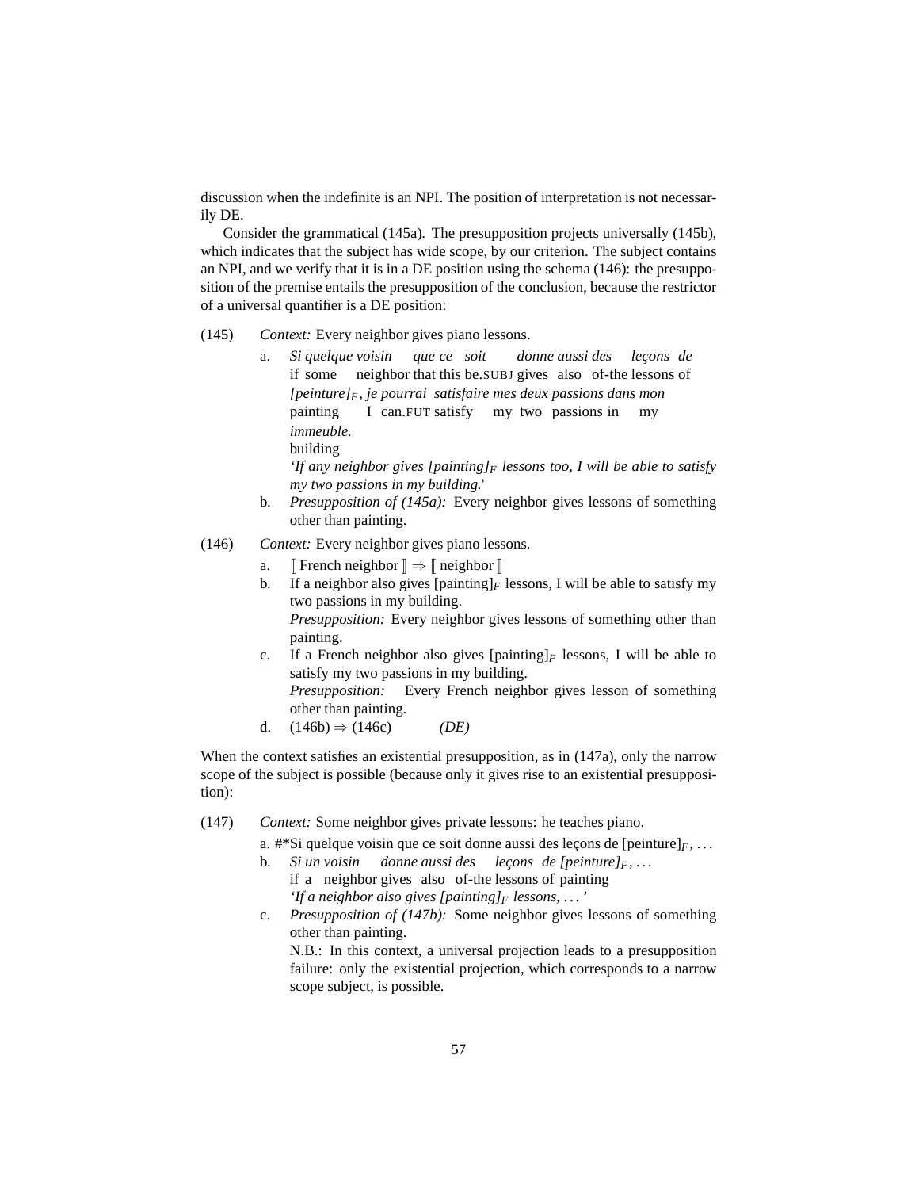discussion when the indefinite is an NPI. The position of interpretation is not necessarily DE.

Consider the grammatical (145a). The presupposition projects universally (145b), which indicates that the subject has wide scope, by our criterion. The subject contains an NPI, and we verify that it is in a DE position using the schema (146): the presupposition of the premise entails the presupposition of the conclusion, because the restrictor of a universal quantifier is a DE position:

(145) *Context:* Every neighbor gives piano lessons.

a. *Si quelque voisin que ce soit donne aussi des leçons de [peinture]$_F$, je pourrai satisfaire mes deux passions dans mon immeuble.*
   if some neighbor that this be.SUBJ gives also of-the lessons of painting I can.FUT satisfy my two passions in my building
   *'If any neighbor gives [painting]$_F$ lessons too, I will be able to satisfy my two passions in my building.'*

b. *Presupposition of (145a):* Every neighbor gives lessons of something other than painting.

(146) *Context:* Every neighbor gives piano lessons.

a. ⟦ French neighbor ⟧ $\Rightarrow$ ⟦ neighbor ⟧

b. If a neighbor also gives [painting]$_F$ lessons, I will be able to satisfy my two passions in my building.
   *Presupposition:* Every neighbor gives lessons of something other than painting.

c. If a French neighbor also gives [painting]$_F$ lessons, I will be able to satisfy my two passions in my building.
   *Presupposition:* Every French neighbor gives lesson of something other than painting.

d. (146b) $\Rightarrow$ (146c) *(DE)*

When the context satisfies an existential presupposition, as in (147a), only the narrow scope of the subject is possible (because only it gives rise to an existential presupposition):

(147) *Context:* Some neighbor gives private lessons: he teaches piano.

a. #*Si quelque voisin que ce soit donne aussi des leçons de [peinture]$_F$, ...

b. *Si un voisin donne aussi des leçons de [peinture]$_F$, ...*
   if a neighbor gives also of-the lessons of painting
   *'If a neighbor also gives [painting]$_F$ lessons, ...'*

c. *Presupposition of (147b):* Some neighbor gives lessons of something other than painting.
   N.B.: In this context, a universal projection leads to a presupposition failure: only the existential projection, which corresponds to a narrow scope subject, is possible.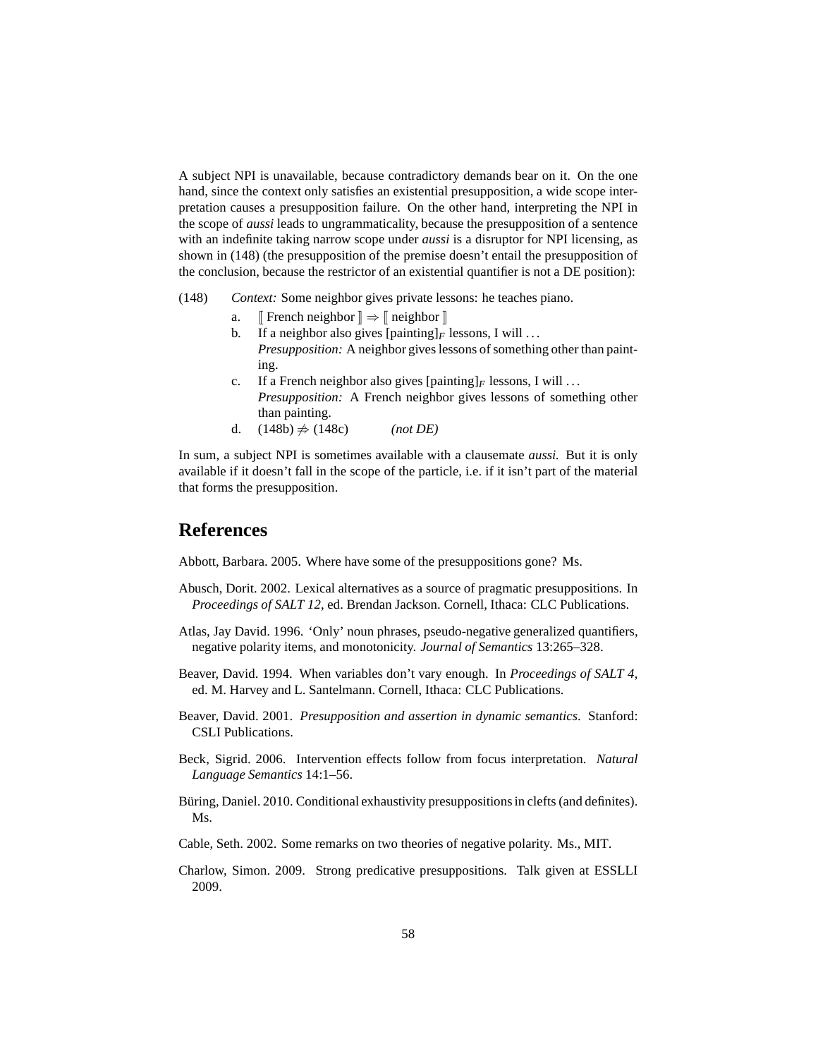A subject NPI is unavailable, because contradictory demands bear on it. On the one hand, since the context only satisfies an existential presupposition, a wide scope interpretation causes a presupposition failure. On the other hand, interpreting the NPI in the scope of *aussi* leads to ungrammaticality, because the presupposition of a sentence with an indefinite taking narrow scope under *aussi* is a disruptor for NPI licensing, as shown in (148) (the presupposition of the premise doesn't entail the presupposition of the conclusion, because the restrictor of an existential quantifier is not a DE position):

(148) *Context:* Some neighbor gives private lessons: he teaches piano.

a. $[\![$ French neighbor $]\!] \Rightarrow [\![$ neighbor $]\!]$

b. If a neighbor also gives [painting]$_F$ lessons, I will ...
*Presupposition:* A neighbor gives lessons of something other than painting.

c. If a French neighbor also gives [painting]$_F$ lessons, I will ...
*Presupposition:* A French neighbor gives lessons of something other than painting.

d. (148b) $\not\Rightarrow$ (148c) *(not DE)*

In sum, a subject NPI is sometimes available with a clausemate *aussi.* But it is only available if it doesn't fall in the scope of the particle, i.e. if it isn't part of the material that forms the presupposition.

## References

Abbott, Barbara. 2005. Where have some of the presuppositions gone? Ms.

Abusch, Dorit. 2002. Lexical alternatives as a source of pragmatic presuppositions. In *Proceedings of SALT 12*, ed. Brendan Jackson. Cornell, Ithaca: CLC Publications.

Atlas, Jay David. 1996. 'Only' noun phrases, pseudo-negative generalized quantifiers, negative polarity items, and monotonicity. *Journal of Semantics* 13:265–328.

Beaver, David. 1994. When variables don't vary enough. In *Proceedings of SALT 4*, ed. M. Harvey and L. Santelmann. Cornell, Ithaca: CLC Publications.

Beaver, David. 2001. *Presupposition and assertion in dynamic semantics*. Stanford: CSLI Publications.

Beck, Sigrid. 2006. Intervention effects follow from focus interpretation. *Natural Language Semantics* 14:1–56.

Büring, Daniel. 2010. Conditional exhaustivity presuppositions in clefts (and definites). Ms.

Cable, Seth. 2002. Some remarks on two theories of negative polarity. Ms., MIT.

Charlow, Simon. 2009. Strong predicative presuppositions. Talk given at ESSLLI 2009.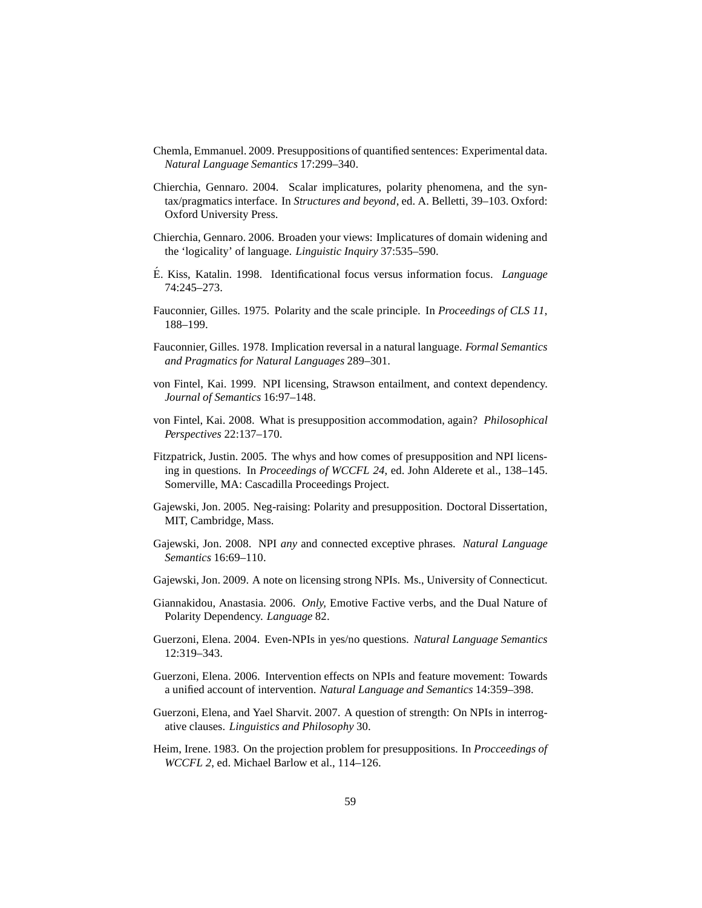Chemla, Emmanuel. 2009. Presuppositions of quantified sentences: Experimental data. *Natural Language Semantics* 17:299–340.

Chierchia, Gennaro. 2004. Scalar implicatures, polarity phenomena, and the syntax/pragmatics interface. In *Structures and beyond*, ed. A. Belletti, 39–103. Oxford: Oxford University Press.

Chierchia, Gennaro. 2006. Broaden your views: Implicatures of domain widening and the 'logicality' of language. *Linguistic Inquiry* 37:535–590.

É. Kiss, Katalin. 1998. Identificational focus versus information focus. *Language* 74:245–273.

Fauconnier, Gilles. 1975. Polarity and the scale principle. In *Proceedings of CLS 11*, 188–199.

Fauconnier, Gilles. 1978. Implication reversal in a natural language. *Formal Semantics and Pragmatics for Natural Languages* 289–301.

von Fintel, Kai. 1999. NPI licensing, Strawson entailment, and context dependency. *Journal of Semantics* 16:97–148.

von Fintel, Kai. 2008. What is presupposition accommodation, again? *Philosophical Perspectives* 22:137–170.

Fitzpatrick, Justin. 2005. The whys and how comes of presupposition and NPI licensing in questions. In *Proceedings of WCCFL 24*, ed. John Alderete et al., 138–145. Somerville, MA: Cascadilla Proceedings Project.

Gajewski, Jon. 2005. Neg-raising: Polarity and presupposition. Doctoral Dissertation, MIT, Cambridge, Mass.

Gajewski, Jon. 2008. NPI *any* and connected exceptive phrases. *Natural Language Semantics* 16:69–110.

Gajewski, Jon. 2009. A note on licensing strong NPIs. Ms., University of Connecticut.

Giannakidou, Anastasia. 2006. *Only*, Emotive Factive verbs, and the Dual Nature of Polarity Dependency. *Language* 82.

Guerzoni, Elena. 2004. Even-NPIs in yes/no questions. *Natural Language Semantics* 12:319–343.

Guerzoni, Elena. 2006. Intervention effects on NPIs and feature movement: Towards a unified account of intervention. *Natural Language and Semantics* 14:359–398.

Guerzoni, Elena, and Yael Sharvit. 2007. A question of strength: On NPIs in interrogative clauses. *Linguistics and Philosophy* 30.

Heim, Irene. 1983. On the projection problem for presuppositions. In *Procceedings of WCCFL 2*, ed. Michael Barlow et al., 114–126.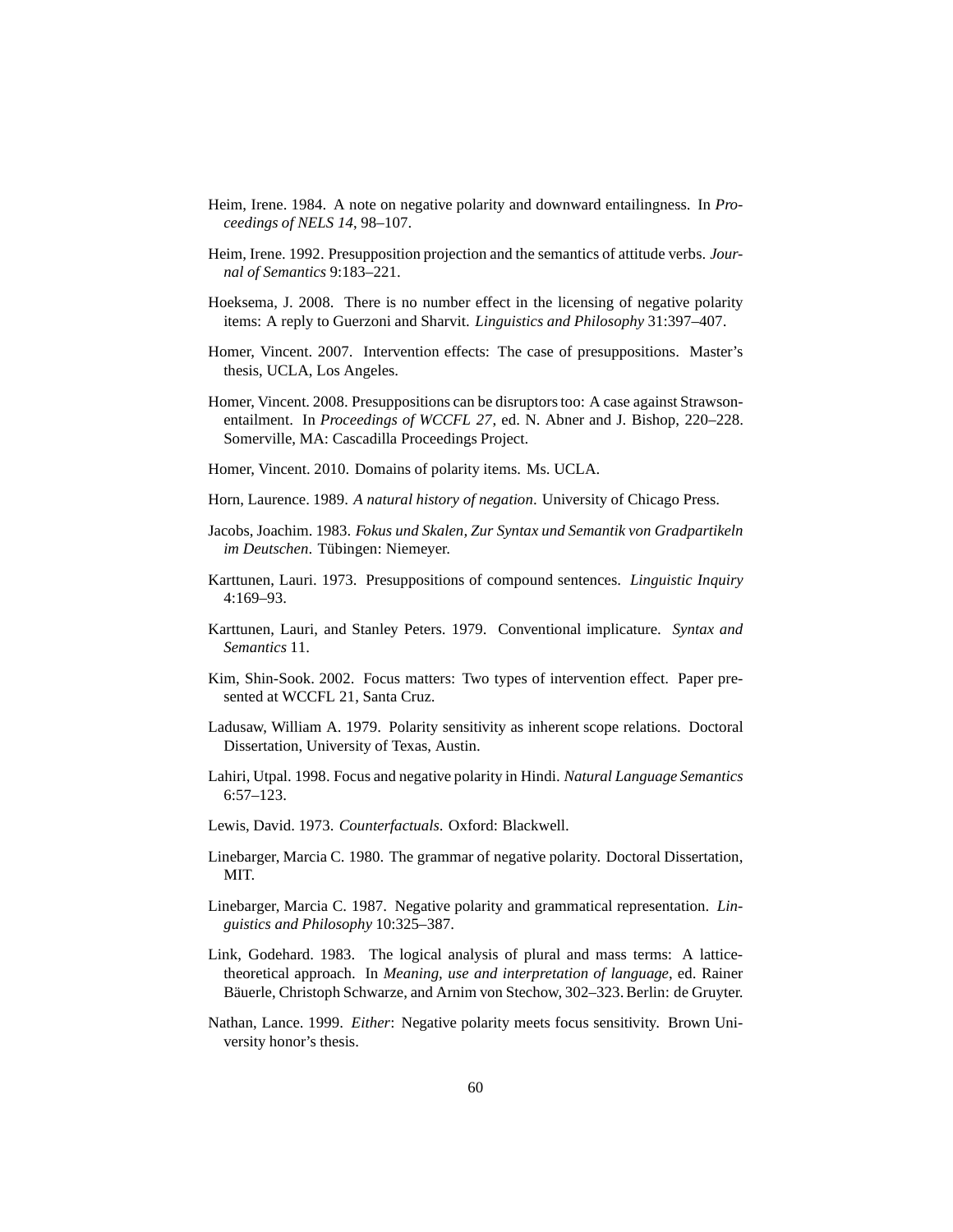Heim, Irene. 1984. A note on negative polarity and downward entailingness. In *Proceedings of NELS 14*, 98–107.

Heim, Irene. 1992. Presupposition projection and the semantics of attitude verbs. *Journal of Semantics* 9:183–221.

Hoeksema, J. 2008. There is no number effect in the licensing of negative polarity items: A reply to Guerzoni and Sharvit. *Linguistics and Philosophy* 31:397–407.

Homer, Vincent. 2007. Intervention effects: The case of presuppositions. Master's thesis, UCLA, Los Angeles.

Homer, Vincent. 2008. Presuppositions can be disruptors too: A case against Strawson-entailment. In *Proceedings of WCCFL 27*, ed. N. Abner and J. Bishop, 220–228. Somerville, MA: Cascadilla Proceedings Project.

Homer, Vincent. 2010. Domains of polarity items. Ms. UCLA.

Horn, Laurence. 1989. *A natural history of negation*. University of Chicago Press.

Jacobs, Joachim. 1983. *Fokus und Skalen, Zur Syntax und Semantik von Gradpartikeln im Deutschen*. Tübingen: Niemeyer.

Karttunen, Lauri. 1973. Presuppositions of compound sentences. *Linguistic Inquiry* 4:169–93.

Karttunen, Lauri, and Stanley Peters. 1979. Conventional implicature. *Syntax and Semantics* 11.

Kim, Shin-Sook. 2002. Focus matters: Two types of intervention effect. Paper presented at WCCFL 21, Santa Cruz.

Ladusaw, William A. 1979. Polarity sensitivity as inherent scope relations. Doctoral Dissertation, University of Texas, Austin.

Lahiri, Utpal. 1998. Focus and negative polarity in Hindi. *Natural Language Semantics* 6:57–123.

Lewis, David. 1973. *Counterfactuals*. Oxford: Blackwell.

Linebarger, Marcia C. 1980. The grammar of negative polarity. Doctoral Dissertation, MIT.

Linebarger, Marcia C. 1987. Negative polarity and grammatical representation. *Linguistics and Philosophy* 10:325–387.

Link, Godehard. 1983. The logical analysis of plural and mass terms: A lattice-theoretical approach. In *Meaning, use and interpretation of language*, ed. Rainer Bäuerle, Christoph Schwarze, and Arnim von Stechow, 302–323. Berlin: de Gruyter.

Nathan, Lance. 1999. *Either*: Negative polarity meets focus sensitivity. Brown University honor's thesis.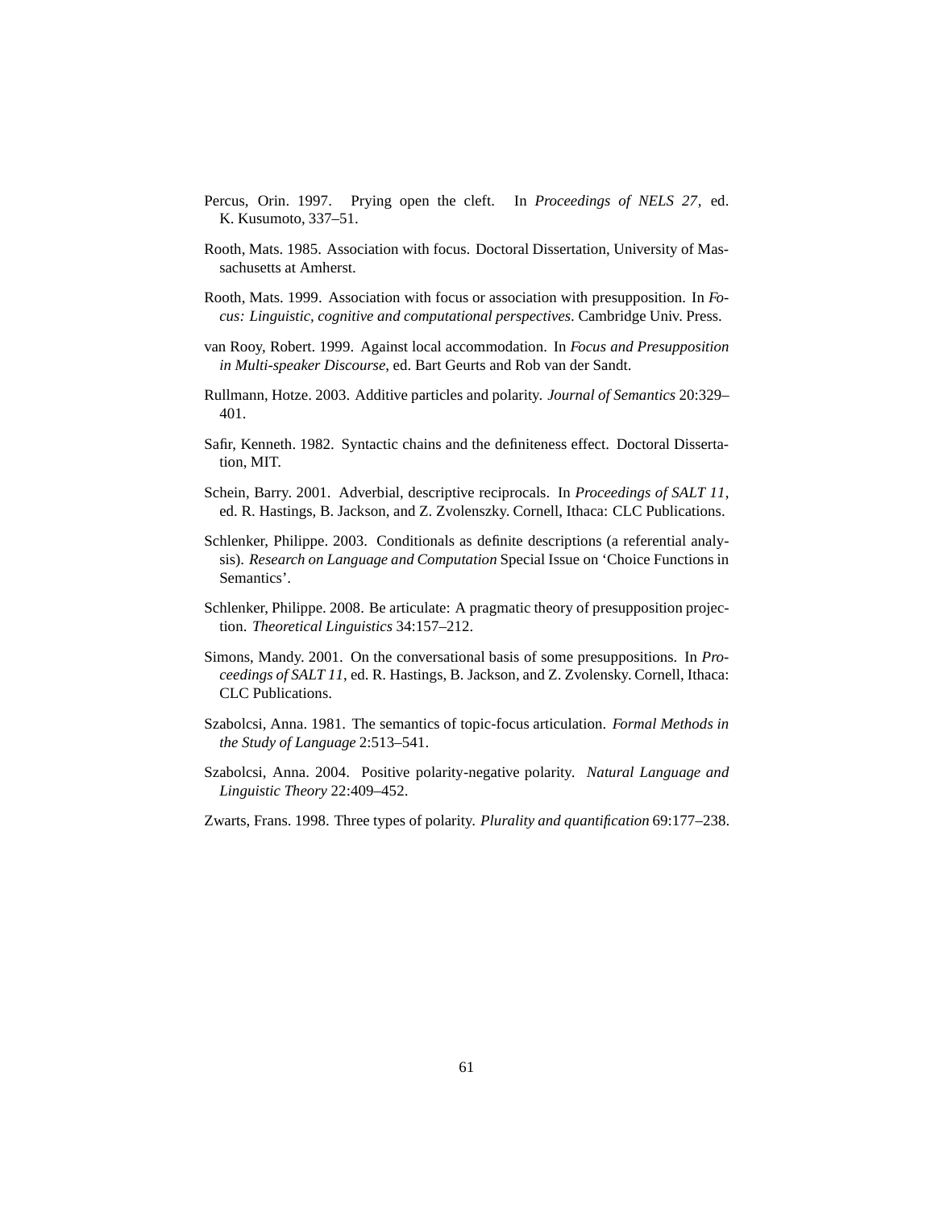Percus, Orin. 1997. Prying open the cleft. In *Proceedings of NELS 27*, ed. K. Kusumoto, 337–51.

Rooth, Mats. 1985. Association with focus. Doctoral Dissertation, University of Massachusetts at Amherst.

Rooth, Mats. 1999. Association with focus or association with presupposition. In *Focus: Linguistic, cognitive and computational perspectives*. Cambridge Univ. Press.

van Rooy, Robert. 1999. Against local accommodation. In *Focus and Presupposition in Multi-speaker Discourse*, ed. Bart Geurts and Rob van der Sandt.

Rullmann, Hotze. 2003. Additive particles and polarity. *Journal of Semantics* 20:329–401.

Safir, Kenneth. 1982. Syntactic chains and the definiteness effect. Doctoral Dissertation, MIT.

Schein, Barry. 2001. Adverbial, descriptive reciprocals. In *Proceedings of SALT 11*, ed. R. Hastings, B. Jackson, and Z. Zvolenszky. Cornell, Ithaca: CLC Publications.

Schlenker, Philippe. 2003. Conditionals as definite descriptions (a referential analysis). *Research on Language and Computation* Special Issue on 'Choice Functions in Semantics'.

Schlenker, Philippe. 2008. Be articulate: A pragmatic theory of presupposition projection. *Theoretical Linguistics* 34:157–212.

Simons, Mandy. 2001. On the conversational basis of some presuppositions. In *Proceedings of SALT 11*, ed. R. Hastings, B. Jackson, and Z. Zvolensky. Cornell, Ithaca: CLC Publications.

Szabolcsi, Anna. 1981. The semantics of topic-focus articulation. *Formal Methods in the Study of Language* 2:513–541.

Szabolcsi, Anna. 2004. Positive polarity-negative polarity. *Natural Language and Linguistic Theory* 22:409–452.

Zwarts, Frans. 1998. Three types of polarity. *Plurality and quantification* 69:177–238.